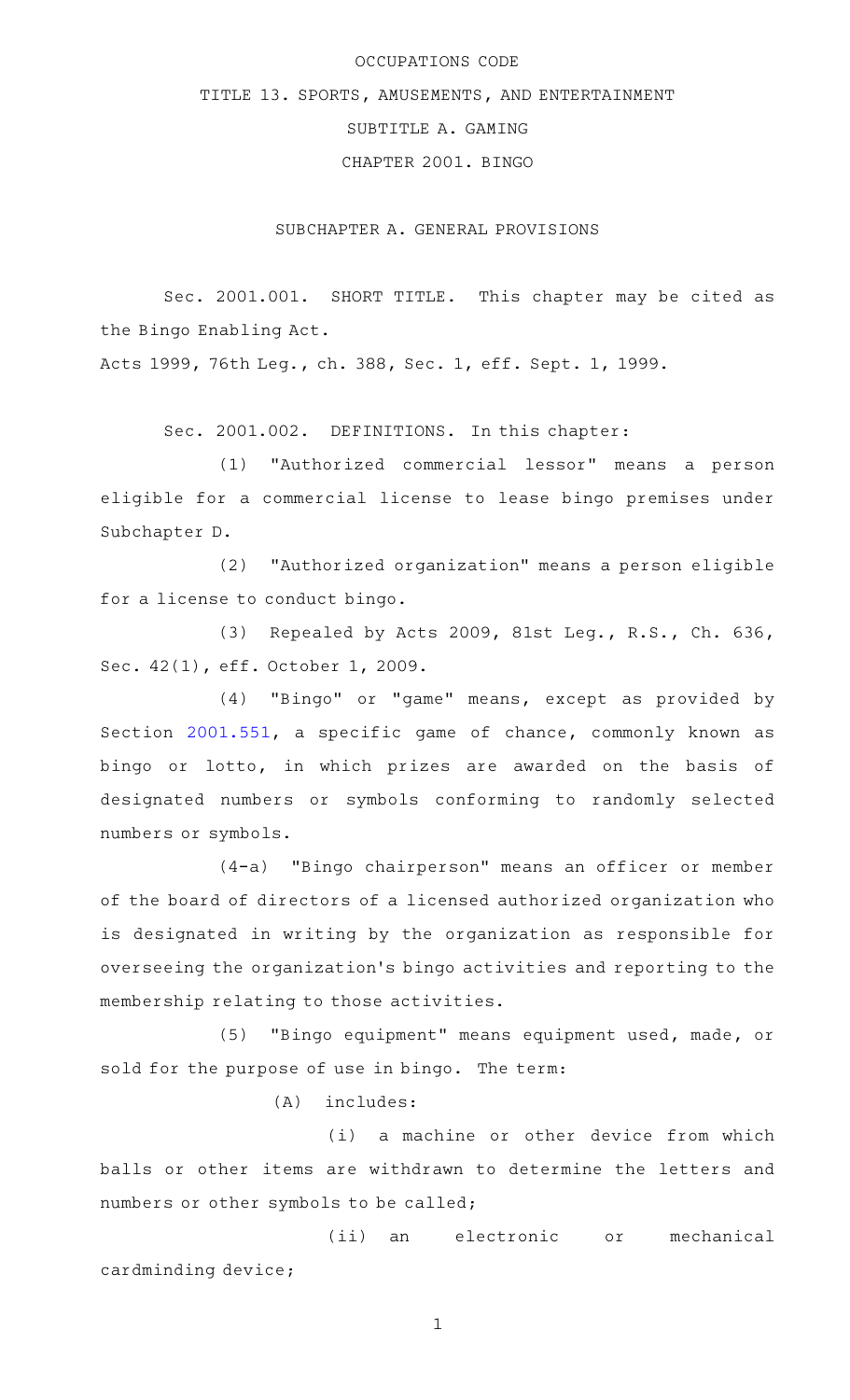OCCUPATIONS CODE

TITLE 13. SPORTS, AMUSEMENTS, AND ENTERTAINMENT

SUBTITLE A. GAMING

CHAPTER 2001. BINGO

SUBCHAPTER A. GENERAL PROVISIONS

Sec. 2001.001. SHORT TITLE. This chapter may be cited as the Bingo Enabling Act.

Acts 1999, 76th Leg., ch. 388, Sec. 1, eff. Sept. 1, 1999.

Sec. 2001.002. DEFINITIONS. In this chapter:

(1) "Authorized commercial lessor" means a person eligible for a commercial license to lease bingo premises under Subchapter D.

(2) "Authorized organization" means a person eligible for a license to conduct bingo.

(3) Repealed by Acts 2009, 81st Leg., R.S., Ch. 636, Sec. 42(1), eff. October 1, 2009.

(4) "Bingo" or "game" means, except as provided by Section 2001.551, a specific game of chance, commonly known as bingo or lotto, in which prizes are awarded on the basis of designated numbers or symbols conforming to randomly selected numbers or symbols.

(4-a) "Bingo chairperson" means an officer or member of the board of directors of a licensed authorized organization who is designated in writing by the organization as responsible for overseeing the organization's bingo activities and reporting to the membership relating to those activities.

(5) "Bingo equipment" means equipment used, made, or sold for the purpose of use in bingo. The term:

(A) includes:

(i) a machine or other device from which balls or other items are withdrawn to determine the letters and numbers or other symbols to be called;

(ii) an electronic or mechanical cardminding device;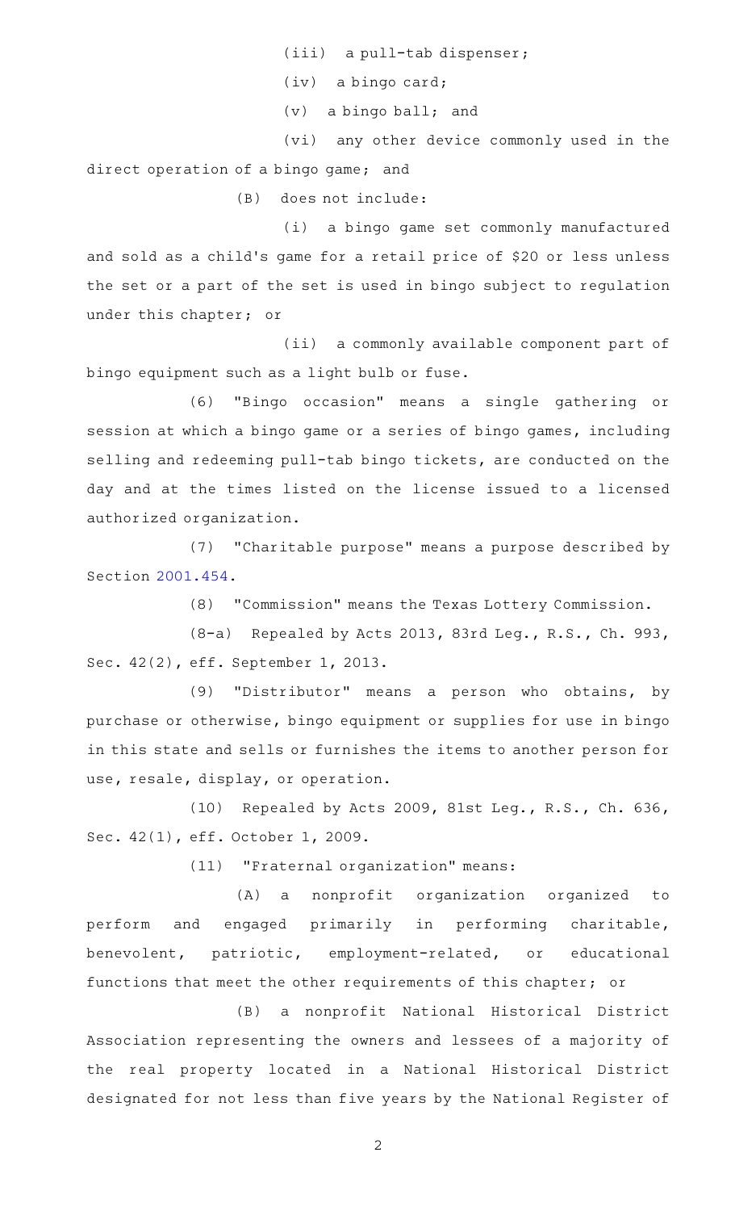(iii) a pull-tab dispenser;

(iv) a bingo card;

(v) a bingo ball; and

(vi) any other device commonly used in the direct operation of a bingo game; and

(B) does not include:

(i) a bingo game set commonly manufactured and sold as a child's game for a retail price of $20 or less unless the set or a part of the set is used in bingo subject to regulation under this chapter; or

(ii) a commonly available component part of bingo equipment such as a light bulb or fuse.

(6) "Bingo occasion" means a single gathering or session at which a bingo game or a series of bingo games, including selling and redeeming pull-tab bingo tickets, are conducted on the day and at the times listed on the license issued to a licensed authorized organization.

(7) "Charitable purpose" means a purpose described by Section 2001.454.

(8) "Commission" means the Texas Lottery Commission.

(8-a) Repealed by Acts 2013, 83rd Leg., R.S., Ch. 993, Sec. 42(2), eff. September 1, 2013.

(9) "Distributor" means a person who obtains, by purchase or otherwise, bingo equipment or supplies for use in bingo in this state and sells or furnishes the items to another person for use, resale, display, or operation.

(10) Repealed by Acts 2009, 81st Leg., R.S., Ch. 636, Sec. 42(1), eff. October 1, 2009.

(11) "Fraternal organization" means:

(A) a nonprofit organization organized to perform and engaged primarily in performing charitable, benevolent, patriotic, employment-related, or educational functions that meet the other requirements of this chapter; or

(B) a nonprofit National Historical District Association representing the owners and lessees of a majority of the real property located in a National Historical District designated for not less than five years by the National Register of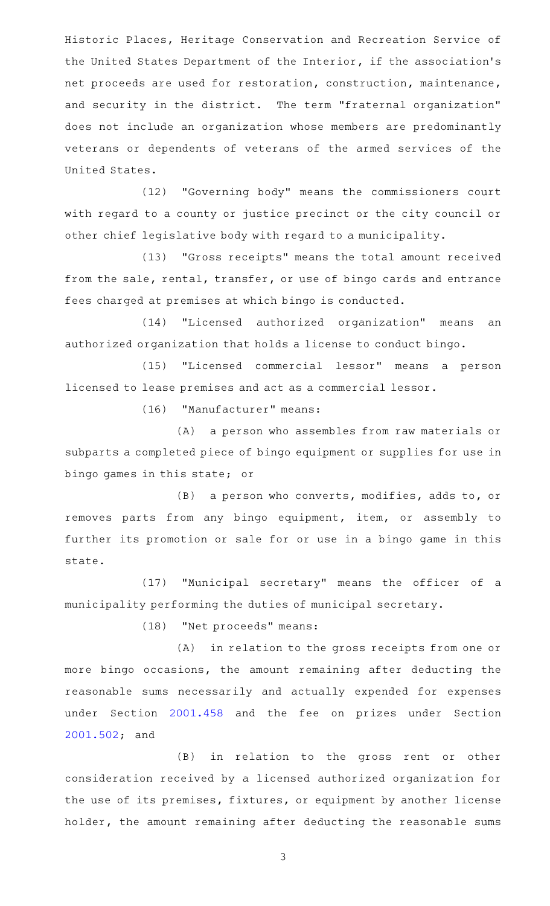Historic Places, Heritage Conservation and Recreation Service of the United States Department of the Interior, if the association's net proceeds are used for restoration, construction, maintenance, and security in the district. The term "fraternal organization" does not include an organization whose members are predominantly veterans or dependents of veterans of the armed services of the United States.

(12) "Governing body" means the commissioners court with regard to a county or justice precinct or the city council or other chief legislative body with regard to a municipality.

(13) "Gross receipts" means the total amount received from the sale, rental, transfer, or use of bingo cards and entrance fees charged at premises at which bingo is conducted.

(14) "Licensed authorized organization" means an authorized organization that holds a license to conduct bingo.

(15) "Licensed commercial lessor" means a person licensed to lease premises and act as a commercial lessor.

(16) "Manufacturer" means:

(A) a person who assembles from raw materials or subparts a completed piece of bingo equipment or supplies for use in bingo games in this state; or

(B) a person who converts, modifies, adds to, or removes parts from any bingo equipment, item, or assembly to further its promotion or sale for or use in a bingo game in this state.

(17) "Municipal secretary" means the officer of a municipality performing the duties of municipal secretary.

(18) "Net proceeds" means:

(A) in relation to the gross receipts from one or more bingo occasions, the amount remaining after deducting the reasonable sums necessarily and actually expended for expenses under Section 2001.458 and the fee on prizes under Section 2001.502; and

(B) in relation to the gross rent or other consideration received by a licensed authorized organization for the use of its premises, fixtures, or equipment by another license holder, the amount remaining after deducting the reasonable sums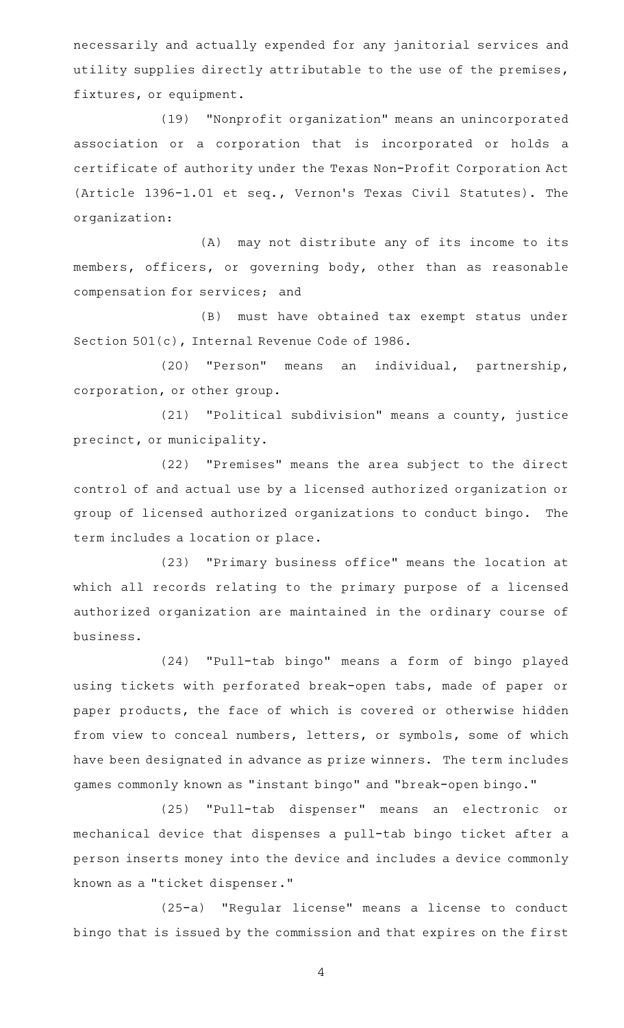necessarily and actually expended for any janitorial services and utility supplies directly attributable to the use of the premises, fixtures, or equipment.

(19) "Nonprofit organization" means an unincorporated association or a corporation that is incorporated or holds a certificate of authority under the Texas Non-Profit Corporation Act (Article 1396-1.01 et seq., Vernon's Texas Civil Statutes). The organization:

(A) may not distribute any of its income to its members, officers, or governing body, other than as reasonable compensation for services; and

(B) must have obtained tax exempt status under Section 501(c), Internal Revenue Code of 1986.

(20) "Person" means an individual, partnership, corporation, or other group.

(21) "Political subdivision" means a county, justice precinct, or municipality.

(22) "Premises" means the area subject to the direct control of and actual use by a licensed authorized organization or group of licensed authorized organizations to conduct bingo. The term includes a location or place.

(23) "Primary business office" means the location at which all records relating to the primary purpose of a licensed authorized organization are maintained in the ordinary course of business.

(24) "Pull-tab bingo" means a form of bingo played using tickets with perforated break-open tabs, made of paper or paper products, the face of which is covered or otherwise hidden from view to conceal numbers, letters, or symbols, some of which have been designated in advance as prize winners. The term includes games commonly known as "instant bingo" and "break-open bingo."

(25) "Pull-tab dispenser" means an electronic or mechanical device that dispenses a pull-tab bingo ticket after a person inserts money into the device and includes a device commonly known as a "ticket dispenser."

(25-a) "Regular license" means a license to conduct bingo that is issued by the commission and that expires on the first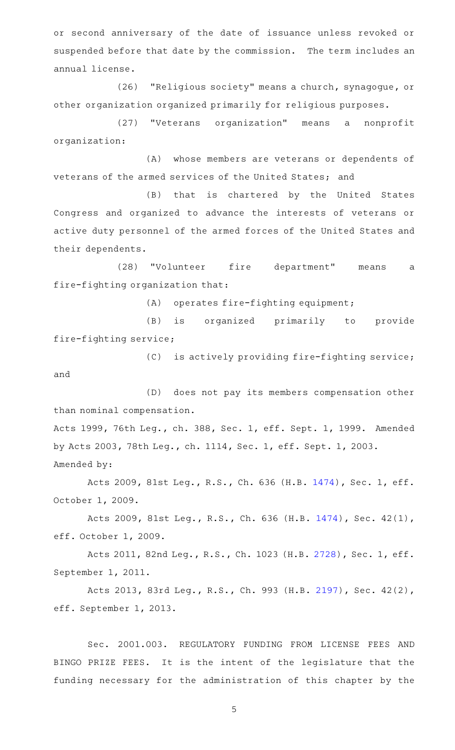or second anniversary of the date of issuance unless revoked or suspended before that date by the commission. The term includes an annual license.

(26) "Religious society" means a church, synagogue, or other organization organized primarily for religious purposes.

(27) "Veterans organization" means a nonprofit organization:

(A) whose members are veterans or dependents of veterans of the armed services of the United States; and

(B) that is chartered by the United States Congress and organized to advance the interests of veterans or active duty personnel of the armed forces of the United States and their dependents.

(28) "Volunteer fire department" means a fire-fighting organization that:

(A) operates fire-fighting equipment;

(B) is organized primarily to provide fire-fighting service;

(C) is actively providing fire-fighting service; and

(D) does not pay its members compensation other than nominal compensation.

Acts 1999, 76th Leg., ch. 388, Sec. 1, eff. Sept. 1, 1999. Amended by Acts 2003, 78th Leg., ch. 1114, Sec. 1, eff. Sept. 1, 2003.
Amended by:

Acts 2009, 81st Leg., R.S., Ch. 636 (H.B. 1474), Sec. 1, eff. October 1, 2009.

Acts 2009, 81st Leg., R.S., Ch. 636 (H.B. 1474), Sec. 42(1), eff. October 1, 2009.

Acts 2011, 82nd Leg., R.S., Ch. 1023 (H.B. 2728), Sec. 1, eff. September 1, 2011.

Acts 2013, 83rd Leg., R.S., Ch. 993 (H.B. 2197), Sec. 42(2), eff. September 1, 2013.

Sec. 2001.003. REGULATORY FUNDING FROM LICENSE FEES AND BINGO PRIZE FEES. It is the intent of the legislature that the funding necessary for the administration of this chapter by the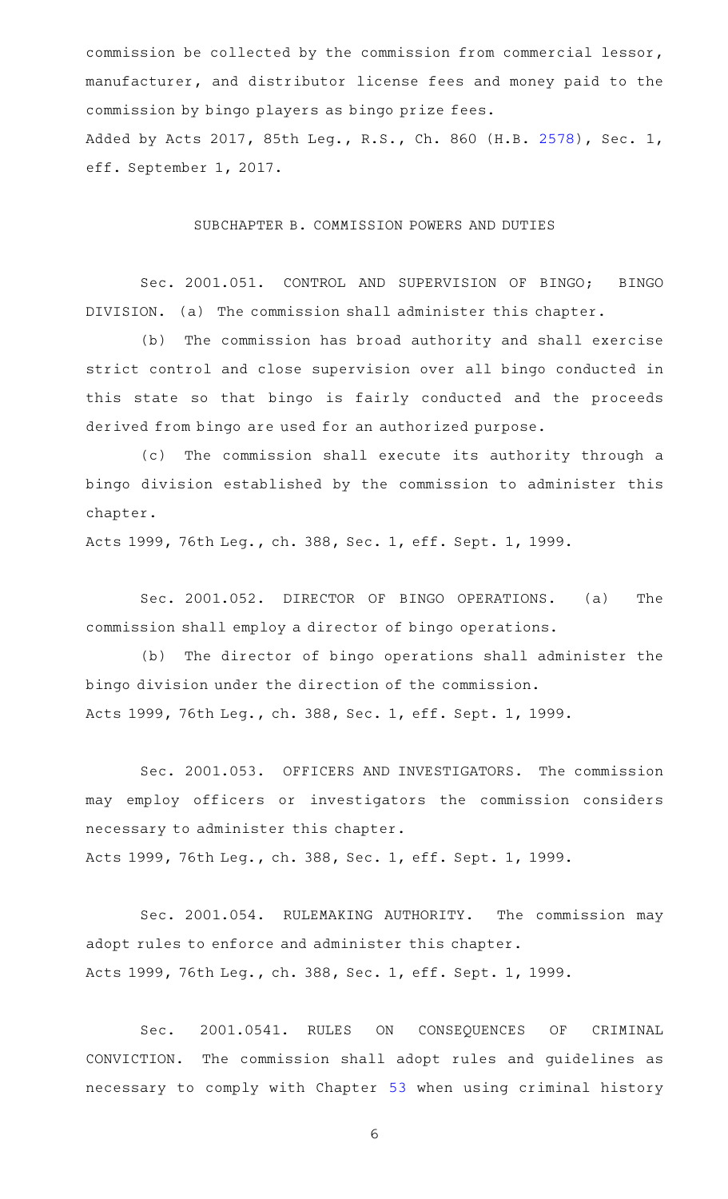commission be collected by the commission from commercial lessor, manufacturer, and distributor license fees and money paid to the commission by bingo players as bingo prize fees.

Added by Acts 2017, 85th Leg., R.S., Ch. 860 (H.B. 2578), Sec. 1, eff. September 1, 2017.

## SUBCHAPTER B. COMMISSION POWERS AND DUTIES

Sec. 2001.051. CONTROL AND SUPERVISION OF BINGO; BINGO DIVISION. (a) The commission shall administer this chapter.

(b) The commission has broad authority and shall exercise strict control and close supervision over all bingo conducted in this state so that bingo is fairly conducted and the proceeds derived from bingo are used for an authorized purpose.

(c) The commission shall execute its authority through a bingo division established by the commission to administer this chapter.

Acts 1999, 76th Leg., ch. 388, Sec. 1, eff. Sept. 1, 1999.

Sec. 2001.052. DIRECTOR OF BINGO OPERATIONS. (a) The commission shall employ a director of bingo operations.

(b) The director of bingo operations shall administer the bingo division under the direction of the commission.

Acts 1999, 76th Leg., ch. 388, Sec. 1, eff. Sept. 1, 1999.

Sec. 2001.053. OFFICERS AND INVESTIGATORS. The commission may employ officers or investigators the commission considers necessary to administer this chapter.

Acts 1999, 76th Leg., ch. 388, Sec. 1, eff. Sept. 1, 1999.

Sec. 2001.054. RULEMAKING AUTHORITY. The commission may adopt rules to enforce and administer this chapter.

Acts 1999, 76th Leg., ch. 388, Sec. 1, eff. Sept. 1, 1999.

Sec. 2001.0541. RULES ON CONSEQUENCES OF CRIMINAL CONVICTION. The commission shall adopt rules and guidelines as necessary to comply with Chapter 53 when using criminal history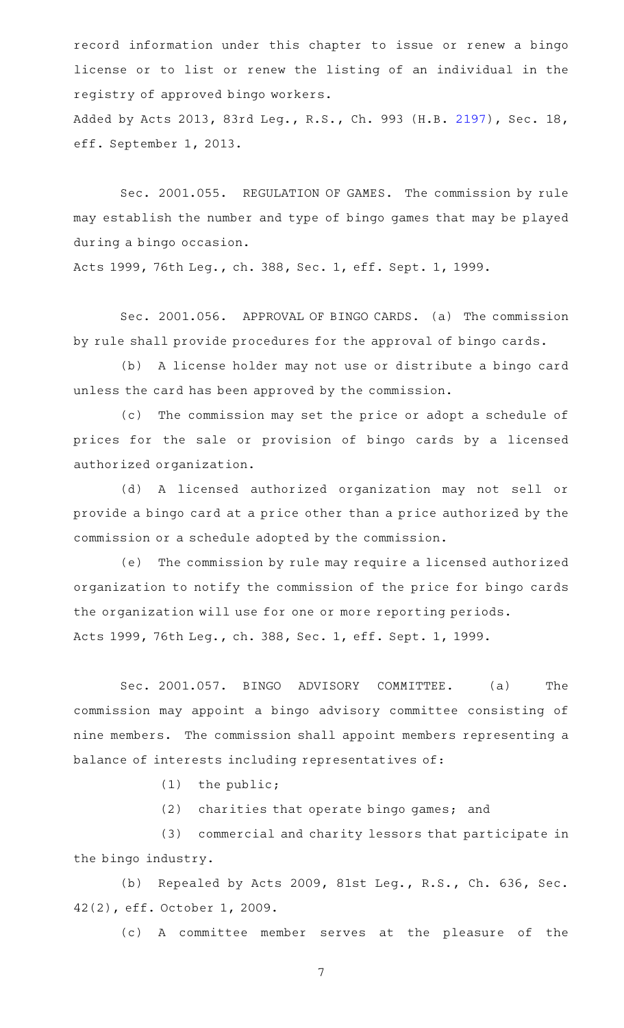record information under this chapter to issue or renew a bingo license or to list or renew the listing of an individual in the registry of approved bingo workers.

Added by Acts 2013, 83rd Leg., R.S., Ch. 993 (H.B. 2197), Sec. 18, eff. September 1, 2013.

Sec. 2001.055. REGULATION OF GAMES. The commission by rule may establish the number and type of bingo games that may be played during a bingo occasion.

Acts 1999, 76th Leg., ch. 388, Sec. 1, eff. Sept. 1, 1999.

Sec. 2001.056. APPROVAL OF BINGO CARDS. (a) The commission by rule shall provide procedures for the approval of bingo cards.

(b) A license holder may not use or distribute a bingo card unless the card has been approved by the commission.

(c) The commission may set the price or adopt a schedule of prices for the sale or provision of bingo cards by a licensed authorized organization.

(d) A licensed authorized organization may not sell or provide a bingo card at a price other than a price authorized by the commission or a schedule adopted by the commission.

(e) The commission by rule may require a licensed authorized organization to notify the commission of the price for bingo cards the organization will use for one or more reporting periods.

Acts 1999, 76th Leg., ch. 388, Sec. 1, eff. Sept. 1, 1999.

Sec. 2001.057. BINGO ADVISORY COMMITTEE. (a) The commission may appoint a bingo advisory committee consisting of nine members. The commission shall appoint members representing a balance of interests including representatives of:

(1) the public;

(2) charities that operate bingo games; and

(3) commercial and charity lessors that participate in the bingo industry.

(b) Repealed by Acts 2009, 81st Leg., R.S., Ch. 636, Sec. 42(2), eff. October 1, 2009.

(c) A committee member serves at the pleasure of the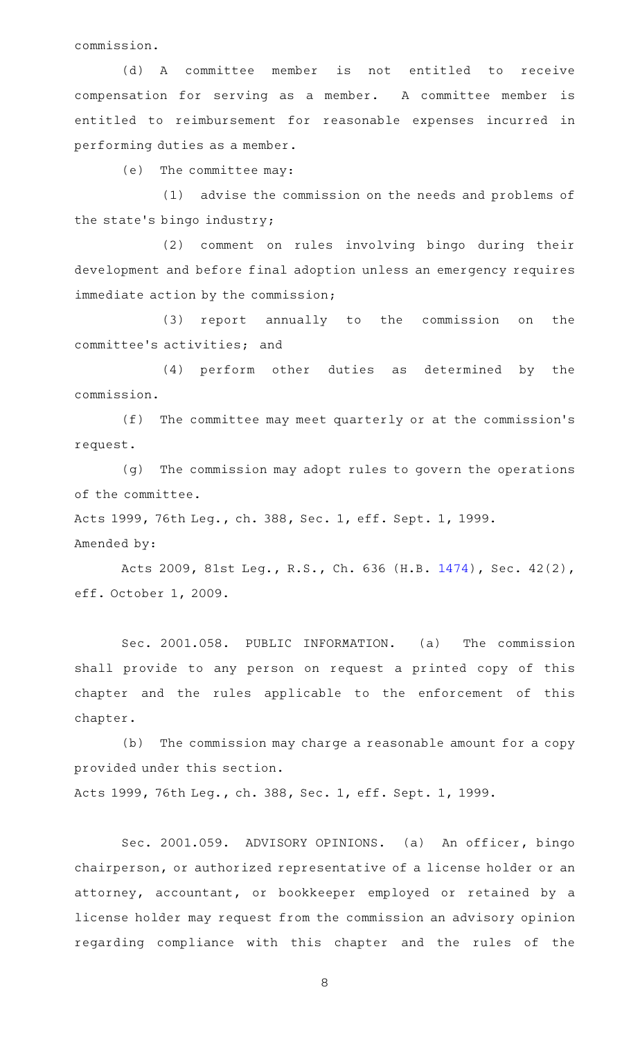commission.

(d) A committee member is not entitled to receive compensation for serving as a member. A committee member is entitled to reimbursement for reasonable expenses incurred in performing duties as a member.

(e) The committee may:

(1) advise the commission on the needs and problems of the state's bingo industry;

(2) comment on rules involving bingo during their development and before final adoption unless an emergency requires immediate action by the commission;

(3) report annually to the commission on the committee's activities; and

(4) perform other duties as determined by the commission.

(f) The committee may meet quarterly or at the commission's request.

(g) The commission may adopt rules to govern the operations of the committee.

Acts 1999, 76th Leg., ch. 388, Sec. 1, eff. Sept. 1, 1999.

Amended by:

Acts 2009, 81st Leg., R.S., Ch. 636 (H.B. 1474), Sec. 42(2), eff. October 1, 2009.

Sec. 2001.058. PUBLIC INFORMATION. (a) The commission shall provide to any person on request a printed copy of this chapter and the rules applicable to the enforcement of this chapter.

(b) The commission may charge a reasonable amount for a copy provided under this section.

Acts 1999, 76th Leg., ch. 388, Sec. 1, eff. Sept. 1, 1999.

Sec. 2001.059. ADVISORY OPINIONS. (a) An officer, bingo chairperson, or authorized representative of a license holder or an attorney, accountant, or bookkeeper employed or retained by a license holder may request from the commission an advisory opinion regarding compliance with this chapter and the rules of the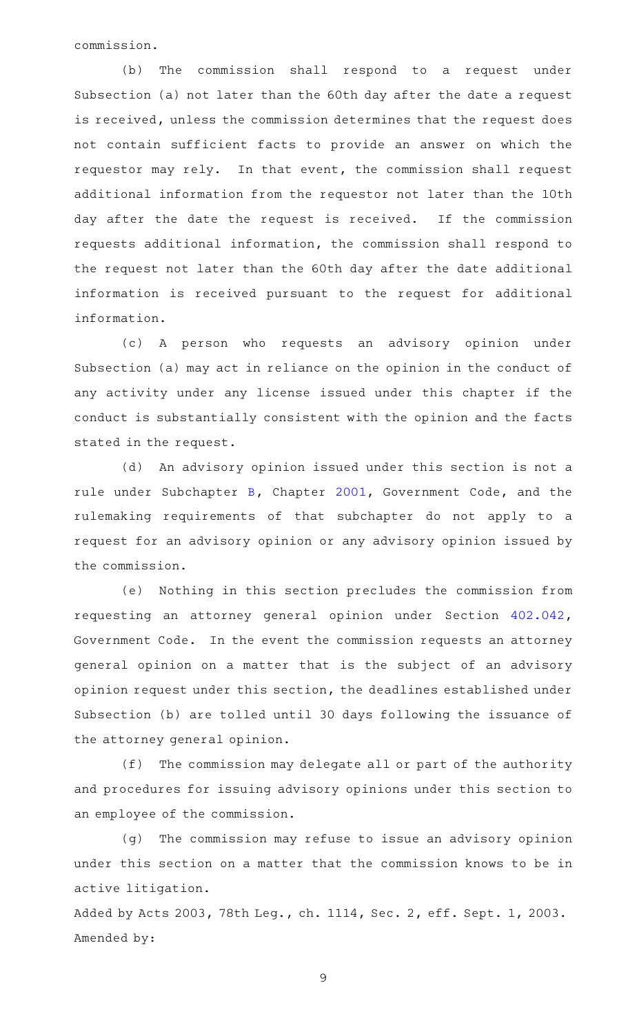commission.

(b) The commission shall respond to a request under Subsection (a) not later than the 60th day after the date a request is received, unless the commission determines that the request does not contain sufficient facts to provide an answer on which the requestor may rely. In that event, the commission shall request additional information from the requestor not later than the 10th day after the date the request is received. If the commission requests additional information, the commission shall respond to the request not later than the 60th day after the date additional information is received pursuant to the request for additional information.

(c) A person who requests an advisory opinion under Subsection (a) may act in reliance on the opinion in the conduct of any activity under any license issued under this chapter if the conduct is substantially consistent with the opinion and the facts stated in the request.

(d) An advisory opinion issued under this section is not a rule under Subchapter B, Chapter 2001, Government Code, and the rulemaking requirements of that subchapter do not apply to a request for an advisory opinion or any advisory opinion issued by the commission.

(e) Nothing in this section precludes the commission from requesting an attorney general opinion under Section 402.042, Government Code. In the event the commission requests an attorney general opinion on a matter that is the subject of an advisory opinion request under this section, the deadlines established under Subsection (b) are tolled until 30 days following the issuance of the attorney general opinion.

(f) The commission may delegate all or part of the authority and procedures for issuing advisory opinions under this section to an employee of the commission.

(g) The commission may refuse to issue an advisory opinion under this section on a matter that the commission knows to be in active litigation.

Added by Acts 2003, 78th Leg., ch. 1114, Sec. 2, eff. Sept. 1, 2003.
Amended by: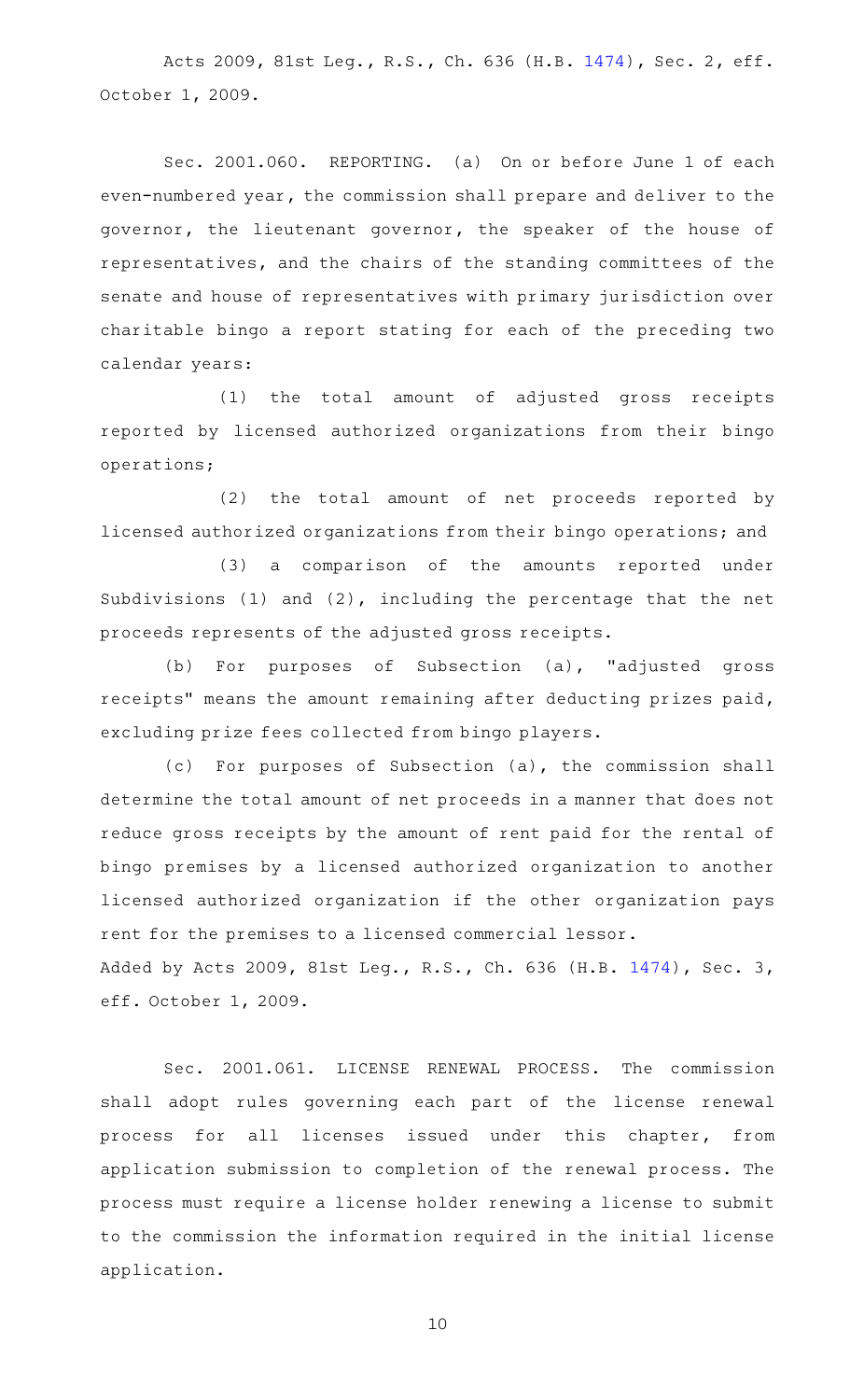Acts 2009, 81st Leg., R.S., Ch. 636 (H.B. 1474), Sec. 2, eff. October 1, 2009.

Sec. 2001.060. REPORTING. (a) On or before June 1 of each even-numbered year, the commission shall prepare and deliver to the governor, the lieutenant governor, the speaker of the house of representatives, and the chairs of the standing committees of the senate and house of representatives with primary jurisdiction over charitable bingo a report stating for each of the preceding two calendar years:

(1) the total amount of adjusted gross receipts reported by licensed authorized organizations from their bingo operations;

(2) the total amount of net proceeds reported by licensed authorized organizations from their bingo operations; and

(3) a comparison of the amounts reported under Subdivisions (1) and (2), including the percentage that the net proceeds represents of the adjusted gross receipts.

(b) For purposes of Subsection (a), "adjusted gross receipts" means the amount remaining after deducting prizes paid, excluding prize fees collected from bingo players.

(c) For purposes of Subsection (a), the commission shall determine the total amount of net proceeds in a manner that does not reduce gross receipts by the amount of rent paid for the rental of bingo premises by a licensed authorized organization to another licensed authorized organization if the other organization pays rent for the premises to a licensed commercial lessor.

Added by Acts 2009, 81st Leg., R.S., Ch. 636 (H.B. 1474), Sec. 3, eff. October 1, 2009.

Sec. 2001.061. LICENSE RENEWAL PROCESS. The commission shall adopt rules governing each part of the license renewal process for all licenses issued under this chapter, from application submission to completion of the renewal process. The process must require a license holder renewing a license to submit to the commission the information required in the initial license application.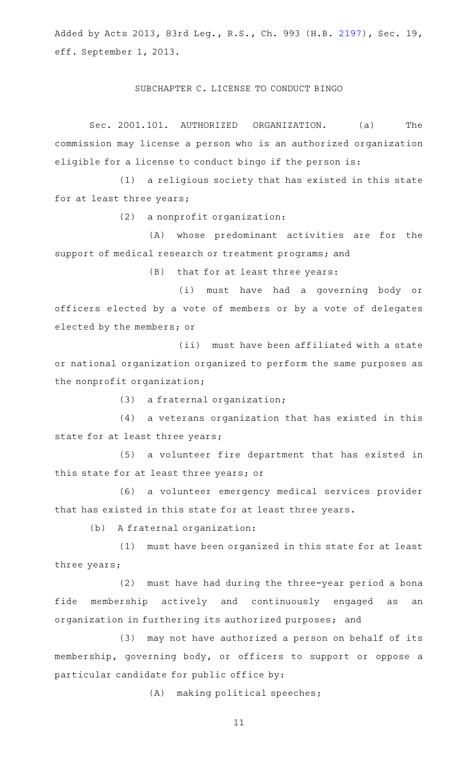Added by Acts 2013, 83rd Leg., R.S., Ch. 993 (H.B. 2197), Sec. 19, eff. September 1, 2013.

## SUBCHAPTER C. LICENSE TO CONDUCT BINGO

Sec. 2001.101. AUTHORIZED ORGANIZATION. (a) The commission may license a person who is an authorized organization eligible for a license to conduct bingo if the person is:

(1) a religious society that has existed in this state for at least three years;

(2) a nonprofit organization:

(A) whose predominant activities are for the support of medical research or treatment programs; and

(B) that for at least three years:

(i) must have had a governing body or officers elected by a vote of members or by a vote of delegates elected by the members; or

(ii) must have been affiliated with a state or national organization organized to perform the same purposes as the nonprofit organization;

(3) a fraternal organization;

(4) a veterans organization that has existed in this state for at least three years;

(5) a volunteer fire department that has existed in this state for at least three years; or

(6) a volunteer emergency medical services provider that has existed in this state for at least three years.

(b) A fraternal organization:

(1) must have been organized in this state for at least three years;

(2) must have had during the three-year period a bona fide membership actively and continuously engaged as an organization in furthering its authorized purposes; and

(3) may not have authorized a person on behalf of its membership, governing body, or officers to support or oppose a particular candidate for public office by:

(A) making political speeches;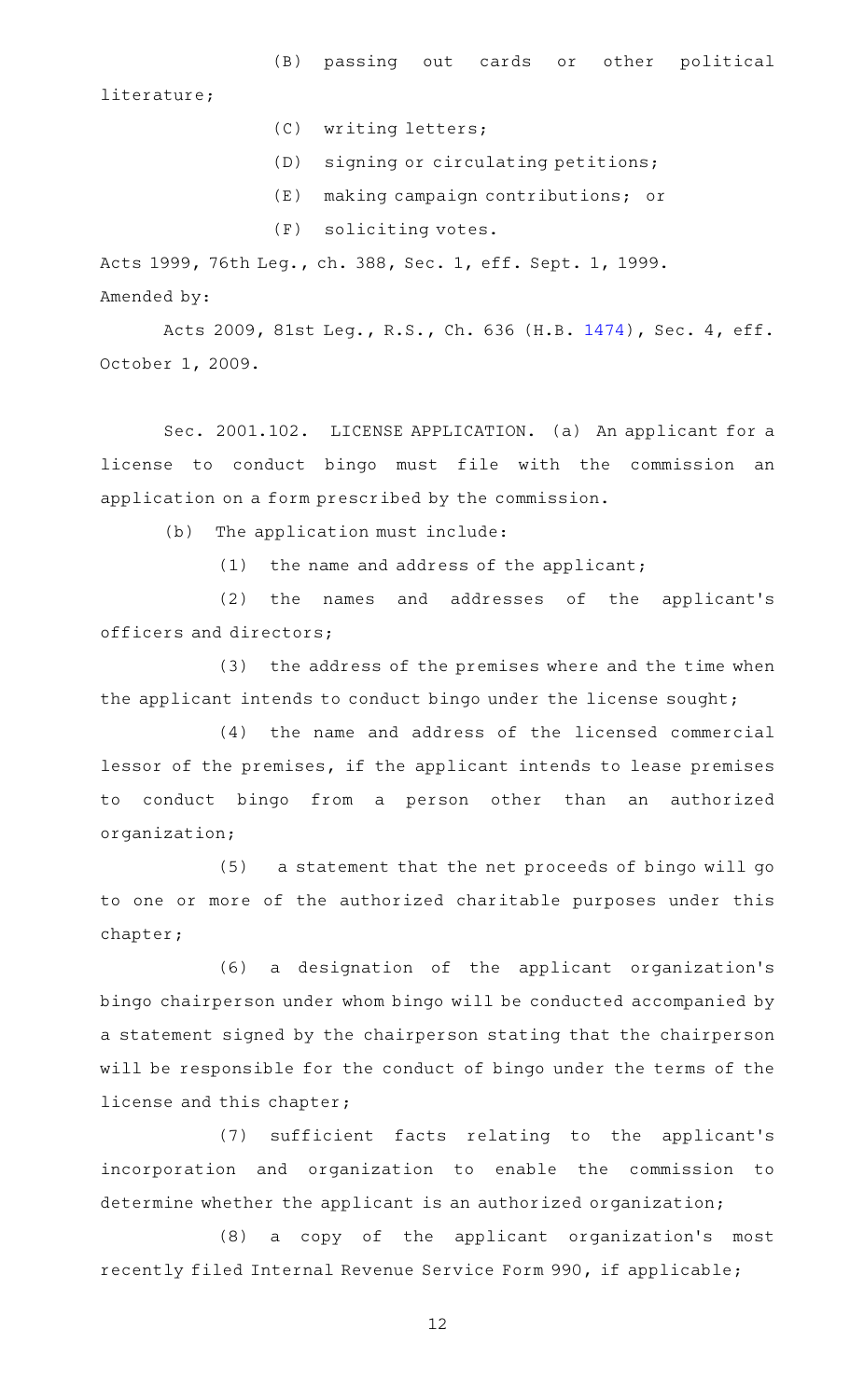(B) passing out cards or other political literature;

(C) writing letters;

(D) signing or circulating petitions;

(E) making campaign contributions; or

(F) soliciting votes.

Acts 1999, 76th Leg., ch. 388, Sec. 1, eff. Sept. 1, 1999.
Amended by:

Acts 2009, 81st Leg., R.S., Ch. 636 (H.B. 1474), Sec. 4, eff. October 1, 2009.

Sec. 2001.102. LICENSE APPLICATION. (a) An applicant for a license to conduct bingo must file with the commission an application on a form prescribed by the commission.

(b) The application must include:

(1) the name and address of the applicant;

(2) the names and addresses of the applicant's officers and directors;

(3) the address of the premises where and the time when the applicant intends to conduct bingo under the license sought;

(4) the name and address of the licensed commercial lessor of the premises, if the applicant intends to lease premises to conduct bingo from a person other than an authorized organization;

(5) a statement that the net proceeds of bingo will go to one or more of the authorized charitable purposes under this chapter;

(6) a designation of the applicant organization's bingo chairperson under whom bingo will be conducted accompanied by a statement signed by the chairperson stating that the chairperson will be responsible for the conduct of bingo under the terms of the license and this chapter;

(7) sufficient facts relating to the applicant's incorporation and organization to enable the commission to determine whether the applicant is an authorized organization;

(8) a copy of the applicant organization's most recently filed Internal Revenue Service Form 990, if applicable;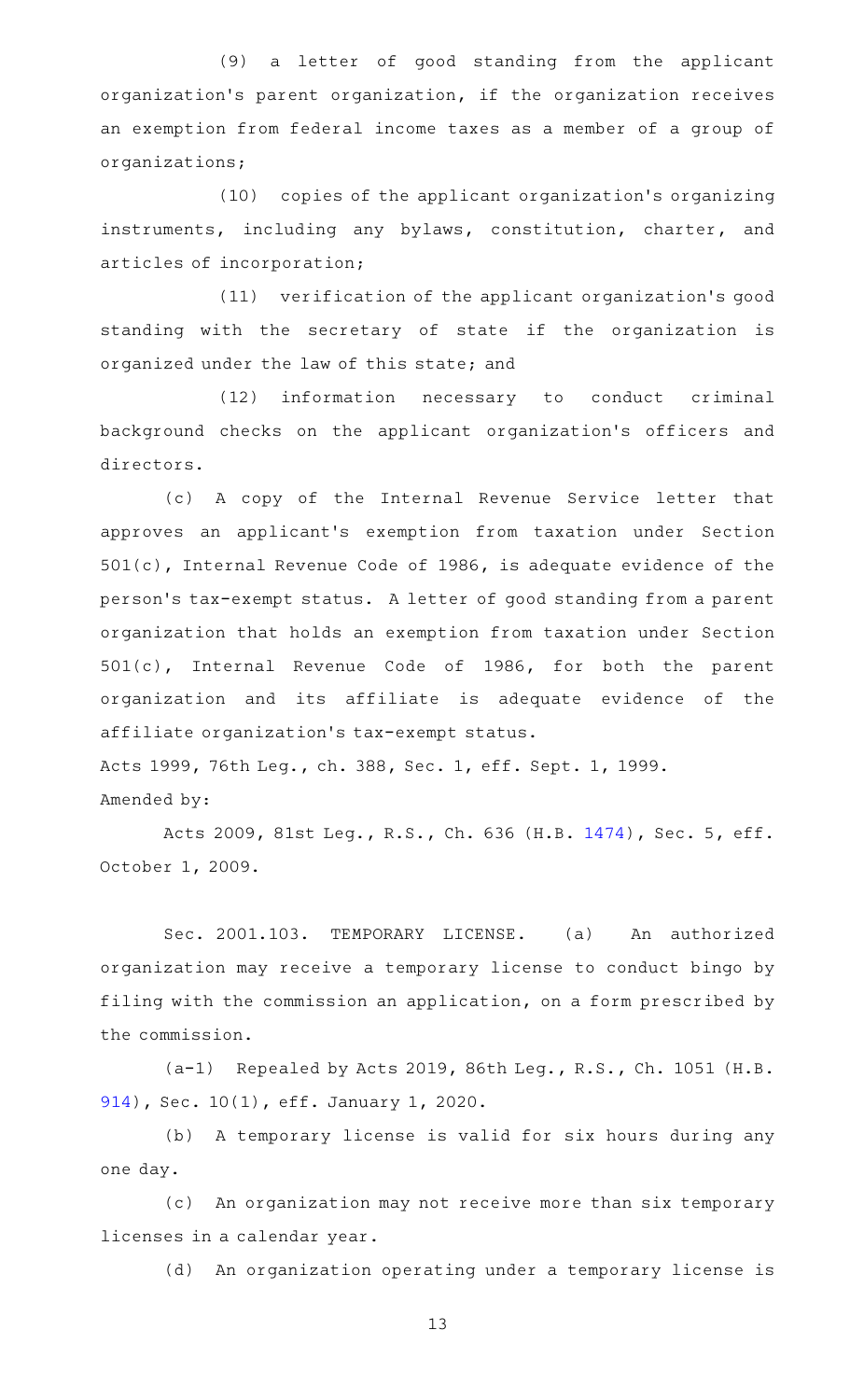(9) a letter of good standing from the applicant organization's parent organization, if the organization receives an exemption from federal income taxes as a member of a group of organizations;

(10) copies of the applicant organization's organizing instruments, including any bylaws, constitution, charter, and articles of incorporation;

(11) verification of the applicant organization's good standing with the secretary of state if the organization is organized under the law of this state; and

(12) information necessary to conduct criminal background checks on the applicant organization's officers and directors.

(c) A copy of the Internal Revenue Service letter that approves an applicant's exemption from taxation under Section 501(c), Internal Revenue Code of 1986, is adequate evidence of the person's tax-exempt status. A letter of good standing from a parent organization that holds an exemption from taxation under Section 501(c), Internal Revenue Code of 1986, for both the parent organization and its affiliate is adequate evidence of the affiliate organization's tax-exempt status.

Acts 1999, 76th Leg., ch. 388, Sec. 1, eff. Sept. 1, 1999.

Amended by:

Acts 2009, 81st Leg., R.S., Ch. 636 (H.B. 1474), Sec. 5, eff. October 1, 2009.

Sec. 2001.103. TEMPORARY LICENSE. (a) An authorized organization may receive a temporary license to conduct bingo by filing with the commission an application, on a form prescribed by the commission.

(a-1) Repealed by Acts 2019, 86th Leg., R.S., Ch. 1051 (H.B. 914), Sec. 10(1), eff. January 1, 2020.

(b) A temporary license is valid for six hours during any one day.

(c) An organization may not receive more than six temporary licenses in a calendar year.

(d) An organization operating under a temporary license is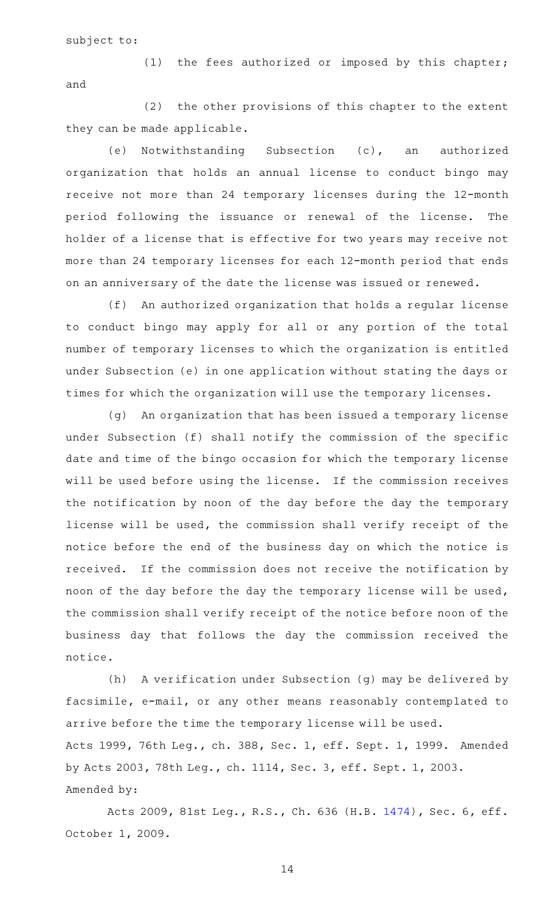subject to:

(1) the fees authorized or imposed by this chapter; and

(2) the other provisions of this chapter to the extent they can be made applicable.

(e) Notwithstanding Subsection (c), an authorized organization that holds an annual license to conduct bingo may receive not more than 24 temporary licenses during the 12-month period following the issuance or renewal of the license. The holder of a license that is effective for two years may receive not more than 24 temporary licenses for each 12-month period that ends on an anniversary of the date the license was issued or renewed.

(f) An authorized organization that holds a regular license to conduct bingo may apply for all or any portion of the total number of temporary licenses to which the organization is entitled under Subsection (e) in one application without stating the days or times for which the organization will use the temporary licenses.

(g) An organization that has been issued a temporary license under Subsection (f) shall notify the commission of the specific date and time of the bingo occasion for which the temporary license will be used before using the license. If the commission receives the notification by noon of the day before the day the temporary license will be used, the commission shall verify receipt of the notice before the end of the business day on which the notice is received. If the commission does not receive the notification by noon of the day before the day the temporary license will be used, the commission shall verify receipt of the notice before noon of the business day that follows the day the commission received the notice.

(h) A verification under Subsection (g) may be delivered by facsimile, e-mail, or any other means reasonably contemplated to arrive before the time the temporary license will be used.

Acts 1999, 76th Leg., ch. 388, Sec. 1, eff. Sept. 1, 1999. Amended by Acts 2003, 78th Leg., ch. 1114, Sec. 3, eff. Sept. 1, 2003.

Amended by:

Acts 2009, 81st Leg., R.S., Ch. 636 (H.B. 1474), Sec. 6, eff. October 1, 2009.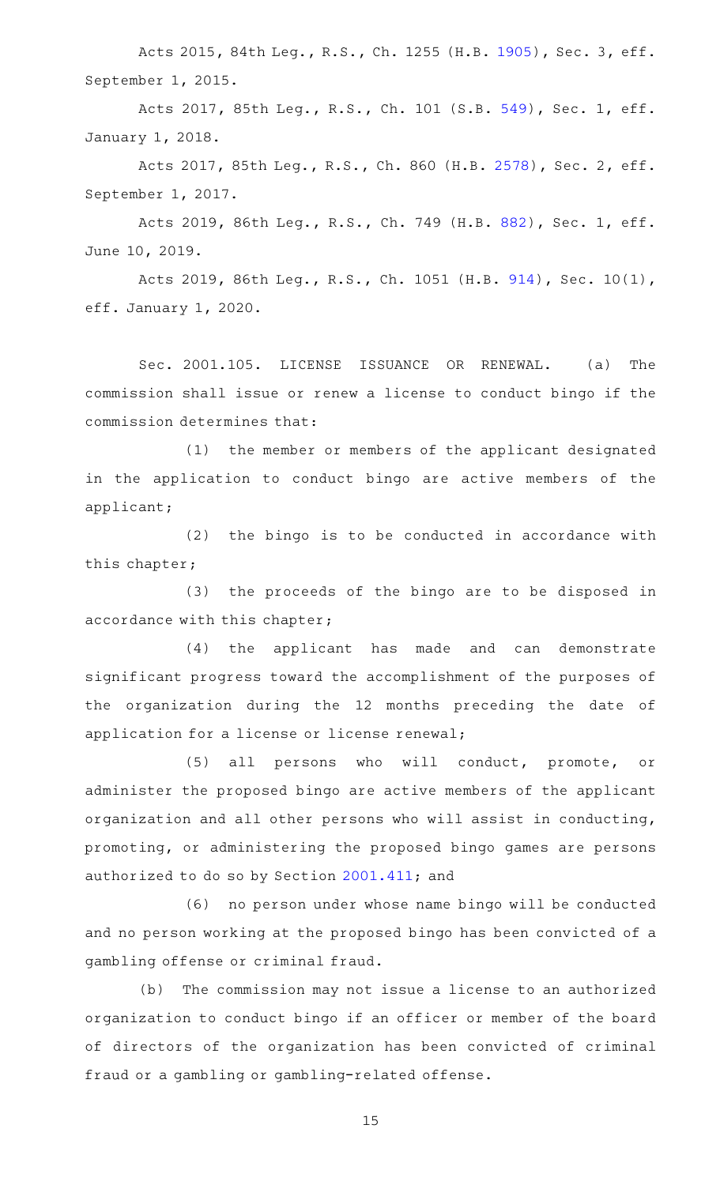Acts 2015, 84th Leg., R.S., Ch. 1255 (H.B. 1905), Sec. 3, eff. September 1, 2015.

Acts 2017, 85th Leg., R.S., Ch. 101 (S.B. 549), Sec. 1, eff. January 1, 2018.

Acts 2017, 85th Leg., R.S., Ch. 860 (H.B. 2578), Sec. 2, eff. September 1, 2017.

Acts 2019, 86th Leg., R.S., Ch. 749 (H.B. 882), Sec. 1, eff. June 10, 2019.

Acts 2019, 86th Leg., R.S., Ch. 1051 (H.B. 914), Sec. 10(1), eff. January 1, 2020.

Sec. 2001.105. LICENSE ISSUANCE OR RENEWAL. (a) The commission shall issue or renew a license to conduct bingo if the commission determines that:

(1) the member or members of the applicant designated in the application to conduct bingo are active members of the applicant;

(2) the bingo is to be conducted in accordance with this chapter;

(3) the proceeds of the bingo are to be disposed in accordance with this chapter;

(4) the applicant has made and can demonstrate significant progress toward the accomplishment of the purposes of the organization during the 12 months preceding the date of application for a license or license renewal;

(5) all persons who will conduct, promote, or administer the proposed bingo are active members of the applicant organization and all other persons who will assist in conducting, promoting, or administering the proposed bingo games are persons authorized to do so by Section 2001.411; and

(6) no person under whose name bingo will be conducted and no person working at the proposed bingo has been convicted of a gambling offense or criminal fraud.

(b) The commission may not issue a license to an authorized organization to conduct bingo if an officer or member of the board of directors of the organization has been convicted of criminal fraud or a gambling or gambling-related offense.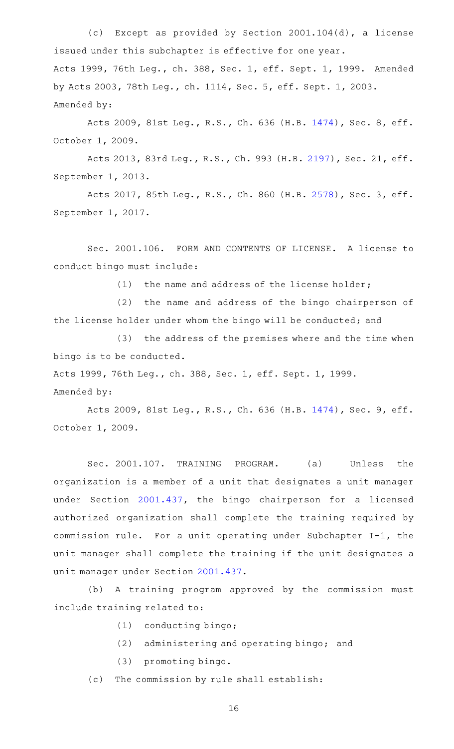(c) Except as provided by Section 2001.104(d), a license issued under this subchapter is effective for one year.

Acts 1999, 76th Leg., ch. 388, Sec. 1, eff. Sept. 1, 1999. Amended by Acts 2003, 78th Leg., ch. 1114, Sec. 5, eff. Sept. 1, 2003.

Amended by:

Acts 2009, 81st Leg., R.S., Ch. 636 (H.B. 1474), Sec. 8, eff. October 1, 2009.

Acts 2013, 83rd Leg., R.S., Ch. 993 (H.B. 2197), Sec. 21, eff. September 1, 2013.

Acts 2017, 85th Leg., R.S., Ch. 860 (H.B. 2578), Sec. 3, eff. September 1, 2017.

Sec. 2001.106. FORM AND CONTENTS OF LICENSE. A license to conduct bingo must include:

(1) the name and address of the license holder;

(2) the name and address of the bingo chairperson of the license holder under whom the bingo will be conducted; and

(3) the address of the premises where and the time when bingo is to be conducted.

Acts 1999, 76th Leg., ch. 388, Sec. 1, eff. Sept. 1, 1999.

Amended by:

Acts 2009, 81st Leg., R.S., Ch. 636 (H.B. 1474), Sec. 9, eff. October 1, 2009.

Sec. 2001.107. TRAINING PROGRAM. (a) Unless the organization is a member of a unit that designates a unit manager under Section 2001.437, the bingo chairperson for a licensed authorized organization shall complete the training required by commission rule. For a unit operating under Subchapter I-1, the unit manager shall complete the training if the unit designates a unit manager under Section 2001.437.

(b) A training program approved by the commission must include training related to:

(1) conducting bingo;

(2) administering and operating bingo; and

(3) promoting bingo.

(c) The commission by rule shall establish: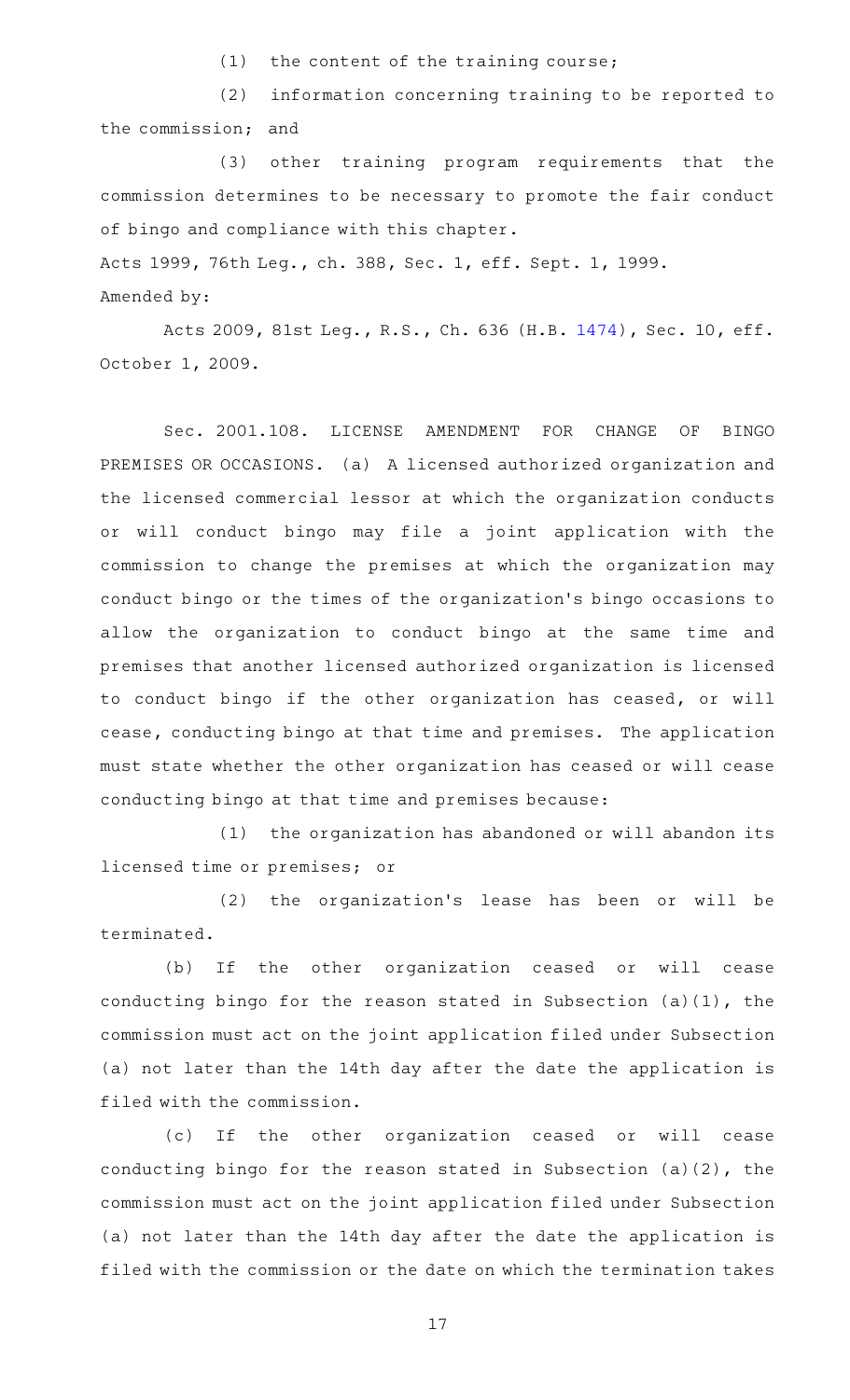(1) the content of the training course;

(2) information concerning training to be reported to the commission; and

(3) other training program requirements that the commission determines to be necessary to promote the fair conduct of bingo and compliance with this chapter.

Acts 1999, 76th Leg., ch. 388, Sec. 1, eff. Sept. 1, 1999.

Amended by:

Acts 2009, 81st Leg., R.S., Ch. 636 (H.B. 1474), Sec. 10, eff. October 1, 2009.

Sec. 2001.108. LICENSE AMENDMENT FOR CHANGE OF BINGO PREMISES OR OCCASIONS. (a) A licensed authorized organization and the licensed commercial lessor at which the organization conducts or will conduct bingo may file a joint application with the commission to change the premises at which the organization may conduct bingo or the times of the organization's bingo occasions to allow the organization to conduct bingo at the same time and premises that another licensed authorized organization is licensed to conduct bingo if the other organization has ceased, or will cease, conducting bingo at that time and premises. The application must state whether the other organization has ceased or will cease conducting bingo at that time and premises because:

(1) the organization has abandoned or will abandon its licensed time or premises; or

(2) the organization's lease has been or will be terminated.

(b) If the other organization ceased or will cease conducting bingo for the reason stated in Subsection (a)(1), the commission must act on the joint application filed under Subsection (a) not later than the 14th day after the date the application is filed with the commission.

(c) If the other organization ceased or will cease conducting bingo for the reason stated in Subsection (a)(2), the commission must act on the joint application filed under Subsection (a) not later than the 14th day after the date the application is filed with the commission or the date on which the termination takes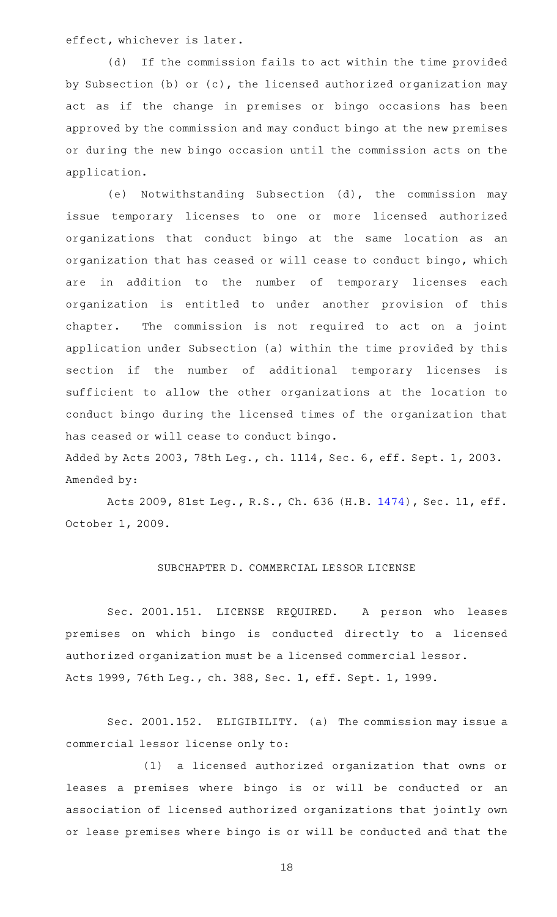effect, whichever is later.

(d) If the commission fails to act within the time provided by Subsection (b) or (c), the licensed authorized organization may act as if the change in premises or bingo occasions has been approved by the commission and may conduct bingo at the new premises or during the new bingo occasion until the commission acts on the application.

(e) Notwithstanding Subsection (d), the commission may issue temporary licenses to one or more licensed authorized organizations that conduct bingo at the same location as an organization that has ceased or will cease to conduct bingo, which are in addition to the number of temporary licenses each organization is entitled to under another provision of this chapter. The commission is not required to act on a joint application under Subsection (a) within the time provided by this section if the number of additional temporary licenses is sufficient to allow the other organizations at the location to conduct bingo during the licensed times of the organization that has ceased or will cease to conduct bingo.

Added by Acts 2003, 78th Leg., ch. 1114, Sec. 6, eff. Sept. 1, 2003.
Amended by:

Acts 2009, 81st Leg., R.S., Ch. 636 (H.B. 1474), Sec. 11, eff. October 1, 2009.

## SUBCHAPTER D. COMMERCIAL LESSOR LICENSE

Sec. 2001.151. LICENSE REQUIRED. A person who leases premises on which bingo is conducted directly to a licensed authorized organization must be a licensed commercial lessor.

Acts 1999, 76th Leg., ch. 388, Sec. 1, eff. Sept. 1, 1999.

Sec. 2001.152. ELIGIBILITY. (a) The commission may issue a commercial lessor license only to:

(1) a licensed authorized organization that owns or leases a premises where bingo is or will be conducted or an association of licensed authorized organizations that jointly own or lease premises where bingo is or will be conducted and that the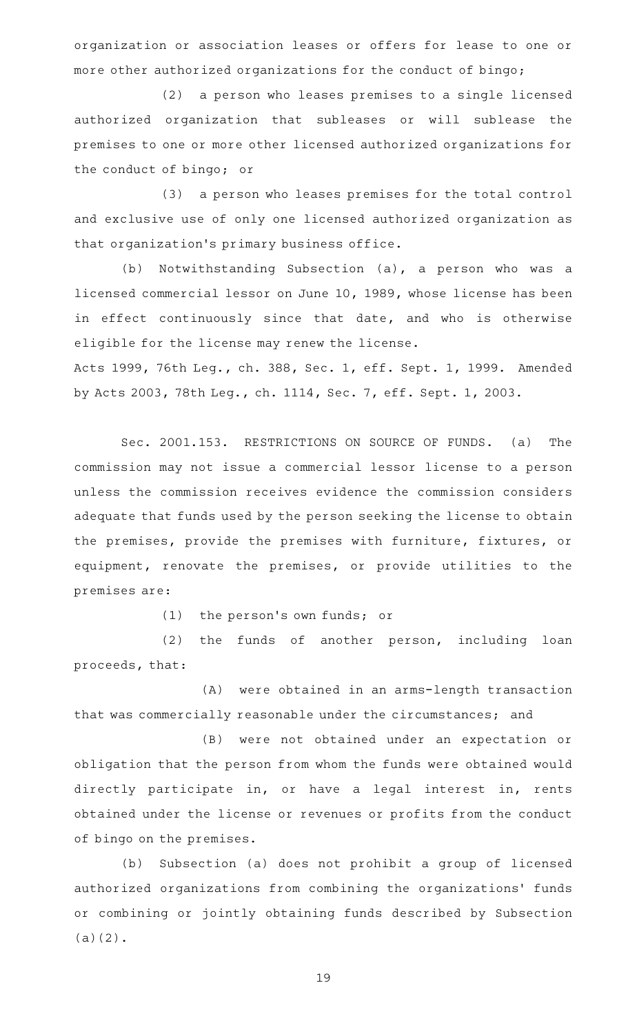organization or association leases or offers for lease to one or more other authorized organizations for the conduct of bingo;

(2) a person who leases premises to a single licensed authorized organization that subleases or will sublease the premises to one or more other licensed authorized organizations for the conduct of bingo; or

(3) a person who leases premises for the total control and exclusive use of only one licensed authorized organization as that organization's primary business office.

(b) Notwithstanding Subsection (a), a person who was a licensed commercial lessor on June 10, 1989, whose license has been in effect continuously since that date, and who is otherwise eligible for the license may renew the license.

Acts 1999, 76th Leg., ch. 388, Sec. 1, eff. Sept. 1, 1999. Amended by Acts 2003, 78th Leg., ch. 1114, Sec. 7, eff. Sept. 1, 2003.

Sec. 2001.153. RESTRICTIONS ON SOURCE OF FUNDS. (a) The commission may not issue a commercial lessor license to a person unless the commission receives evidence the commission considers adequate that funds used by the person seeking the license to obtain the premises, provide the premises with furniture, fixtures, or equipment, renovate the premises, or provide utilities to the premises are:

(1) the person's own funds; or

(2) the funds of another person, including loan proceeds, that:

(A) were obtained in an arms-length transaction that was commercially reasonable under the circumstances; and

(B) were not obtained under an expectation or obligation that the person from whom the funds were obtained would directly participate in, or have a legal interest in, rents obtained under the license or revenues or profits from the conduct of bingo on the premises.

(b) Subsection (a) does not prohibit a group of licensed authorized organizations from combining the organizations' funds or combining or jointly obtaining funds described by Subsection (a)(2).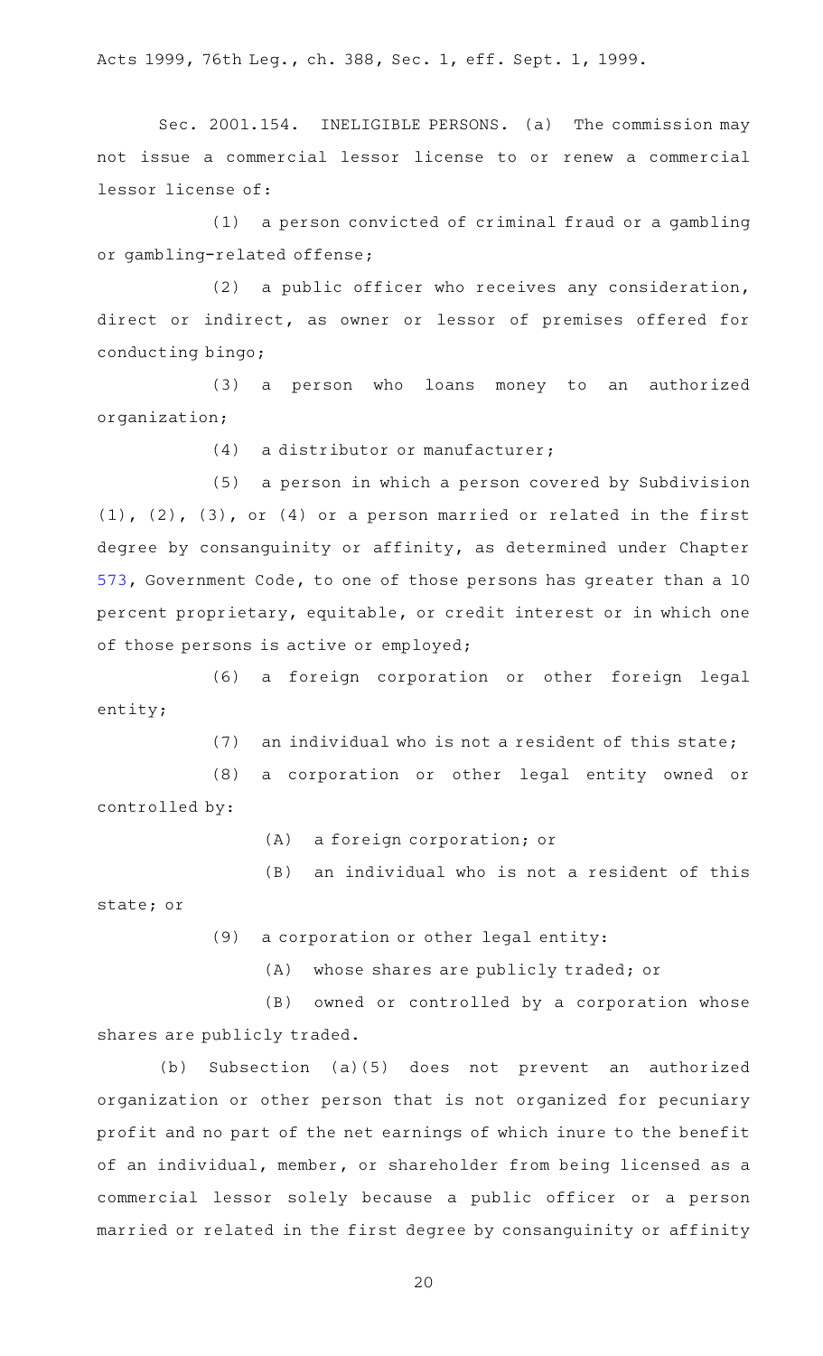Acts 1999, 76th Leg., ch. 388, Sec. 1, eff. Sept. 1, 1999.

Sec. 2001.154. INELIGIBLE PERSONS. (a) The commission may not issue a commercial lessor license to or renew a commercial lessor license of:

(1) a person convicted of criminal fraud or a gambling or gambling-related offense;

(2) a public officer who receives any consideration, direct or indirect, as owner or lessor of premises offered for conducting bingo;

(3) a person who loans money to an authorized organization;

(4) a distributor or manufacturer;

(5) a person in which a person covered by Subdivision (1), (2), (3), or (4) or a person married or related in the first degree by consanguinity or affinity, as determined under Chapter 573, Government Code, to one of those persons has greater than a 10 percent proprietary, equitable, or credit interest or in which one of those persons is active or employed;

(6) a foreign corporation or other foreign legal entity;

(7) an individual who is not a resident of this state;

(8) a corporation or other legal entity owned or controlled by:

(A) a foreign corporation; or

(B) an individual who is not a resident of this state; or

(9) a corporation or other legal entity:

(A) whose shares are publicly traded; or

(B) owned or controlled by a corporation whose shares are publicly traded.

(b) Subsection (a)(5) does not prevent an authorized organization or other person that is not organized for pecuniary profit and no part of the net earnings of which inure to the benefit of an individual, member, or shareholder from being licensed as a commercial lessor solely because a public officer or a person married or related in the first degree by consanguinity or affinity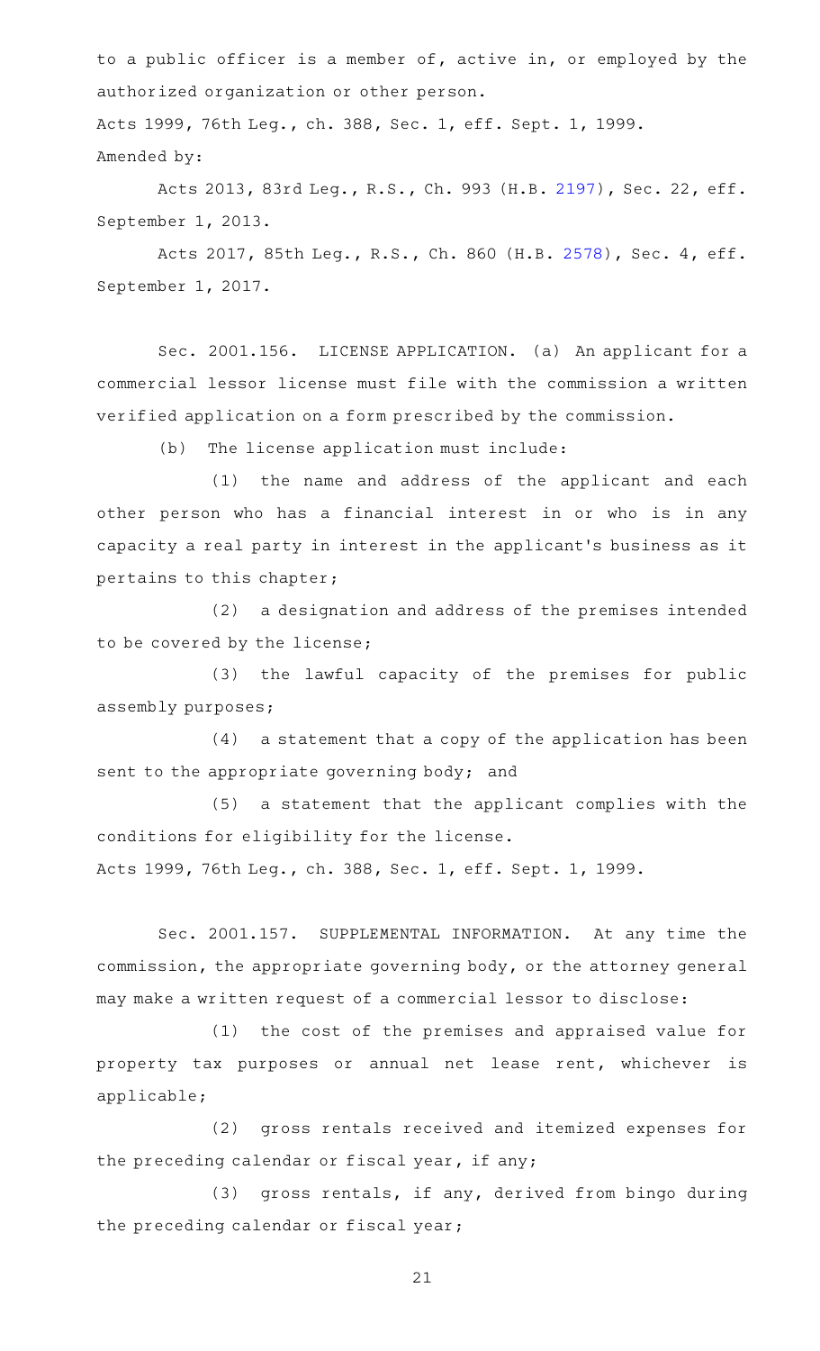to a public officer is a member of, active in, or employed by the authorized organization or other person.

Acts 1999, 76th Leg., ch. 388, Sec. 1, eff. Sept. 1, 1999.

Amended by:

Acts 2013, 83rd Leg., R.S., Ch. 993 (H.B. 2197), Sec. 22, eff. September 1, 2013.

Acts 2017, 85th Leg., R.S., Ch. 860 (H.B. 2578), Sec. 4, eff. September 1, 2017.

Sec. 2001.156. LICENSE APPLICATION. (a) An applicant for a commercial lessor license must file with the commission a written verified application on a form prescribed by the commission.

(b) The license application must include:

(1) the name and address of the applicant and each other person who has a financial interest in or who is in any capacity a real party in interest in the applicant's business as it pertains to this chapter;

(2) a designation and address of the premises intended to be covered by the license;

(3) the lawful capacity of the premises for public assembly purposes;

(4) a statement that a copy of the application has been sent to the appropriate governing body; and

(5) a statement that the applicant complies with the conditions for eligibility for the license.

Acts 1999, 76th Leg., ch. 388, Sec. 1, eff. Sept. 1, 1999.

Sec. 2001.157. SUPPLEMENTAL INFORMATION. At any time the commission, the appropriate governing body, or the attorney general may make a written request of a commercial lessor to disclose:

(1) the cost of the premises and appraised value for property tax purposes or annual net lease rent, whichever is applicable;

(2) gross rentals received and itemized expenses for the preceding calendar or fiscal year, if any;

(3) gross rentals, if any, derived from bingo during the preceding calendar or fiscal year;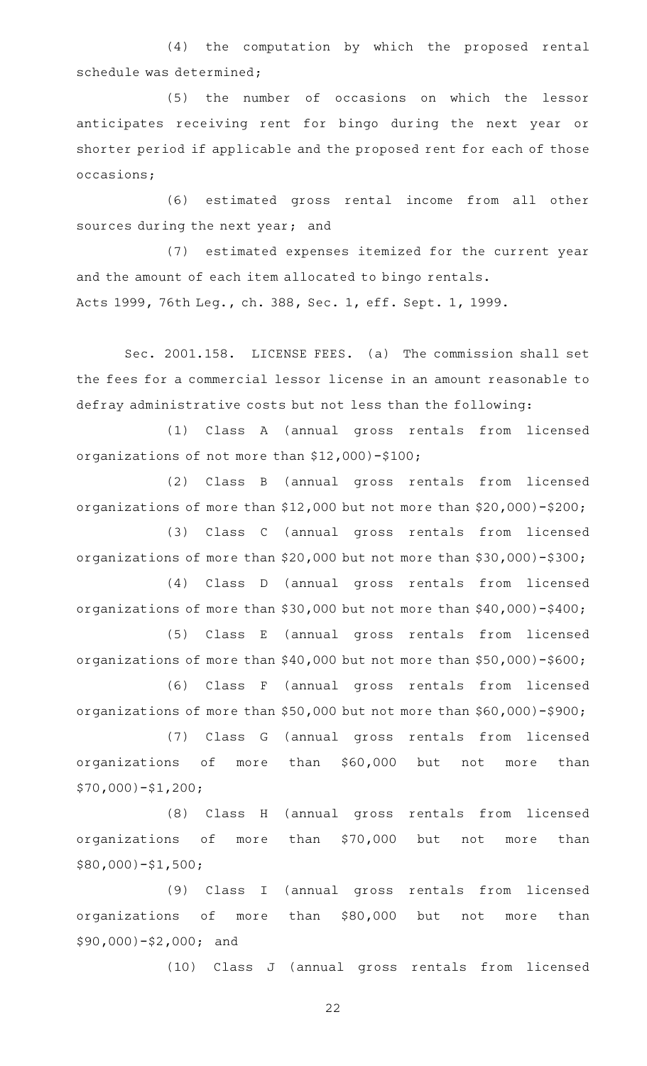(4) the computation by which the proposed rental schedule was determined;

(5) the number of occasions on which the lessor anticipates receiving rent for bingo during the next year or shorter period if applicable and the proposed rent for each of those occasions;

(6) estimated gross rental income from all other sources during the next year; and

(7) estimated expenses itemized for the current year and the amount of each item allocated to bingo rentals.

Acts 1999, 76th Leg., ch. 388, Sec. 1, eff. Sept. 1, 1999.

Sec. 2001.158. LICENSE FEES. (a) The commission shall set the fees for a commercial lessor license in an amount reasonable to defray administrative costs but not less than the following:

(1) Class A (annual gross rentals from licensed organizations of not more than $12,000)-$100;

(2) Class B (annual gross rentals from licensed organizations of more than $12,000 but not more than $20,000)-$200;

(3) Class C (annual gross rentals from licensed organizations of more than $20,000 but not more than $30,000)-$300;

(4) Class D (annual gross rentals from licensed organizations of more than $30,000 but not more than $40,000)-$400;

(5) Class E (annual gross rentals from licensed organizations of more than $40,000 but not more than $50,000)-$600;

(6) Class F (annual gross rentals from licensed organizations of more than $50,000 but not more than $60,000)-$900;

(7) Class G (annual gross rentals from licensed organizations of more than $60,000 but not more than $70,000)-$1,200;

(8) Class H (annual gross rentals from licensed organizations of more than $70,000 but not more than $80,000)-$1,500;

(9) Class I (annual gross rentals from licensed organizations of more than $80,000 but not more than $90,000)-$2,000; and

(10) Class J (annual gross rentals from licensed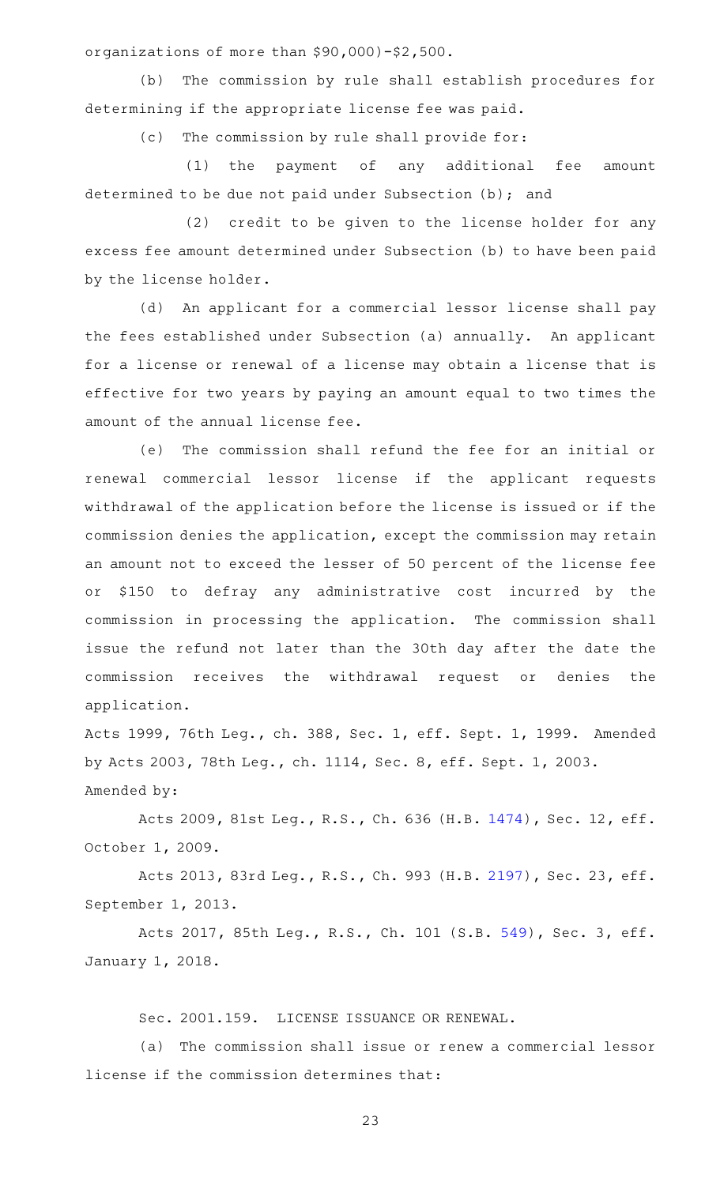organizations of more than $90,000)-$2,500.

(b) The commission by rule shall establish procedures for determining if the appropriate license fee was paid.

(c) The commission by rule shall provide for:

(1) the payment of any additional fee amount determined to be due not paid under Subsection (b); and

(2) credit to be given to the license holder for any excess fee amount determined under Subsection (b) to have been paid by the license holder.

(d) An applicant for a commercial lessor license shall pay the fees established under Subsection (a) annually. An applicant for a license or renewal of a license may obtain a license that is effective for two years by paying an amount equal to two times the amount of the annual license fee.

(e) The commission shall refund the fee for an initial or renewal commercial lessor license if the applicant requests withdrawal of the application before the license is issued or if the commission denies the application, except the commission may retain an amount not to exceed the lesser of 50 percent of the license fee or $150 to defray any administrative cost incurred by the commission in processing the application. The commission shall issue the refund not later than the 30th day after the date the commission receives the withdrawal request or denies the application.

Acts 1999, 76th Leg., ch. 388, Sec. 1, eff. Sept. 1, 1999. Amended by Acts 2003, 78th Leg., ch. 1114, Sec. 8, eff. Sept. 1, 2003.

Amended by:

Acts 2009, 81st Leg., R.S., Ch. 636 (H.B. 1474), Sec. 12, eff. October 1, 2009.

Acts 2013, 83rd Leg., R.S., Ch. 993 (H.B. 2197), Sec. 23, eff. September 1, 2013.

Acts 2017, 85th Leg., R.S., Ch. 101 (S.B. 549), Sec. 3, eff. January 1, 2018.

Sec. 2001.159. LICENSE ISSUANCE OR RENEWAL.

(a) The commission shall issue or renew a commercial lessor license if the commission determines that: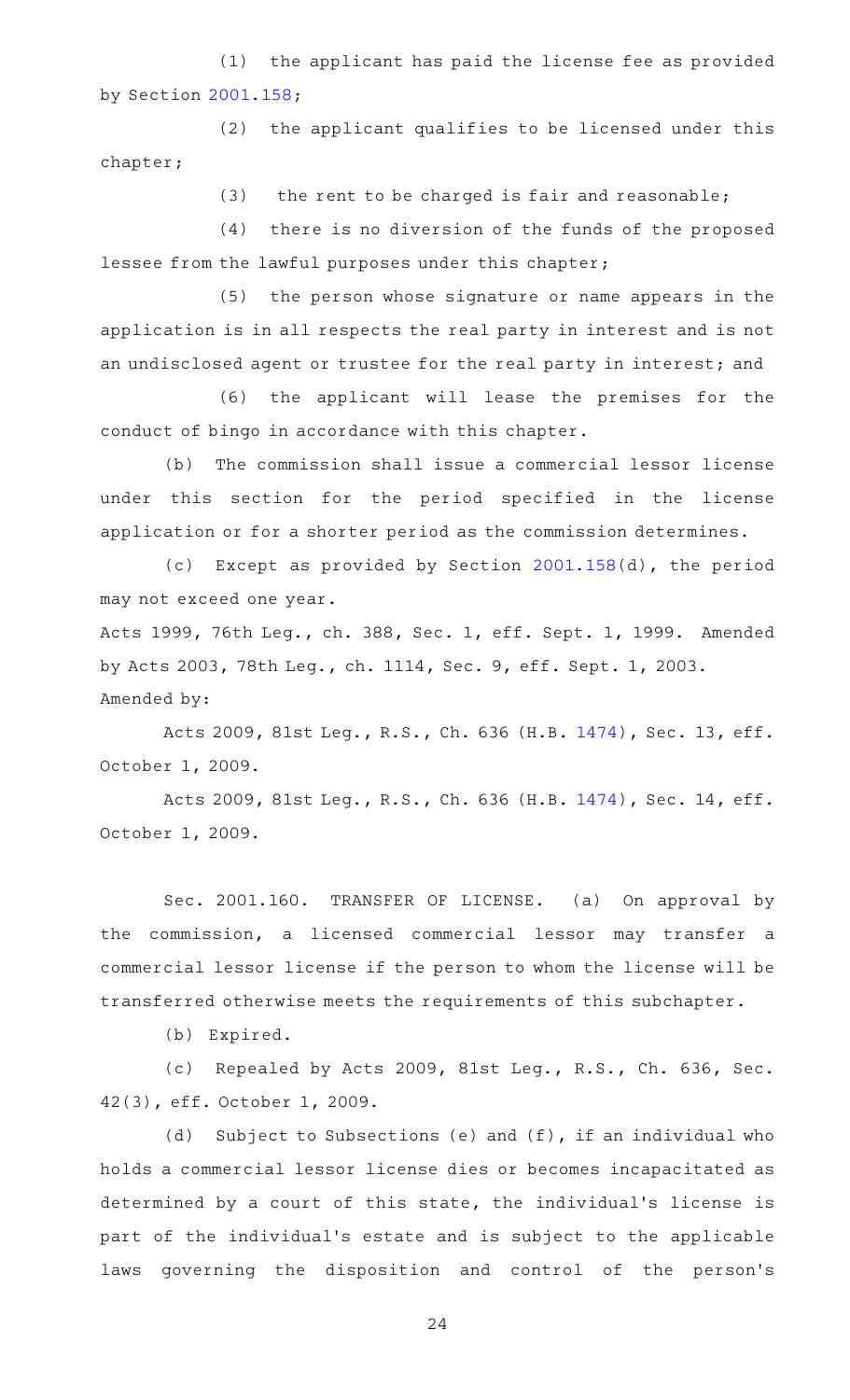(1) the applicant has paid the license fee as provided by Section 2001.158;

(2) the applicant qualifies to be licensed under this chapter;

(3) the rent to be charged is fair and reasonable;

(4) there is no diversion of the funds of the proposed lessee from the lawful purposes under this chapter;

(5) the person whose signature or name appears in the application is in all respects the real party in interest and is not an undisclosed agent or trustee for the real party in interest; and

(6) the applicant will lease the premises for the conduct of bingo in accordance with this chapter.

(b) The commission shall issue a commercial lessor license under this section for the period specified in the license application or for a shorter period as the commission determines.

(c) Except as provided by Section 2001.158(d), the period may not exceed one year.

Acts 1999, 76th Leg., ch. 388, Sec. 1, eff. Sept. 1, 1999. Amended by Acts 2003, 78th Leg., ch. 1114, Sec. 9, eff. Sept. 1, 2003.

Amended by:

Acts 2009, 81st Leg., R.S., Ch. 636 (H.B. 1474), Sec. 13, eff. October 1, 2009.

Acts 2009, 81st Leg., R.S., Ch. 636 (H.B. 1474), Sec. 14, eff. October 1, 2009.

Sec. 2001.160. TRANSFER OF LICENSE. (a) On approval by the commission, a licensed commercial lessor may transfer a commercial lessor license if the person to whom the license will be transferred otherwise meets the requirements of this subchapter.

(b) Expired.

(c) Repealed by Acts 2009, 81st Leg., R.S., Ch. 636, Sec. 42(3), eff. October 1, 2009.

(d) Subject to Subsections (e) and (f), if an individual who holds a commercial lessor license dies or becomes incapacitated as determined by a court of this state, the individual's license is part of the individual's estate and is subject to the applicable laws governing the disposition and control of the person's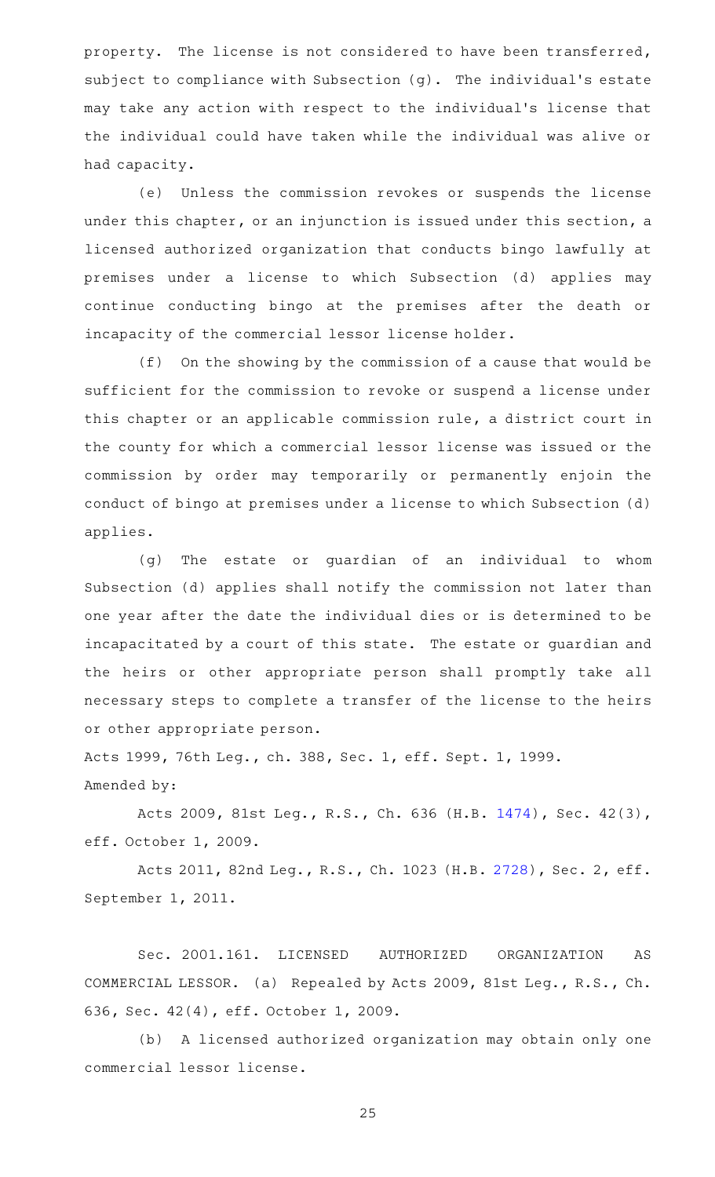property. The license is not considered to have been transferred, subject to compliance with Subsection (g). The individual's estate may take any action with respect to the individual's license that the individual could have taken while the individual was alive or had capacity.

(e) Unless the commission revokes or suspends the license under this chapter, or an injunction is issued under this section, a licensed authorized organization that conducts bingo lawfully at premises under a license to which Subsection (d) applies may continue conducting bingo at the premises after the death or incapacity of the commercial lessor license holder.

(f) On the showing by the commission of a cause that would be sufficient for the commission to revoke or suspend a license under this chapter or an applicable commission rule, a district court in the county for which a commercial lessor license was issued or the commission by order may temporarily or permanently enjoin the conduct of bingo at premises under a license to which Subsection (d) applies.

(g) The estate or guardian of an individual to whom Subsection (d) applies shall notify the commission not later than one year after the date the individual dies or is determined to be incapacitated by a court of this state. The estate or guardian and the heirs or other appropriate person shall promptly take all necessary steps to complete a transfer of the license to the heirs or other appropriate person.

Acts 1999, 76th Leg., ch. 388, Sec. 1, eff. Sept. 1, 1999.

Amended by:

Acts 2009, 81st Leg., R.S., Ch. 636 (H.B. 1474), Sec. 42(3), eff. October 1, 2009.

Acts 2011, 82nd Leg., R.S., Ch. 1023 (H.B. 2728), Sec. 2, eff. September 1, 2011.

Sec. 2001.161. LICENSED AUTHORIZED ORGANIZATION AS COMMERCIAL LESSOR. (a) Repealed by Acts 2009, 81st Leg., R.S., Ch. 636, Sec. 42(4), eff. October 1, 2009.

(b) A licensed authorized organization may obtain only one commercial lessor license.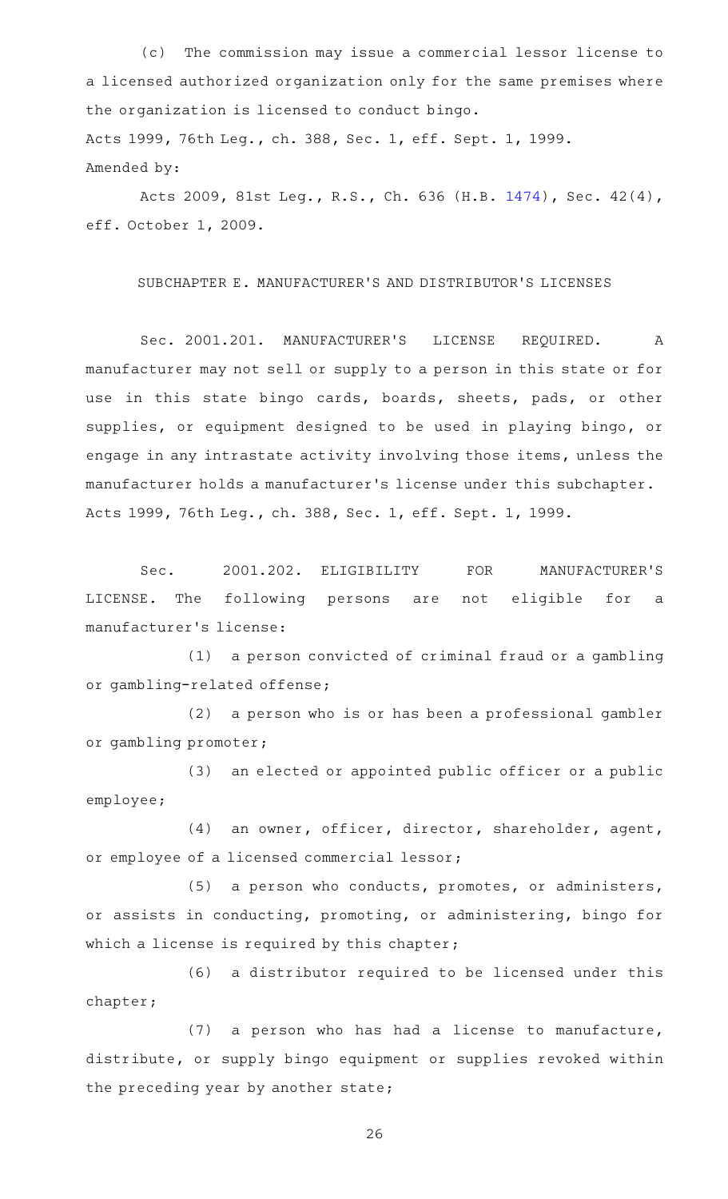(c) The commission may issue a commercial lessor license to a licensed authorized organization only for the same premises where the organization is licensed to conduct bingo.

Acts 1999, 76th Leg., ch. 388, Sec. 1, eff. Sept. 1, 1999.

Amended by:

Acts 2009, 81st Leg., R.S., Ch. 636 (H.B. 1474), Sec. 42(4), eff. October 1, 2009.

SUBCHAPTER E. MANUFACTURER'S AND DISTRIBUTOR'S LICENSES

Sec. 2001.201. MANUFACTURER'S LICENSE REQUIRED. A manufacturer may not sell or supply to a person in this state or for use in this state bingo cards, boards, sheets, pads, or other supplies, or equipment designed to be used in playing bingo, or engage in any intrastate activity involving those items, unless the manufacturer holds a manufacturer's license under this subchapter.

Acts 1999, 76th Leg., ch. 388, Sec. 1, eff. Sept. 1, 1999.

Sec. 2001.202. ELIGIBILITY FOR MANUFACTURER'S LICENSE. The following persons are not eligible for a manufacturer's license:

(1) a person convicted of criminal fraud or a gambling or gambling-related offense;

(2) a person who is or has been a professional gambler or gambling promoter;

(3) an elected or appointed public officer or a public employee;

(4) an owner, officer, director, shareholder, agent, or employee of a licensed commercial lessor;

(5) a person who conducts, promotes, or administers, or assists in conducting, promoting, or administering, bingo for which a license is required by this chapter;

(6) a distributor required to be licensed under this chapter;

(7) a person who has had a license to manufacture, distribute, or supply bingo equipment or supplies revoked within the preceding year by another state;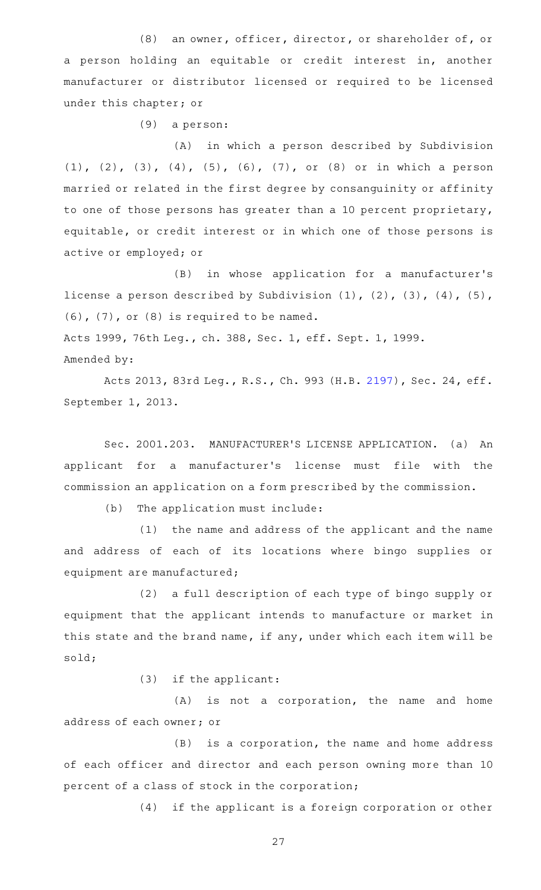(8) an owner, officer, director, or shareholder of, or a person holding an equitable or credit interest in, another manufacturer or distributor licensed or required to be licensed under this chapter; or

(9) a person:

(A) in which a person described by Subdivision (1), (2), (3), (4), (5), (6), (7), or (8) or in which a person married or related in the first degree by consanguinity or affinity to one of those persons has greater than a 10 percent proprietary, equitable, or credit interest or in which one of those persons is active or employed; or

(B) in whose application for a manufacturer's license a person described by Subdivision (1), (2), (3), (4), (5), (6), (7), or (8) is required to be named.

Acts 1999, 76th Leg., ch. 388, Sec. 1, eff. Sept. 1, 1999.

Amended by:

Acts 2013, 83rd Leg., R.S., Ch. 993 (H.B. 2197), Sec. 24, eff. September 1, 2013.

Sec. 2001.203. MANUFACTURER'S LICENSE APPLICATION. (a) An applicant for a manufacturer's license must file with the commission an application on a form prescribed by the commission.

(b) The application must include:

(1) the name and address of the applicant and the name and address of each of its locations where bingo supplies or equipment are manufactured;

(2) a full description of each type of bingo supply or equipment that the applicant intends to manufacture or market in this state and the brand name, if any, under which each item will be sold;

(3) if the applicant:

(A) is not a corporation, the name and home address of each owner; or

(B) is a corporation, the name and home address of each officer and director and each person owning more than 10 percent of a class of stock in the corporation;

(4) if the applicant is a foreign corporation or other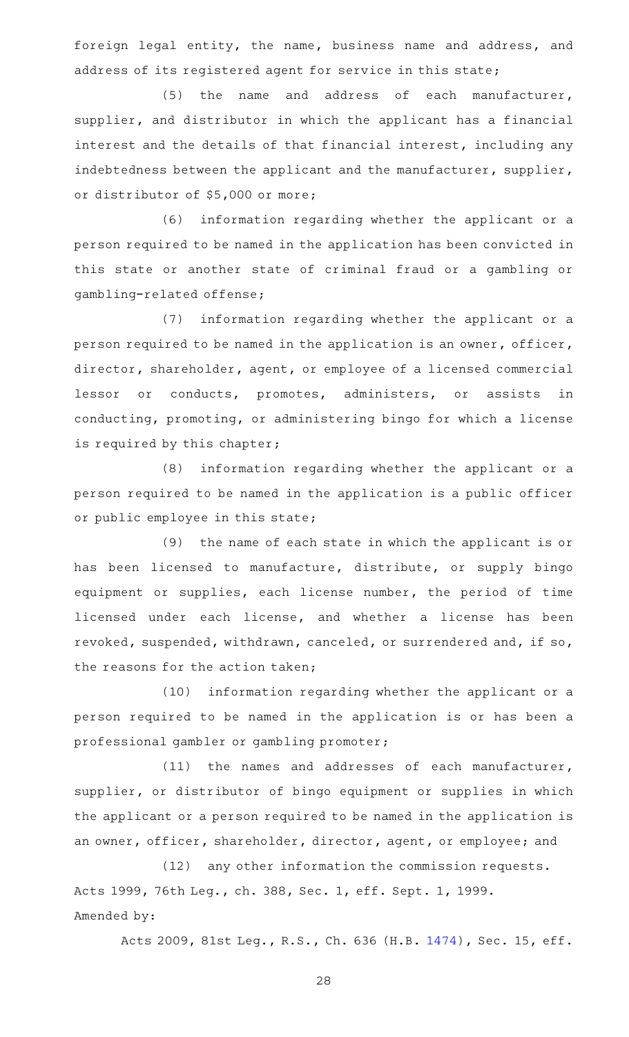foreign legal entity, the name, business name and address, and address of its registered agent for service in this state;

(5) the name and address of each manufacturer, supplier, and distributor in which the applicant has a financial interest and the details of that financial interest, including any indebtedness between the applicant and the manufacturer, supplier, or distributor of $5,000 or more;

(6) information regarding whether the applicant or a person required to be named in the application has been convicted in this state or another state of criminal fraud or a gambling or gambling-related offense;

(7) information regarding whether the applicant or a person required to be named in the application is an owner, officer, director, shareholder, agent, or employee of a licensed commercial lessor or conducts, promotes, administers, or assists in conducting, promoting, or administering bingo for which a license is required by this chapter;

(8) information regarding whether the applicant or a person required to be named in the application is a public officer or public employee in this state;

(9) the name of each state in which the applicant is or has been licensed to manufacture, distribute, or supply bingo equipment or supplies, each license number, the period of time licensed under each license, and whether a license has been revoked, suspended, withdrawn, canceled, or surrendered and, if so, the reasons for the action taken;

(10) information regarding whether the applicant or a person required to be named in the application is or has been a professional gambler or gambling promoter;

(11) the names and addresses of each manufacturer, supplier, or distributor of bingo equipment or supplies in which the applicant or a person required to be named in the application is an owner, officer, shareholder, director, agent, or employee; and

(12) any other information the commission requests.

Acts 1999, 76th Leg., ch. 388, Sec. 1, eff. Sept. 1, 1999.

Amended by:

Acts 2009, 81st Leg., R.S., Ch. 636 (H.B. 1474), Sec. 15, eff.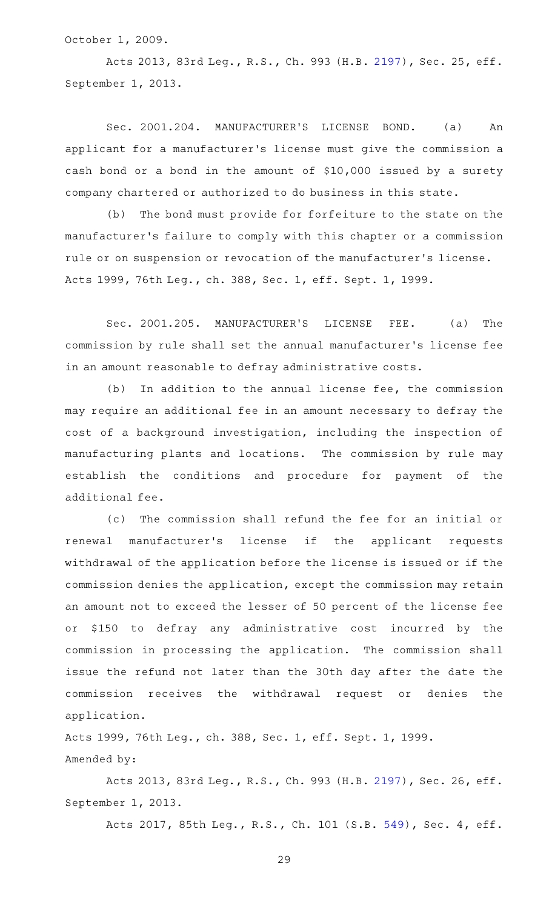October 1, 2009.

Acts 2013, 83rd Leg., R.S., Ch. 993 (H.B. 2197), Sec. 25, eff. September 1, 2013.

Sec. 2001.204. MANUFACTURER'S LICENSE BOND. (a) An applicant for a manufacturer's license must give the commission a cash bond or a bond in the amount of $10,000 issued by a surety company chartered or authorized to do business in this state.

(b) The bond must provide for forfeiture to the state on the manufacturer's failure to comply with this chapter or a commission rule or on suspension or revocation of the manufacturer's license.

Acts 1999, 76th Leg., ch. 388, Sec. 1, eff. Sept. 1, 1999.

Sec. 2001.205. MANUFACTURER'S LICENSE FEE. (a) The commission by rule shall set the annual manufacturer's license fee in an amount reasonable to defray administrative costs.

(b) In addition to the annual license fee, the commission may require an additional fee in an amount necessary to defray the cost of a background investigation, including the inspection of manufacturing plants and locations. The commission by rule may establish the conditions and procedure for payment of the additional fee.

(c) The commission shall refund the fee for an initial or renewal manufacturer's license if the applicant requests withdrawal of the application before the license is issued or if the commission denies the application, except the commission may retain an amount not to exceed the lesser of 50 percent of the license fee or $150 to defray any administrative cost incurred by the commission in processing the application. The commission shall issue the refund not later than the 30th day after the date the commission receives the withdrawal request or denies the application.

Acts 1999, 76th Leg., ch. 388, Sec. 1, eff. Sept. 1, 1999.

Amended by:

Acts 2013, 83rd Leg., R.S., Ch. 993 (H.B. 2197), Sec. 26, eff. September 1, 2013.

Acts 2017, 85th Leg., R.S., Ch. 101 (S.B. 549), Sec. 4, eff.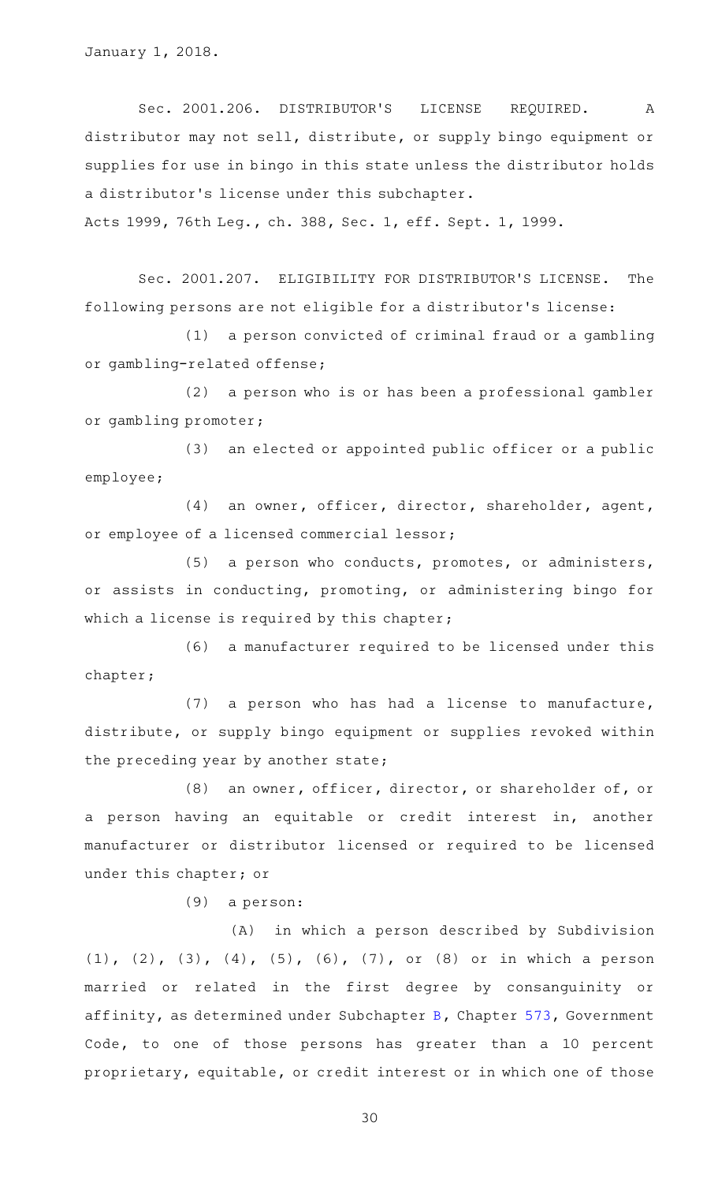January 1, 2018.

Sec. 2001.206. DISTRIBUTOR'S LICENSE REQUIRED. A distributor may not sell, distribute, or supply bingo equipment or supplies for use in bingo in this state unless the distributor holds a distributor's license under this subchapter.

Acts 1999, 76th Leg., ch. 388, Sec. 1, eff. Sept. 1, 1999.

Sec. 2001.207. ELIGIBILITY FOR DISTRIBUTOR'S LICENSE. The following persons are not eligible for a distributor's license:

(1) a person convicted of criminal fraud or a gambling or gambling-related offense;

(2) a person who is or has been a professional gambler or gambling promoter;

(3) an elected or appointed public officer or a public employee;

(4) an owner, officer, director, shareholder, agent, or employee of a licensed commercial lessor;

(5) a person who conducts, promotes, or administers, or assists in conducting, promoting, or administering bingo for which a license is required by this chapter;

(6) a manufacturer required to be licensed under this chapter;

(7) a person who has had a license to manufacture, distribute, or supply bingo equipment or supplies revoked within the preceding year by another state;

(8) an owner, officer, director, or shareholder of, or a person having an equitable or credit interest in, another manufacturer or distributor licensed or required to be licensed under this chapter; or

(9) a person:

(A) in which a person described by Subdivision (1), (2), (3), (4), (5), (6), (7), or (8) or in which a person married or related in the first degree by consanguinity or affinity, as determined under Subchapter B, Chapter 573, Government Code, to one of those persons has greater than a 10 percent proprietary, equitable, or credit interest or in which one of those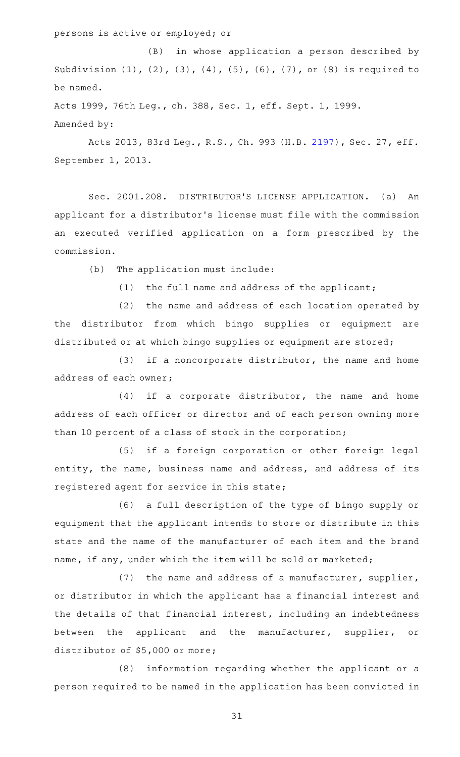persons is active or employed; or

(B) in whose application a person described by Subdivision (1), (2), (3), (4), (5), (6), (7), or (8) is required to be named.

Acts 1999, 76th Leg., ch. 388, Sec. 1, eff. Sept. 1, 1999.

Amended by:

Acts 2013, 83rd Leg., R.S., Ch. 993 (H.B. 2197), Sec. 27, eff. September 1, 2013.

Sec. 2001.208. DISTRIBUTOR'S LICENSE APPLICATION. (a) An applicant for a distributor's license must file with the commission an executed verified application on a form prescribed by the commission.

(b) The application must include:

(1) the full name and address of the applicant;

(2) the name and address of each location operated by the distributor from which bingo supplies or equipment are distributed or at which bingo supplies or equipment are stored;

(3) if a noncorporate distributor, the name and home address of each owner;

(4) if a corporate distributor, the name and home address of each officer or director and of each person owning more than 10 percent of a class of stock in the corporation;

(5) if a foreign corporation or other foreign legal entity, the name, business name and address, and address of its registered agent for service in this state;

(6) a full description of the type of bingo supply or equipment that the applicant intends to store or distribute in this state and the name of the manufacturer of each item and the brand name, if any, under which the item will be sold or marketed;

(7) the name and address of a manufacturer, supplier, or distributor in which the applicant has a financial interest and the details of that financial interest, including an indebtedness between the applicant and the manufacturer, supplier, or distributor of $5,000 or more;

(8) information regarding whether the applicant or a person required to be named in the application has been convicted in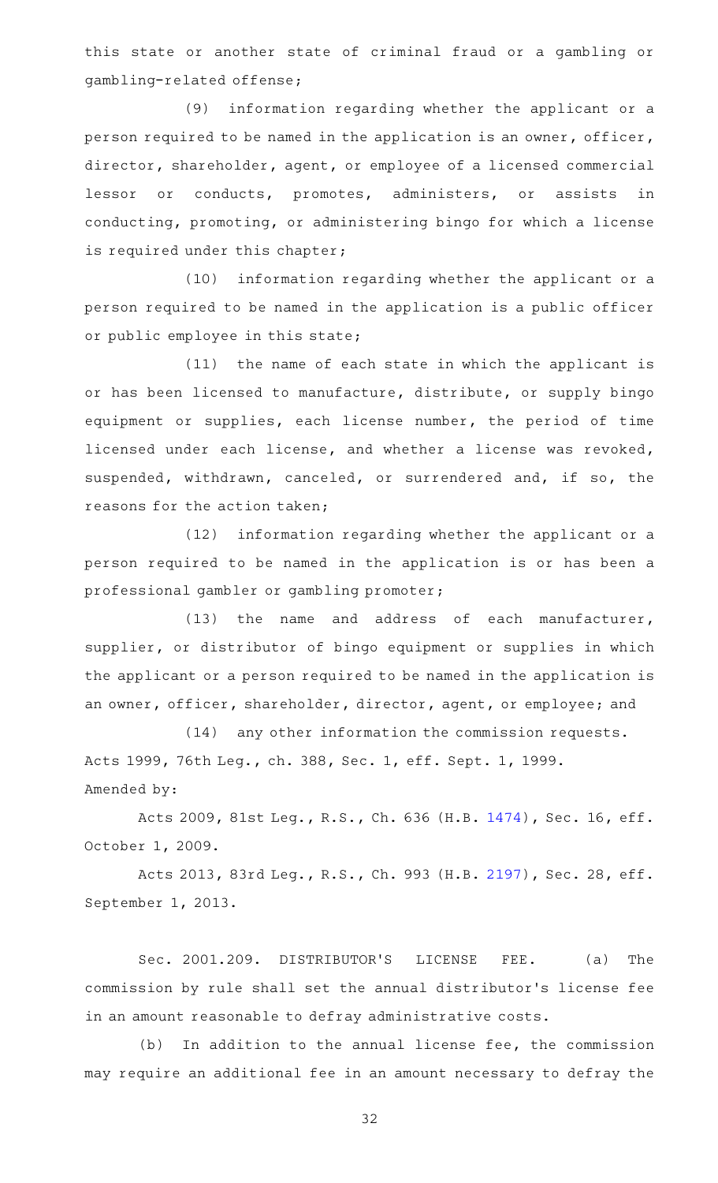this state or another state of criminal fraud or a gambling or gambling-related offense;

(9) information regarding whether the applicant or a person required to be named in the application is an owner, officer, director, shareholder, agent, or employee of a licensed commercial lessor or conducts, promotes, administers, or assists in conducting, promoting, or administering bingo for which a license is required under this chapter;

(10) information regarding whether the applicant or a person required to be named in the application is a public officer or public employee in this state;

(11) the name of each state in which the applicant is or has been licensed to manufacture, distribute, or supply bingo equipment or supplies, each license number, the period of time licensed under each license, and whether a license was revoked, suspended, withdrawn, canceled, or surrendered and, if so, the reasons for the action taken;

(12) information regarding whether the applicant or a person required to be named in the application is or has been a professional gambler or gambling promoter;

(13) the name and address of each manufacturer, supplier, or distributor of bingo equipment or supplies in which the applicant or a person required to be named in the application is an owner, officer, shareholder, director, agent, or employee; and

(14) any other information the commission requests.

Acts 1999, 76th Leg., ch. 388, Sec. 1, eff. Sept. 1, 1999.

Amended by:

Acts 2009, 81st Leg., R.S., Ch. 636 (H.B. 1474), Sec. 16, eff. October 1, 2009.

Acts 2013, 83rd Leg., R.S., Ch. 993 (H.B. 2197), Sec. 28, eff. September 1, 2013.

Sec. 2001.209. DISTRIBUTOR'S LICENSE FEE. (a) The commission by rule shall set the annual distributor's license fee in an amount reasonable to defray administrative costs.

(b) In addition to the annual license fee, the commission may require an additional fee in an amount necessary to defray the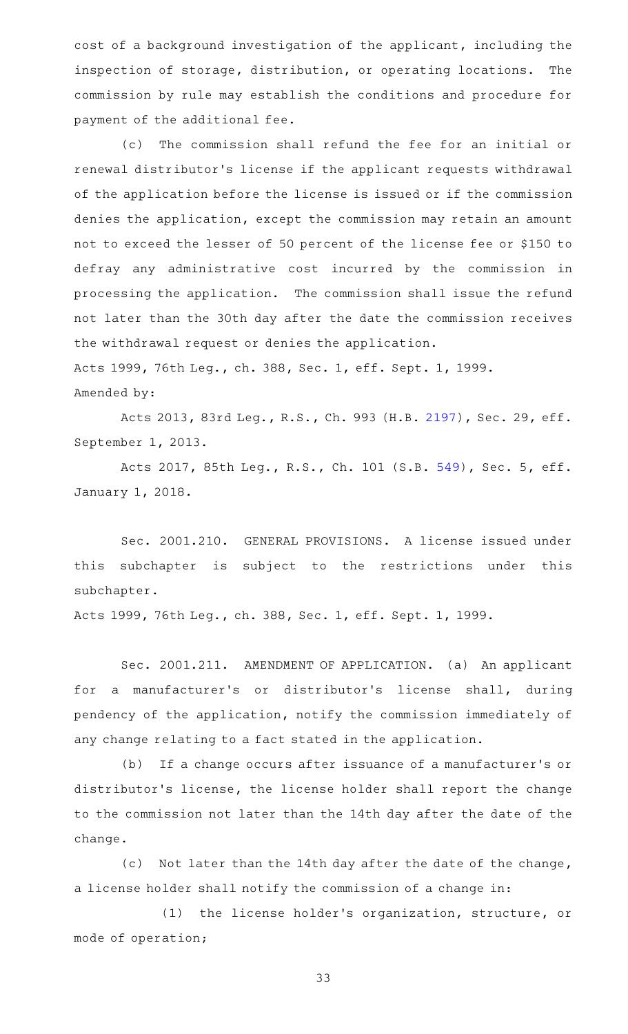cost of a background investigation of the applicant, including the inspection of storage, distribution, or operating locations. The commission by rule may establish the conditions and procedure for payment of the additional fee.

(c) The commission shall refund the fee for an initial or renewal distributor's license if the applicant requests withdrawal of the application before the license is issued or if the commission denies the application, except the commission may retain an amount not to exceed the lesser of 50 percent of the license fee or $150 to defray any administrative cost incurred by the commission in processing the application. The commission shall issue the refund not later than the 30th day after the date the commission receives the withdrawal request or denies the application.

Acts 1999, 76th Leg., ch. 388, Sec. 1, eff. Sept. 1, 1999.
Amended by:

Acts 2013, 83rd Leg., R.S., Ch. 993 (H.B. 2197), Sec. 29, eff. September 1, 2013.

Acts 2017, 85th Leg., R.S., Ch. 101 (S.B. 549), Sec. 5, eff. January 1, 2018.

Sec. 2001.210. GENERAL PROVISIONS. A license issued under this subchapter is subject to the restrictions under this subchapter.

Acts 1999, 76th Leg., ch. 388, Sec. 1, eff. Sept. 1, 1999.

Sec. 2001.211. AMENDMENT OF APPLICATION. (a) An applicant for a manufacturer's or distributor's license shall, during pendency of the application, notify the commission immediately of any change relating to a fact stated in the application.

(b) If a change occurs after issuance of a manufacturer's or distributor's license, the license holder shall report the change to the commission not later than the 14th day after the date of the change.

(c) Not later than the 14th day after the date of the change, a license holder shall notify the commission of a change in:

(1) the license holder's organization, structure, or mode of operation;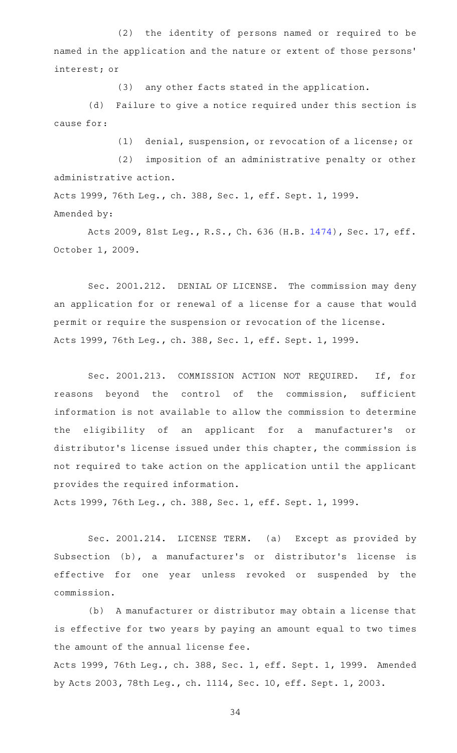(2) the identity of persons named or required to be named in the application and the nature or extent of those persons' interest; or

(3) any other facts stated in the application.

(d) Failure to give a notice required under this section is cause for:

(1) denial, suspension, or revocation of a license; or

(2) imposition of an administrative penalty or other administrative action.

Acts 1999, 76th Leg., ch. 388, Sec. 1, eff. Sept. 1, 1999.
Amended by:

Acts 2009, 81st Leg., R.S., Ch. 636 (H.B. 1474), Sec. 17, eff. October 1, 2009.

Sec. 2001.212. DENIAL OF LICENSE. The commission may deny an application for or renewal of a license for a cause that would permit or require the suspension or revocation of the license.
Acts 1999, 76th Leg., ch. 388, Sec. 1, eff. Sept. 1, 1999.

Sec. 2001.213. COMMISSION ACTION NOT REQUIRED. If, for reasons beyond the control of the commission, sufficient information is not available to allow the commission to determine the eligibility of an applicant for a manufacturer's or distributor's license issued under this chapter, the commission is not required to take action on the application until the applicant provides the required information.
Acts 1999, 76th Leg., ch. 388, Sec. 1, eff. Sept. 1, 1999.

Sec. 2001.214. LICENSE TERM. (a) Except as provided by Subsection (b), a manufacturer's or distributor's license is effective for one year unless revoked or suspended by the commission.

(b) A manufacturer or distributor may obtain a license that is effective for two years by paying an amount equal to two times the amount of the annual license fee.
Acts 1999, 76th Leg., ch. 388, Sec. 1, eff. Sept. 1, 1999. Amended by Acts 2003, 78th Leg., ch. 1114, Sec. 10, eff. Sept. 1, 2003.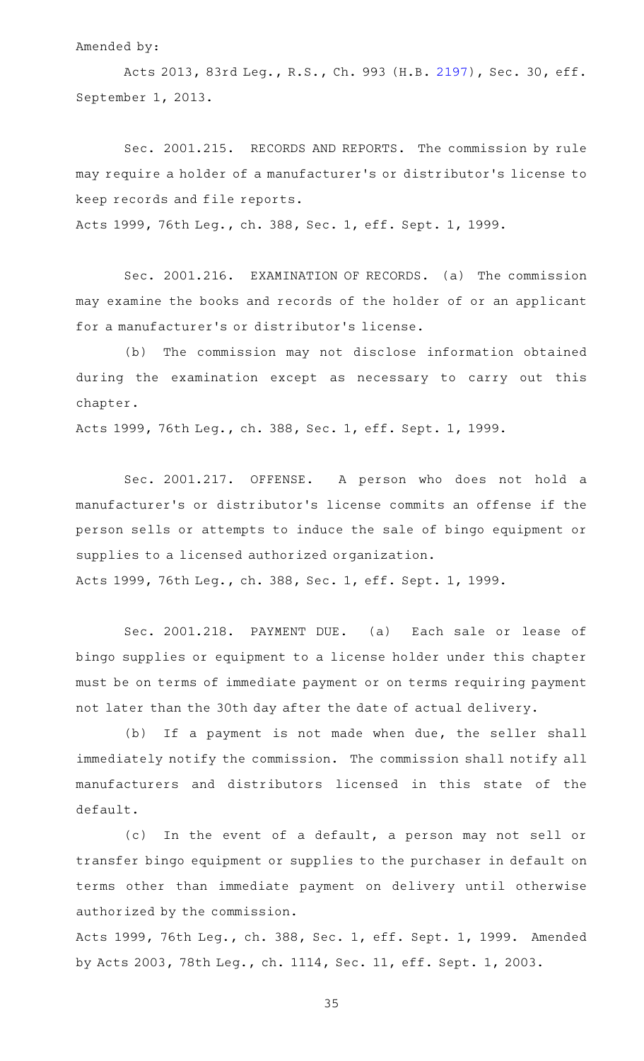Amended by:

Acts 2013, 83rd Leg., R.S., Ch. 993 (H.B. 2197), Sec. 30, eff. September 1, 2013.

Sec. 2001.215. RECORDS AND REPORTS. The commission by rule may require a holder of a manufacturer's or distributor's license to keep records and file reports.

Acts 1999, 76th Leg., ch. 388, Sec. 1, eff. Sept. 1, 1999.

Sec. 2001.216. EXAMINATION OF RECORDS. (a) The commission may examine the books and records of the holder of or an applicant for a manufacturer's or distributor's license.

(b) The commission may not disclose information obtained during the examination except as necessary to carry out this chapter.

Acts 1999, 76th Leg., ch. 388, Sec. 1, eff. Sept. 1, 1999.

Sec. 2001.217. OFFENSE. A person who does not hold a manufacturer's or distributor's license commits an offense if the person sells or attempts to induce the sale of bingo equipment or supplies to a licensed authorized organization.

Acts 1999, 76th Leg., ch. 388, Sec. 1, eff. Sept. 1, 1999.

Sec. 2001.218. PAYMENT DUE. (a) Each sale or lease of bingo supplies or equipment to a license holder under this chapter must be on terms of immediate payment or on terms requiring payment not later than the 30th day after the date of actual delivery.

(b) If a payment is not made when due, the seller shall immediately notify the commission. The commission shall notify all manufacturers and distributors licensed in this state of the default.

(c) In the event of a default, a person may not sell or transfer bingo equipment or supplies to the purchaser in default on terms other than immediate payment on delivery until otherwise authorized by the commission.

Acts 1999, 76th Leg., ch. 388, Sec. 1, eff. Sept. 1, 1999. Amended by Acts 2003, 78th Leg., ch. 1114, Sec. 11, eff. Sept. 1, 2003.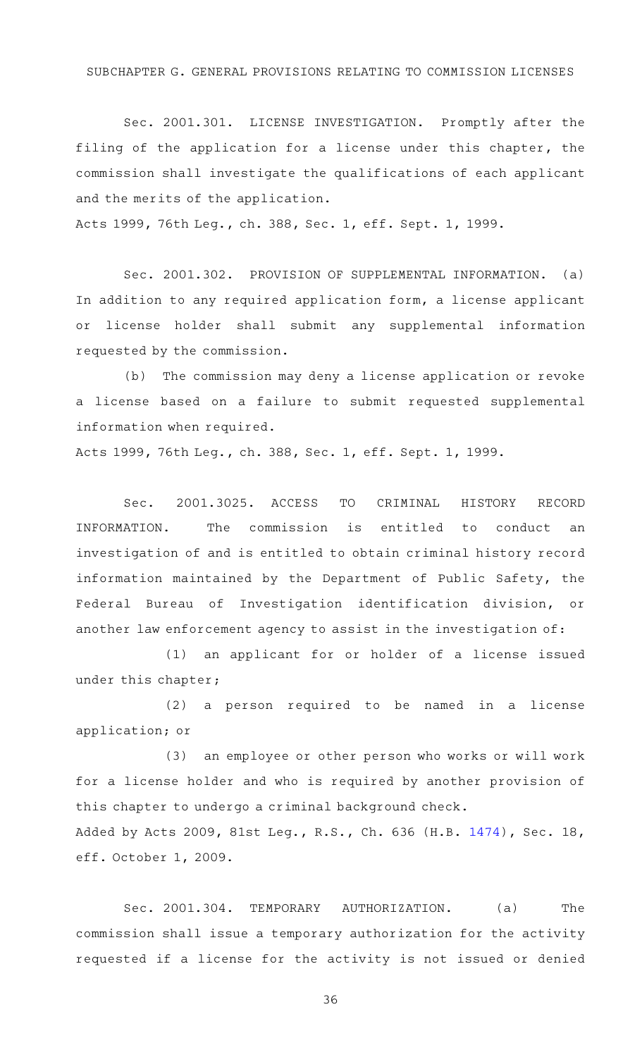SUBCHAPTER G. GENERAL PROVISIONS RELATING TO COMMISSION LICENSES

Sec. 2001.301. LICENSE INVESTIGATION. Promptly after the filing of the application for a license under this chapter, the commission shall investigate the qualifications of each applicant and the merits of the application.

Acts 1999, 76th Leg., ch. 388, Sec. 1, eff. Sept. 1, 1999.

Sec. 2001.302. PROVISION OF SUPPLEMENTAL INFORMATION. (a) In addition to any required application form, a license applicant or license holder shall submit any supplemental information requested by the commission.

(b) The commission may deny a license application or revoke a license based on a failure to submit requested supplemental information when required.

Acts 1999, 76th Leg., ch. 388, Sec. 1, eff. Sept. 1, 1999.

Sec. 2001.3025. ACCESS TO CRIMINAL HISTORY RECORD INFORMATION. The commission is entitled to conduct an investigation of and is entitled to obtain criminal history record information maintained by the Department of Public Safety, the Federal Bureau of Investigation identification division, or another law enforcement agency to assist in the investigation of:

(1) an applicant for or holder of a license issued under this chapter;

(2) a person required to be named in a license application; or

(3) an employee or other person who works or will work for a license holder and who is required by another provision of this chapter to undergo a criminal background check.

Added by Acts 2009, 81st Leg., R.S., Ch. 636 (H.B. 1474), Sec. 18, eff. October 1, 2009.

Sec. 2001.304. TEMPORARY AUTHORIZATION. (a) The commission shall issue a temporary authorization for the activity requested if a license for the activity is not issued or denied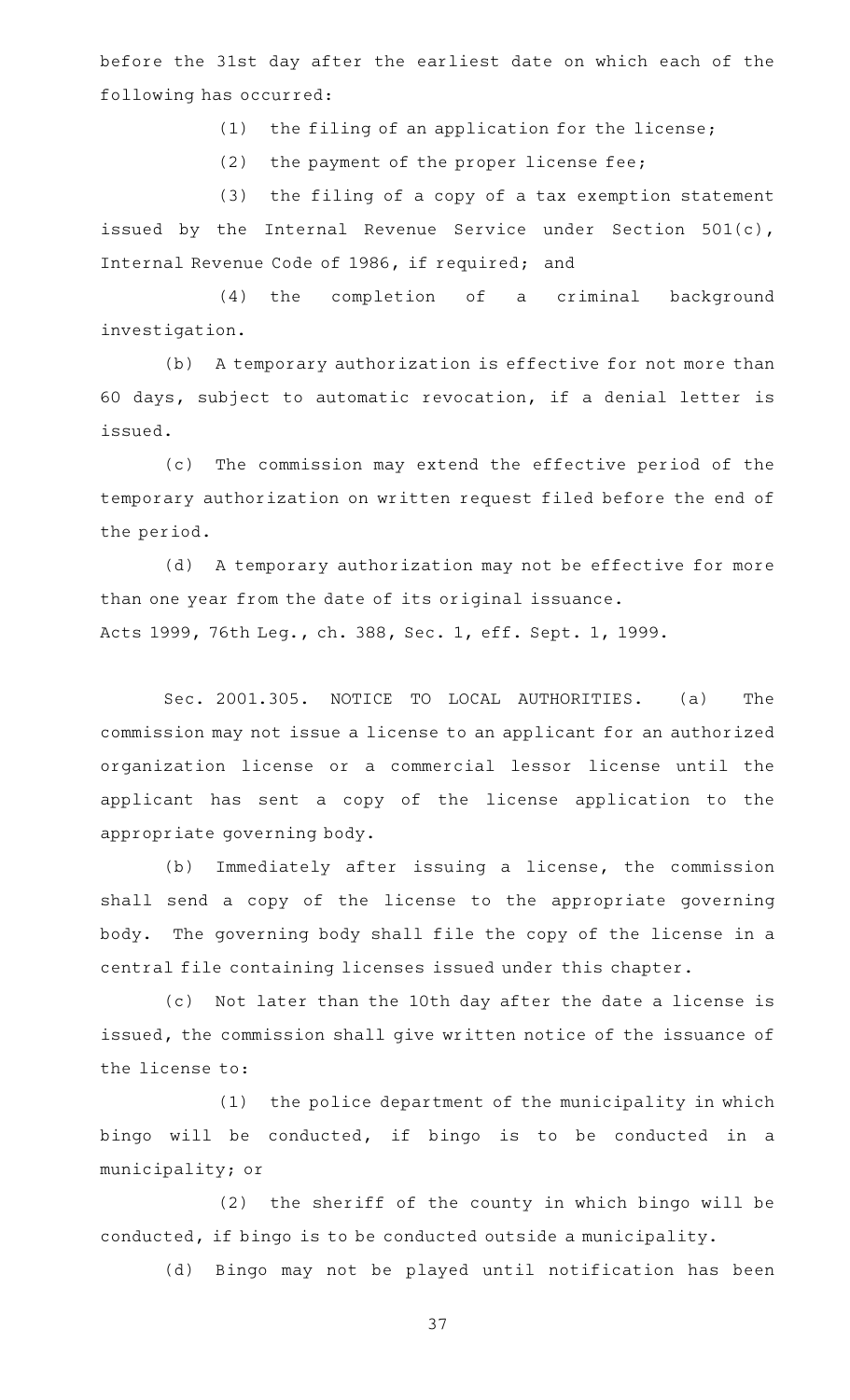before the 31st day after the earliest date on which each of the following has occurred:

(1) the filing of an application for the license;

(2) the payment of the proper license fee;

(3) the filing of a copy of a tax exemption statement issued by the Internal Revenue Service under Section 501(c), Internal Revenue Code of 1986, if required; and

(4) the completion of a criminal background investigation.

(b) A temporary authorization is effective for not more than 60 days, subject to automatic revocation, if a denial letter is issued.

(c) The commission may extend the effective period of the temporary authorization on written request filed before the end of the period.

(d) A temporary authorization may not be effective for more than one year from the date of its original issuance.

Acts 1999, 76th Leg., ch. 388, Sec. 1, eff. Sept. 1, 1999.

Sec. 2001.305. NOTICE TO LOCAL AUTHORITIES. (a) The commission may not issue a license to an applicant for an authorized organization license or a commercial lessor license until the applicant has sent a copy of the license application to the appropriate governing body.

(b) Immediately after issuing a license, the commission shall send a copy of the license to the appropriate governing body. The governing body shall file the copy of the license in a central file containing licenses issued under this chapter.

(c) Not later than the 10th day after the date a license is issued, the commission shall give written notice of the issuance of the license to:

(1) the police department of the municipality in which bingo will be conducted, if bingo is to be conducted in a municipality; or

(2) the sheriff of the county in which bingo will be conducted, if bingo is to be conducted outside a municipality.

(d) Bingo may not be played until notification has been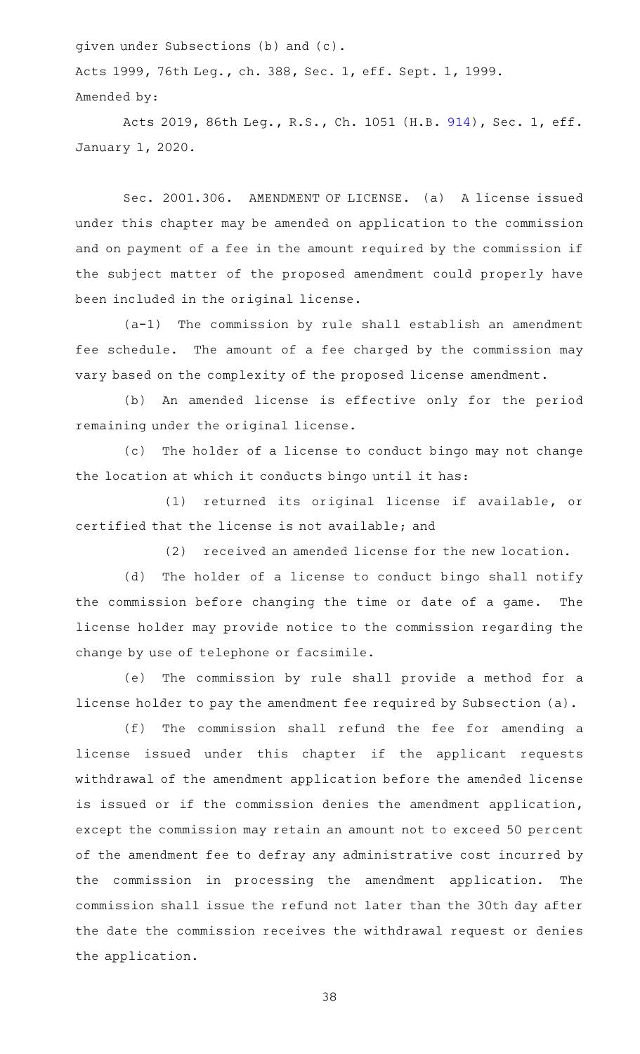given under Subsections (b) and (c).

Acts 1999, 76th Leg., ch. 388, Sec. 1, eff. Sept. 1, 1999.

Amended by:

Acts 2019, 86th Leg., R.S., Ch. 1051 (H.B. 914), Sec. 1, eff. January 1, 2020.

Sec. 2001.306. AMENDMENT OF LICENSE. (a) A license issued under this chapter may be amended on application to the commission and on payment of a fee in the amount required by the commission if the subject matter of the proposed amendment could properly have been included in the original license.

(a-1) The commission by rule shall establish an amendment fee schedule. The amount of a fee charged by the commission may vary based on the complexity of the proposed license amendment.

(b) An amended license is effective only for the period remaining under the original license.

(c) The holder of a license to conduct bingo may not change the location at which it conducts bingo until it has:

(1) returned its original license if available, or certified that the license is not available; and

(2) received an amended license for the new location.

(d) The holder of a license to conduct bingo shall notify the commission before changing the time or date of a game. The license holder may provide notice to the commission regarding the change by use of telephone or facsimile.

(e) The commission by rule shall provide a method for a license holder to pay the amendment fee required by Subsection (a).

(f) The commission shall refund the fee for amending a license issued under this chapter if the applicant requests withdrawal of the amendment application before the amended license is issued or if the commission denies the amendment application, except the commission may retain an amount not to exceed 50 percent of the amendment fee to defray any administrative cost incurred by the commission in processing the amendment application. The commission shall issue the refund not later than the 30th day after the date the commission receives the withdrawal request or denies the application.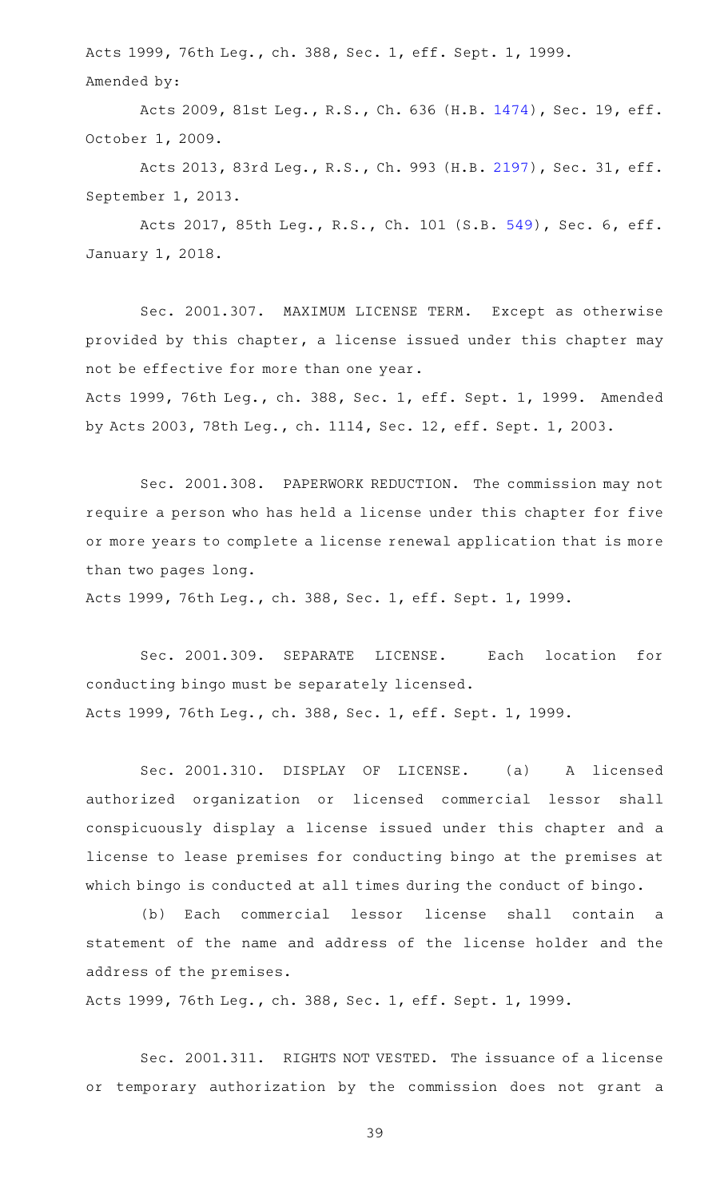Acts 1999, 76th Leg., ch. 388, Sec. 1, eff. Sept. 1, 1999.
Amended by:

Acts 2009, 81st Leg., R.S., Ch. 636 (H.B. 1474), Sec. 19, eff. October 1, 2009.

Acts 2013, 83rd Leg., R.S., Ch. 993 (H.B. 2197), Sec. 31, eff. September 1, 2013.

Acts 2017, 85th Leg., R.S., Ch. 101 (S.B. 549), Sec. 6, eff. January 1, 2018.

Sec. 2001.307. MAXIMUM LICENSE TERM. Except as otherwise provided by this chapter, a license issued under this chapter may not be effective for more than one year.
Acts 1999, 76th Leg., ch. 388, Sec. 1, eff. Sept. 1, 1999. Amended by Acts 2003, 78th Leg., ch. 1114, Sec. 12, eff. Sept. 1, 2003.

Sec. 2001.308. PAPERWORK REDUCTION. The commission may not require a person who has held a license under this chapter for five or more years to complete a license renewal application that is more than two pages long.
Acts 1999, 76th Leg., ch. 388, Sec. 1, eff. Sept. 1, 1999.

Sec. 2001.309. SEPARATE LICENSE. Each location for conducting bingo must be separately licensed.
Acts 1999, 76th Leg., ch. 388, Sec. 1, eff. Sept. 1, 1999.

Sec. 2001.310. DISPLAY OF LICENSE. (a) A licensed authorized organization or licensed commercial lessor shall conspicuously display a license issued under this chapter and a license to lease premises for conducting bingo at the premises at which bingo is conducted at all times during the conduct of bingo.

(b) Each commercial lessor license shall contain a statement of the name and address of the license holder and the address of the premises.
Acts 1999, 76th Leg., ch. 388, Sec. 1, eff. Sept. 1, 1999.

Sec. 2001.311. RIGHTS NOT VESTED. The issuance of a license or temporary authorization by the commission does not grant a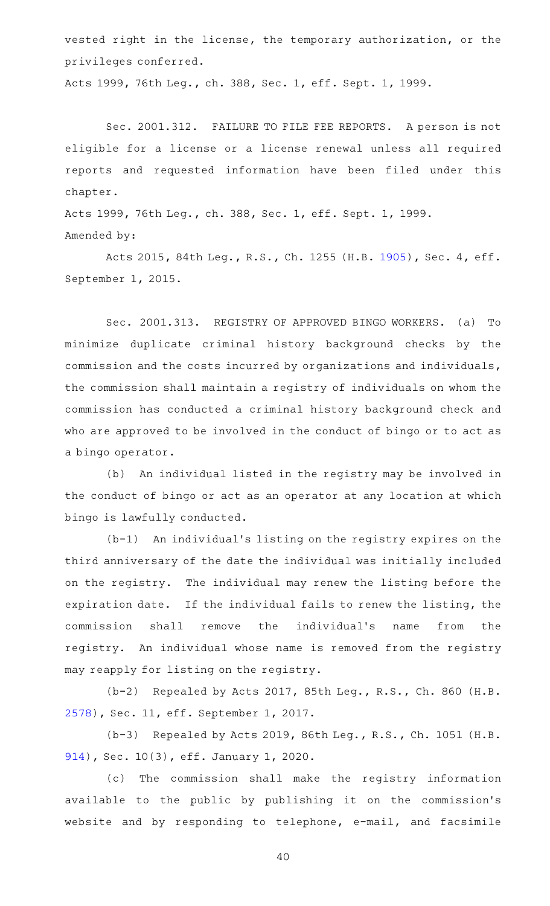vested right in the license, the temporary authorization, or the privileges conferred.

Acts 1999, 76th Leg., ch. 388, Sec. 1, eff. Sept. 1, 1999.

Sec. 2001.312. FAILURE TO FILE FEE REPORTS. A person is not eligible for a license or a license renewal unless all required reports and requested information have been filed under this chapter.

Acts 1999, 76th Leg., ch. 388, Sec. 1, eff. Sept. 1, 1999.
Amended by:

Acts 2015, 84th Leg., R.S., Ch. 1255 (H.B. 1905), Sec. 4, eff. September 1, 2015.

Sec. 2001.313. REGISTRY OF APPROVED BINGO WORKERS. (a) To minimize duplicate criminal history background checks by the commission and the costs incurred by organizations and individuals, the commission shall maintain a registry of individuals on whom the commission has conducted a criminal history background check and who are approved to be involved in the conduct of bingo or to act as a bingo operator.

(b) An individual listed in the registry may be involved in the conduct of bingo or act as an operator at any location at which bingo is lawfully conducted.

(b-1) An individual's listing on the registry expires on the third anniversary of the date the individual was initially included on the registry. The individual may renew the listing before the expiration date. If the individual fails to renew the listing, the commission shall remove the individual's name from the registry. An individual whose name is removed from the registry may reapply for listing on the registry.

(b-2) Repealed by Acts 2017, 85th Leg., R.S., Ch. 860 (H.B. 2578), Sec. 11, eff. September 1, 2017.

(b-3) Repealed by Acts 2019, 86th Leg., R.S., Ch. 1051 (H.B. 914), Sec. 10(3), eff. January 1, 2020.

(c) The commission shall make the registry information available to the public by publishing it on the commission's website and by responding to telephone, e-mail, and facsimile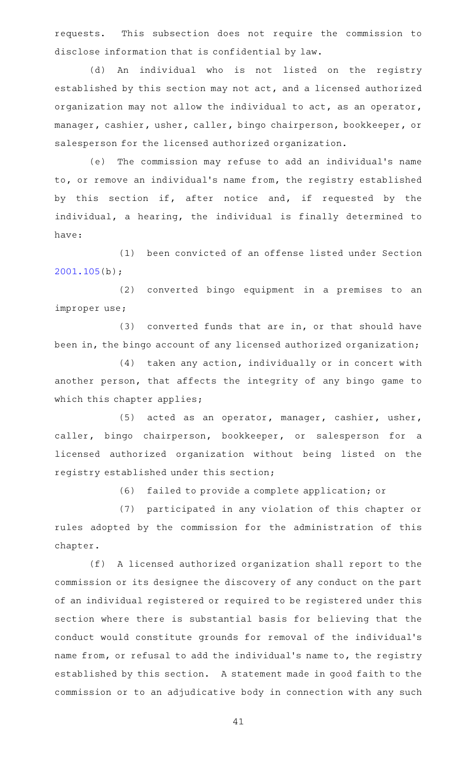requests. This subsection does not require the commission to disclose information that is confidential by law.

(d) An individual who is not listed on the registry established by this section may not act, and a licensed authorized organization may not allow the individual to act, as an operator, manager, cashier, usher, caller, bingo chairperson, bookkeeper, or salesperson for the licensed authorized organization.

(e) The commission may refuse to add an individual's name to, or remove an individual's name from, the registry established by this section if, after notice and, if requested by the individual, a hearing, the individual is finally determined to have:

(1) been convicted of an offense listed under Section 2001.105(b);

(2) converted bingo equipment in a premises to an improper use;

(3) converted funds that are in, or that should have been in, the bingo account of any licensed authorized organization;

(4) taken any action, individually or in concert with another person, that affects the integrity of any bingo game to which this chapter applies;

(5) acted as an operator, manager, cashier, usher, caller, bingo chairperson, bookkeeper, or salesperson for a licensed authorized organization without being listed on the registry established under this section;

(6) failed to provide a complete application; or

(7) participated in any violation of this chapter or rules adopted by the commission for the administration of this chapter.

(f) A licensed authorized organization shall report to the commission or its designee the discovery of any conduct on the part of an individual registered or required to be registered under this section where there is substantial basis for believing that the conduct would constitute grounds for removal of the individual's name from, or refusal to add the individual's name to, the registry established by this section. A statement made in good faith to the commission or to an adjudicative body in connection with any such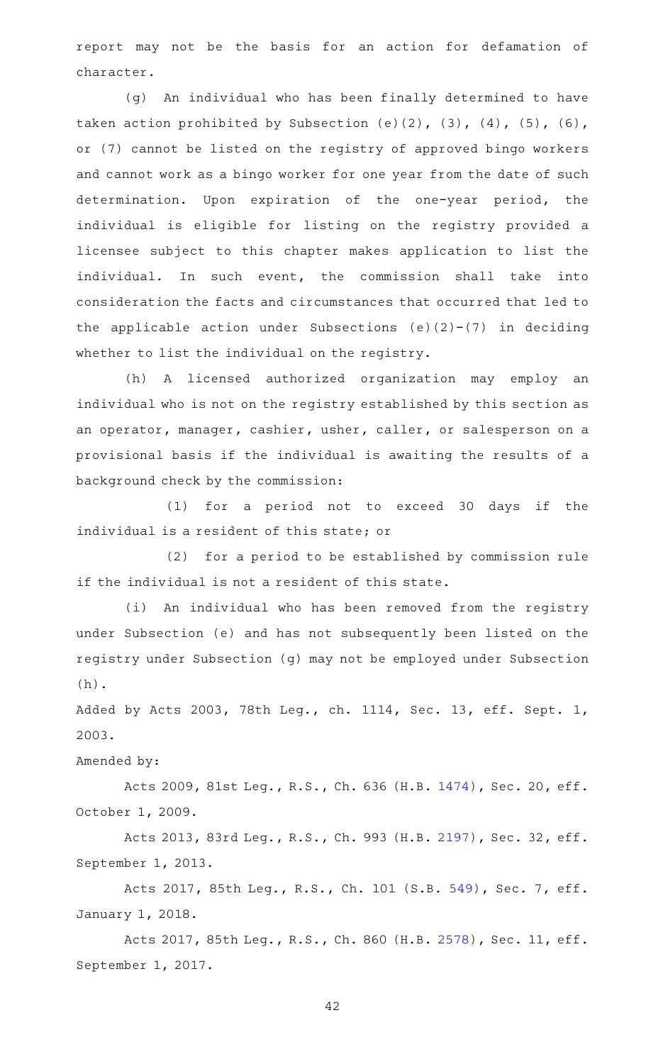report may not be the basis for an action for defamation of character.

(g) An individual who has been finally determined to have taken action prohibited by Subsection (e)(2), (3), (4), (5), (6), or (7) cannot be listed on the registry of approved bingo workers and cannot work as a bingo worker for one year from the date of such determination. Upon expiration of the one-year period, the individual is eligible for listing on the registry provided a licensee subject to this chapter makes application to list the individual. In such event, the commission shall take into consideration the facts and circumstances that occurred that led to the applicable action under Subsections (e)(2)-(7) in deciding whether to list the individual on the registry.

(h) A licensed authorized organization may employ an individual who is not on the registry established by this section as an operator, manager, cashier, usher, caller, or salesperson on a provisional basis if the individual is awaiting the results of a background check by the commission:

(1) for a period not to exceed 30 days if the individual is a resident of this state; or

(2) for a period to be established by commission rule if the individual is not a resident of this state.

(i) An individual who has been removed from the registry under Subsection (e) and has not subsequently been listed on the registry under Subsection (g) may not be employed under Subsection (h).

Added by Acts 2003, 78th Leg., ch. 1114, Sec. 13, eff. Sept. 1, 2003.

Amended by:

Acts 2009, 81st Leg., R.S., Ch. 636 (H.B. 1474), Sec. 20, eff. October 1, 2009.

Acts 2013, 83rd Leg., R.S., Ch. 993 (H.B. 2197), Sec. 32, eff. September 1, 2013.

Acts 2017, 85th Leg., R.S., Ch. 101 (S.B. 549), Sec. 7, eff. January 1, 2018.

Acts 2017, 85th Leg., R.S., Ch. 860 (H.B. 2578), Sec. 11, eff. September 1, 2017.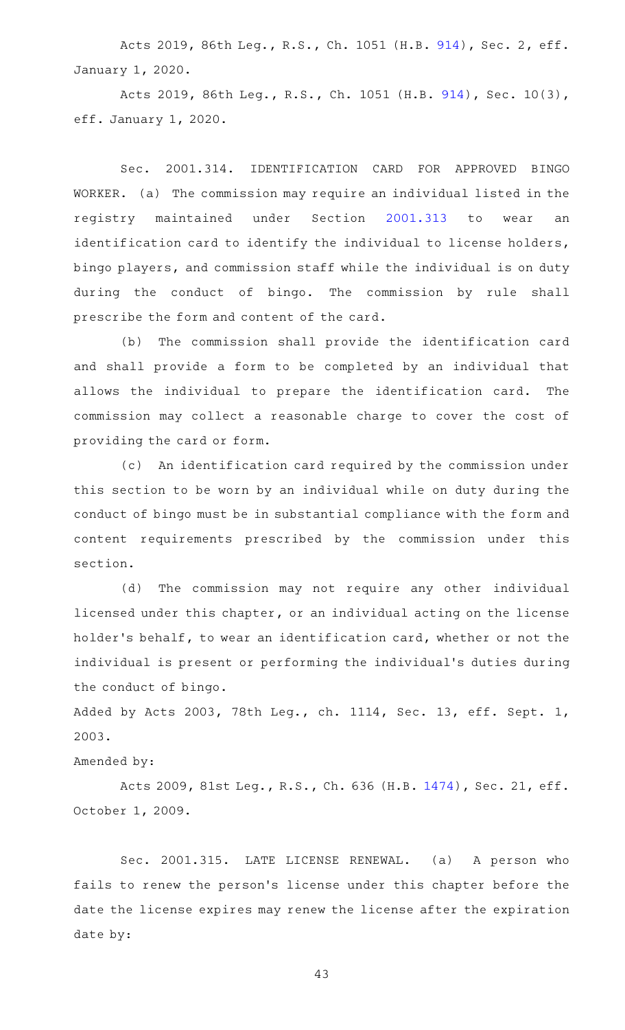Acts 2019, 86th Leg., R.S., Ch. 1051 (H.B. 914), Sec. 2, eff. January 1, 2020.

Acts 2019, 86th Leg., R.S., Ch. 1051 (H.B. 914), Sec. 10(3), eff. January 1, 2020.

Sec. 2001.314. IDENTIFICATION CARD FOR APPROVED BINGO WORKER. (a) The commission may require an individual listed in the registry maintained under Section 2001.313 to wear an identification card to identify the individual to license holders, bingo players, and commission staff while the individual is on duty during the conduct of bingo. The commission by rule shall prescribe the form and content of the card.

(b) The commission shall provide the identification card and shall provide a form to be completed by an individual that allows the individual to prepare the identification card. The commission may collect a reasonable charge to cover the cost of providing the card or form.

(c) An identification card required by the commission under this section to be worn by an individual while on duty during the conduct of bingo must be in substantial compliance with the form and content requirements prescribed by the commission under this section.

(d) The commission may not require any other individual licensed under this chapter, or an individual acting on the license holder's behalf, to wear an identification card, whether or not the individual is present or performing the individual's duties during the conduct of bingo.

Added by Acts 2003, 78th Leg., ch. 1114, Sec. 13, eff. Sept. 1, 2003.

Amended by:

Acts 2009, 81st Leg., R.S., Ch. 636 (H.B. 1474), Sec. 21, eff. October 1, 2009.

Sec. 2001.315. LATE LICENSE RENEWAL. (a) A person who fails to renew the person's license under this chapter before the date the license expires may renew the license after the expiration date by: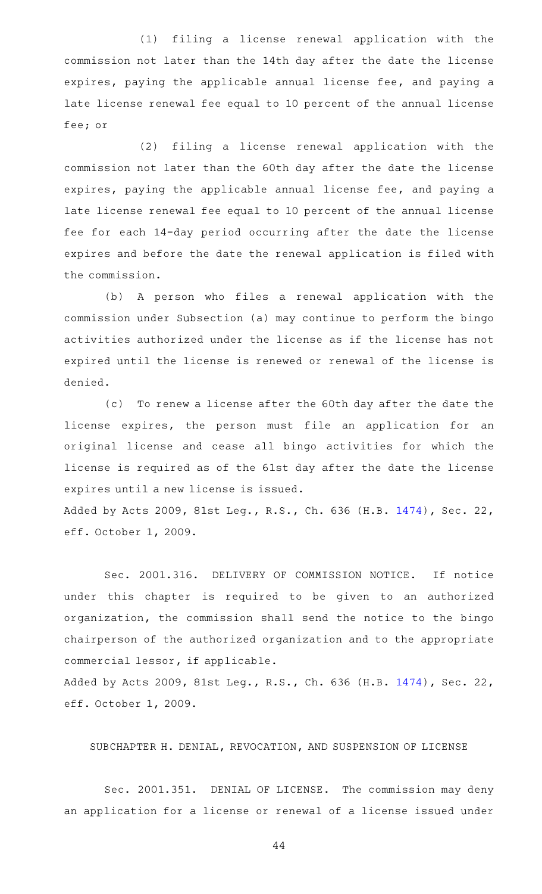(1) filing a license renewal application with the commission not later than the 14th day after the date the license expires, paying the applicable annual license fee, and paying a late license renewal fee equal to 10 percent of the annual license fee; or

(2) filing a license renewal application with the commission not later than the 60th day after the date the license expires, paying the applicable annual license fee, and paying a late license renewal fee equal to 10 percent of the annual license fee for each 14-day period occurring after the date the license expires and before the date the renewal application is filed with the commission.

(b) A person who files a renewal application with the commission under Subsection (a) may continue to perform the bingo activities authorized under the license as if the license has not expired until the license is renewed or renewal of the license is denied.

(c) To renew a license after the 60th day after the date the license expires, the person must file an application for an original license and cease all bingo activities for which the license is required as of the 61st day after the date the license expires until a new license is issued.

Added by Acts 2009, 81st Leg., R.S., Ch. 636 (H.B. 1474), Sec. 22, eff. October 1, 2009.

Sec. 2001.316. DELIVERY OF COMMISSION NOTICE. If notice under this chapter is required to be given to an authorized organization, the commission shall send the notice to the bingo chairperson of the authorized organization and to the appropriate commercial lessor, if applicable.

Added by Acts 2009, 81st Leg., R.S., Ch. 636 (H.B. 1474), Sec. 22, eff. October 1, 2009.

SUBCHAPTER H. DENIAL, REVOCATION, AND SUSPENSION OF LICENSE

Sec. 2001.351. DENIAL OF LICENSE. The commission may deny an application for a license or renewal of a license issued under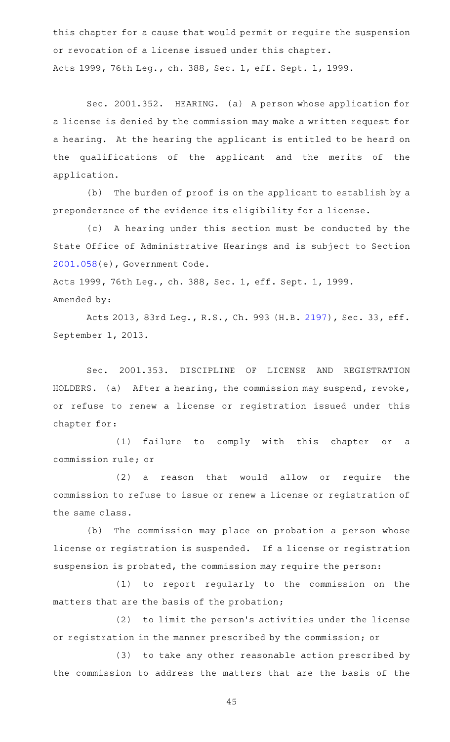this chapter for a cause that would permit or require the suspension or revocation of a license issued under this chapter.

Acts 1999, 76th Leg., ch. 388, Sec. 1, eff. Sept. 1, 1999.

Sec. 2001.352. HEARING. (a) A person whose application for a license is denied by the commission may make a written request for a hearing. At the hearing the applicant is entitled to be heard on the qualifications of the applicant and the merits of the application.

(b) The burden of proof is on the applicant to establish by a preponderance of the evidence its eligibility for a license.

(c) A hearing under this section must be conducted by the State Office of Administrative Hearings and is subject to Section 2001.058(e), Government Code.

Acts 1999, 76th Leg., ch. 388, Sec. 1, eff. Sept. 1, 1999.

Amended by:

Acts 2013, 83rd Leg., R.S., Ch. 993 (H.B. 2197), Sec. 33, eff. September 1, 2013.

Sec. 2001.353. DISCIPLINE OF LICENSE AND REGISTRATION HOLDERS. (a) After a hearing, the commission may suspend, revoke, or refuse to renew a license or registration issued under this chapter for:

(1) failure to comply with this chapter or a commission rule; or

(2) a reason that would allow or require the commission to refuse to issue or renew a license or registration of the same class.

(b) The commission may place on probation a person whose license or registration is suspended. If a license or registration suspension is probated, the commission may require the person:

(1) to report regularly to the commission on the matters that are the basis of the probation;

(2) to limit the person's activities under the license or registration in the manner prescribed by the commission; or

(3) to take any other reasonable action prescribed by the commission to address the matters that are the basis of the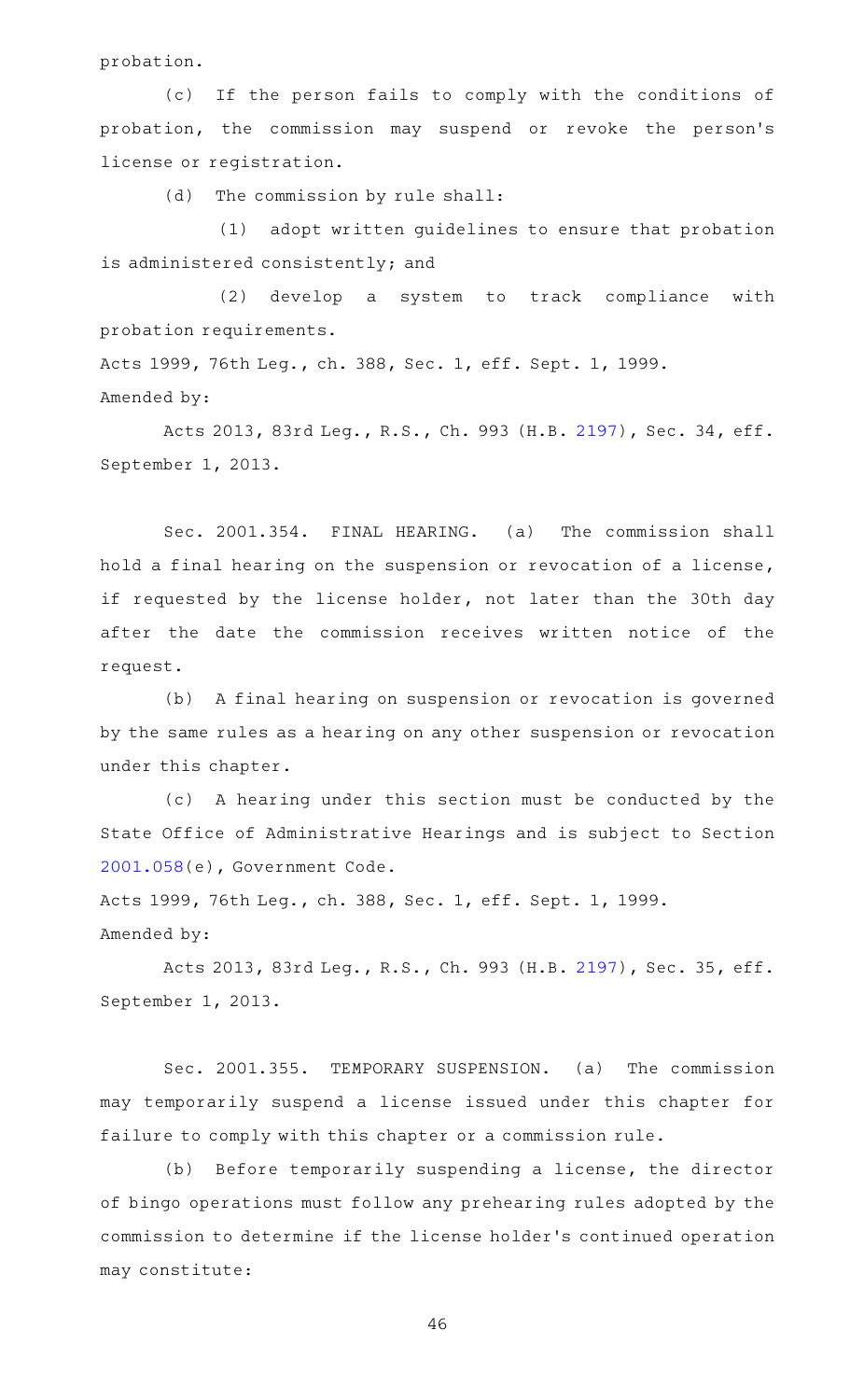probation.

(c) If the person fails to comply with the conditions of probation, the commission may suspend or revoke the person's license or registration.

(d) The commission by rule shall:

(1) adopt written guidelines to ensure that probation is administered consistently; and

(2) develop a system to track compliance with probation requirements.

Acts 1999, 76th Leg., ch. 388, Sec. 1, eff. Sept. 1, 1999.
Amended by:

Acts 2013, 83rd Leg., R.S., Ch. 993 (H.B. 2197), Sec. 34, eff. September 1, 2013.

Sec. 2001.354. FINAL HEARING. (a) The commission shall hold a final hearing on the suspension or revocation of a license, if requested by the license holder, not later than the 30th day after the date the commission receives written notice of the request.

(b) A final hearing on suspension or revocation is governed by the same rules as a hearing on any other suspension or revocation under this chapter.

(c) A hearing under this section must be conducted by the State Office of Administrative Hearings and is subject to Section 2001.058(e), Government Code.

Acts 1999, 76th Leg., ch. 388, Sec. 1, eff. Sept. 1, 1999.
Amended by:

Acts 2013, 83rd Leg., R.S., Ch. 993 (H.B. 2197), Sec. 35, eff. September 1, 2013.

Sec. 2001.355. TEMPORARY SUSPENSION. (a) The commission may temporarily suspend a license issued under this chapter for failure to comply with this chapter or a commission rule.

(b) Before temporarily suspending a license, the director of bingo operations must follow any prehearing rules adopted by the commission to determine if the license holder's continued operation may constitute: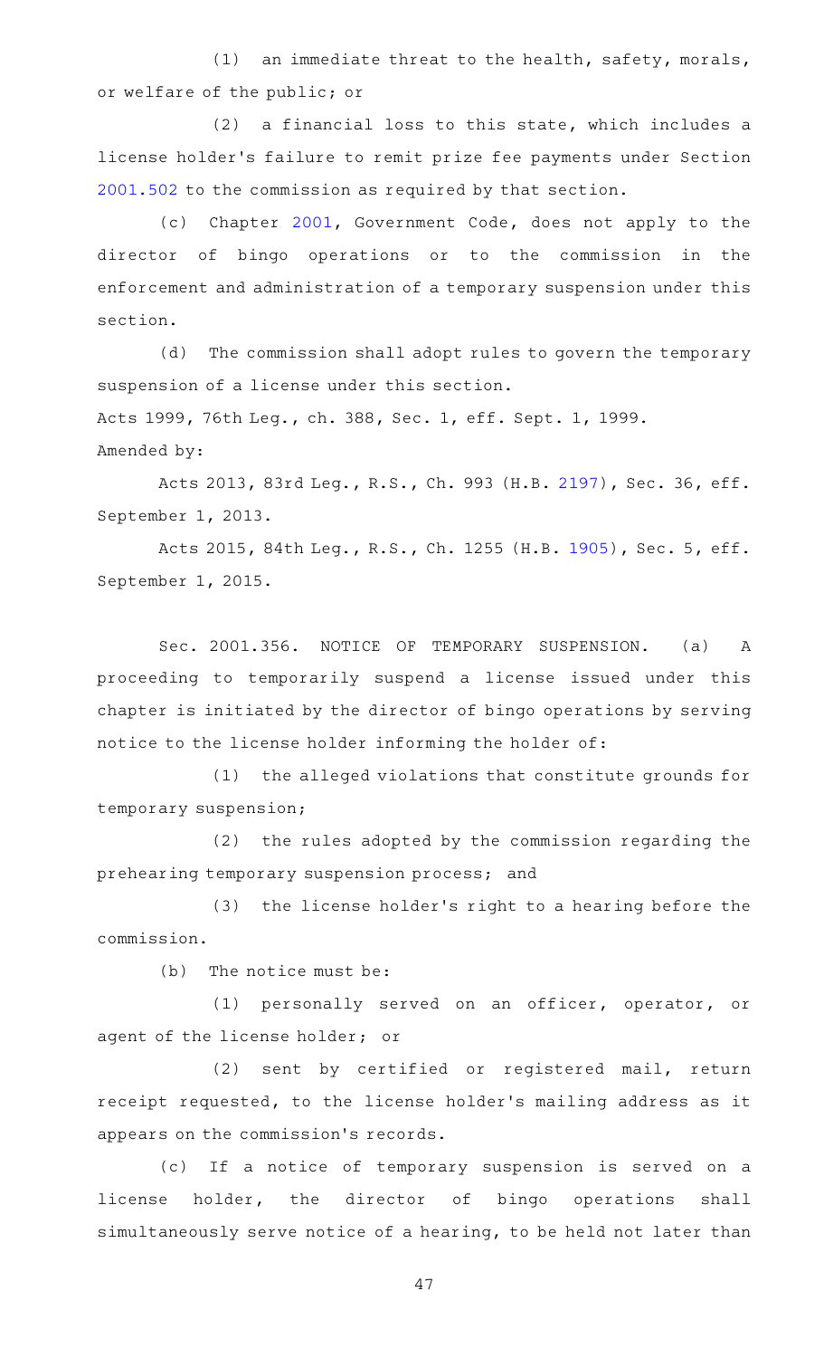(1) an immediate threat to the health, safety, morals, or welfare of the public; or

(2) a financial loss to this state, which includes a license holder's failure to remit prize fee payments under Section 2001.502 to the commission as required by that section.

(c) Chapter 2001, Government Code, does not apply to the director of bingo operations or to the commission in the enforcement and administration of a temporary suspension under this section.

(d) The commission shall adopt rules to govern the temporary suspension of a license under this section.

Acts 1999, 76th Leg., ch. 388, Sec. 1, eff. Sept. 1, 1999.

Amended by:

Acts 2013, 83rd Leg., R.S., Ch. 993 (H.B. 2197), Sec. 36, eff. September 1, 2013.

Acts 2015, 84th Leg., R.S., Ch. 1255 (H.B. 1905), Sec. 5, eff. September 1, 2015.

Sec. 2001.356. NOTICE OF TEMPORARY SUSPENSION. (a) A proceeding to temporarily suspend a license issued under this chapter is initiated by the director of bingo operations by serving notice to the license holder informing the holder of:

(1) the alleged violations that constitute grounds for temporary suspension;

(2) the rules adopted by the commission regarding the prehearing temporary suspension process; and

(3) the license holder's right to a hearing before the commission.

(b) The notice must be:

(1) personally served on an officer, operator, or agent of the license holder; or

(2) sent by certified or registered mail, return receipt requested, to the license holder's mailing address as it appears on the commission's records.

(c) If a notice of temporary suspension is served on a license holder, the director of bingo operations shall simultaneously serve notice of a hearing, to be held not later than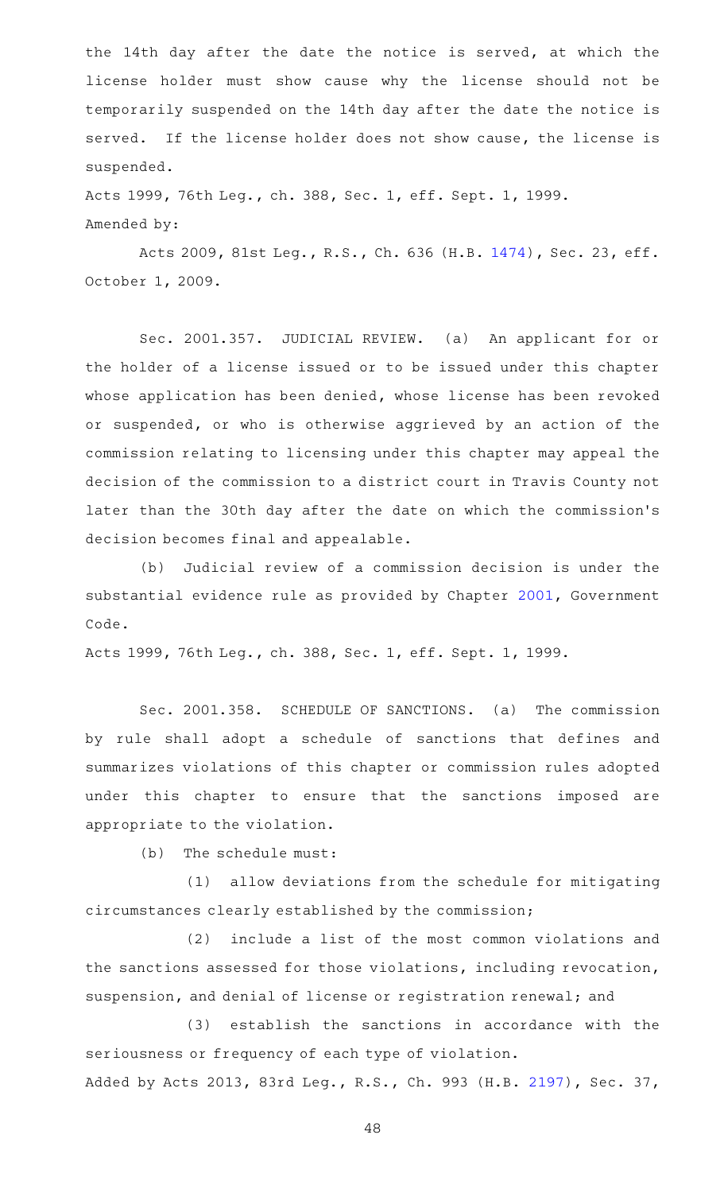the 14th day after the date the notice is served, at which the license holder must show cause why the license should not be temporarily suspended on the 14th day after the date the notice is served. If the license holder does not show cause, the license is suspended.

Acts 1999, 76th Leg., ch. 388, Sec. 1, eff. Sept. 1, 1999.

Amended by:

Acts 2009, 81st Leg., R.S., Ch. 636 (H.B. 1474), Sec. 23, eff. October 1, 2009.

Sec. 2001.357. JUDICIAL REVIEW. (a) An applicant for or the holder of a license issued or to be issued under this chapter whose application has been denied, whose license has been revoked or suspended, or who is otherwise aggrieved by an action of the commission relating to licensing under this chapter may appeal the decision of the commission to a district court in Travis County not later than the 30th day after the date on which the commission's decision becomes final and appealable.

(b) Judicial review of a commission decision is under the substantial evidence rule as provided by Chapter 2001, Government Code.

Acts 1999, 76th Leg., ch. 388, Sec. 1, eff. Sept. 1, 1999.

Sec. 2001.358. SCHEDULE OF SANCTIONS. (a) The commission by rule shall adopt a schedule of sanctions that defines and summarizes violations of this chapter or commission rules adopted under this chapter to ensure that the sanctions imposed are appropriate to the violation.

(b) The schedule must:

(1) allow deviations from the schedule for mitigating circumstances clearly established by the commission;

(2) include a list of the most common violations and the sanctions assessed for those violations, including revocation, suspension, and denial of license or registration renewal; and

(3) establish the sanctions in accordance with the seriousness or frequency of each type of violation.

Added by Acts 2013, 83rd Leg., R.S., Ch. 993 (H.B. 2197), Sec. 37,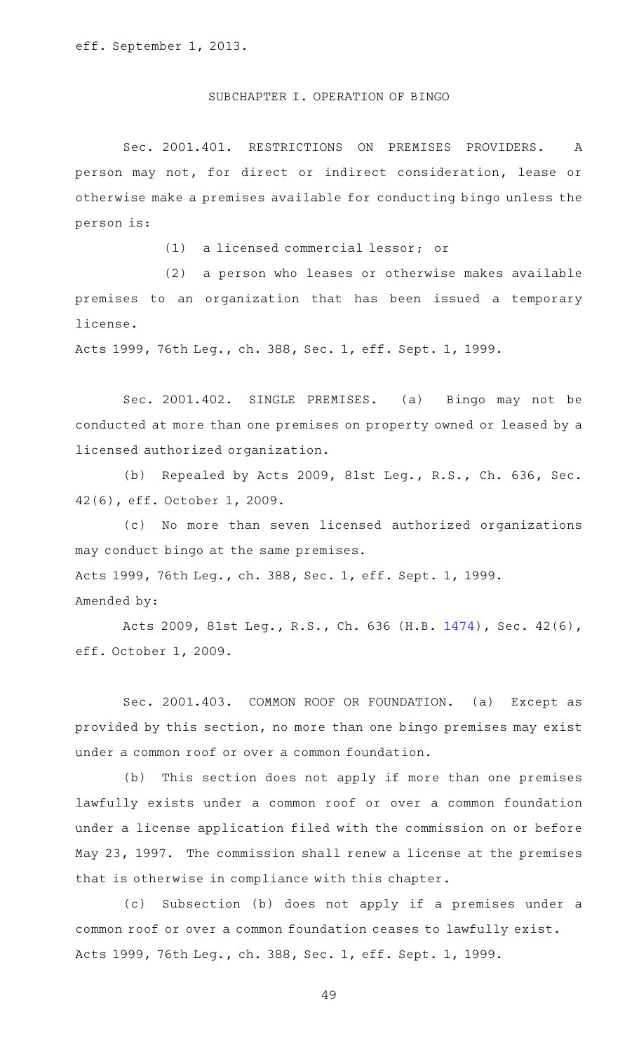eff. September 1, 2013.

## SUBCHAPTER I. OPERATION OF BINGO

Sec. 2001.401. RESTRICTIONS ON PREMISES PROVIDERS. A person may not, for direct or indirect consideration, lease or otherwise make a premises available for conducting bingo unless the person is:

(1) a licensed commercial lessor; or

(2) a person who leases or otherwise makes available premises to an organization that has been issued a temporary license.

Acts 1999, 76th Leg., ch. 388, Sec. 1, eff. Sept. 1, 1999.

Sec. 2001.402. SINGLE PREMISES. (a) Bingo may not be conducted at more than one premises on property owned or leased by a licensed authorized organization.

(b) Repealed by Acts 2009, 81st Leg., R.S., Ch. 636, Sec. 42(6), eff. October 1, 2009.

(c) No more than seven licensed authorized organizations may conduct bingo at the same premises.

Acts 1999, 76th Leg., ch. 388, Sec. 1, eff. Sept. 1, 1999.

Amended by:

Acts 2009, 81st Leg., R.S., Ch. 636 (H.B. 1474), Sec. 42(6), eff. October 1, 2009.

Sec. 2001.403. COMMON ROOF OR FOUNDATION. (a) Except as provided by this section, no more than one bingo premises may exist under a common roof or over a common foundation.

(b) This section does not apply if more than one premises lawfully exists under a common roof or over a common foundation under a license application filed with the commission on or before May 23, 1997. The commission shall renew a license at the premises that is otherwise in compliance with this chapter.

(c) Subsection (b) does not apply if a premises under a common roof or over a common foundation ceases to lawfully exist.

Acts 1999, 76th Leg., ch. 388, Sec. 1, eff. Sept. 1, 1999.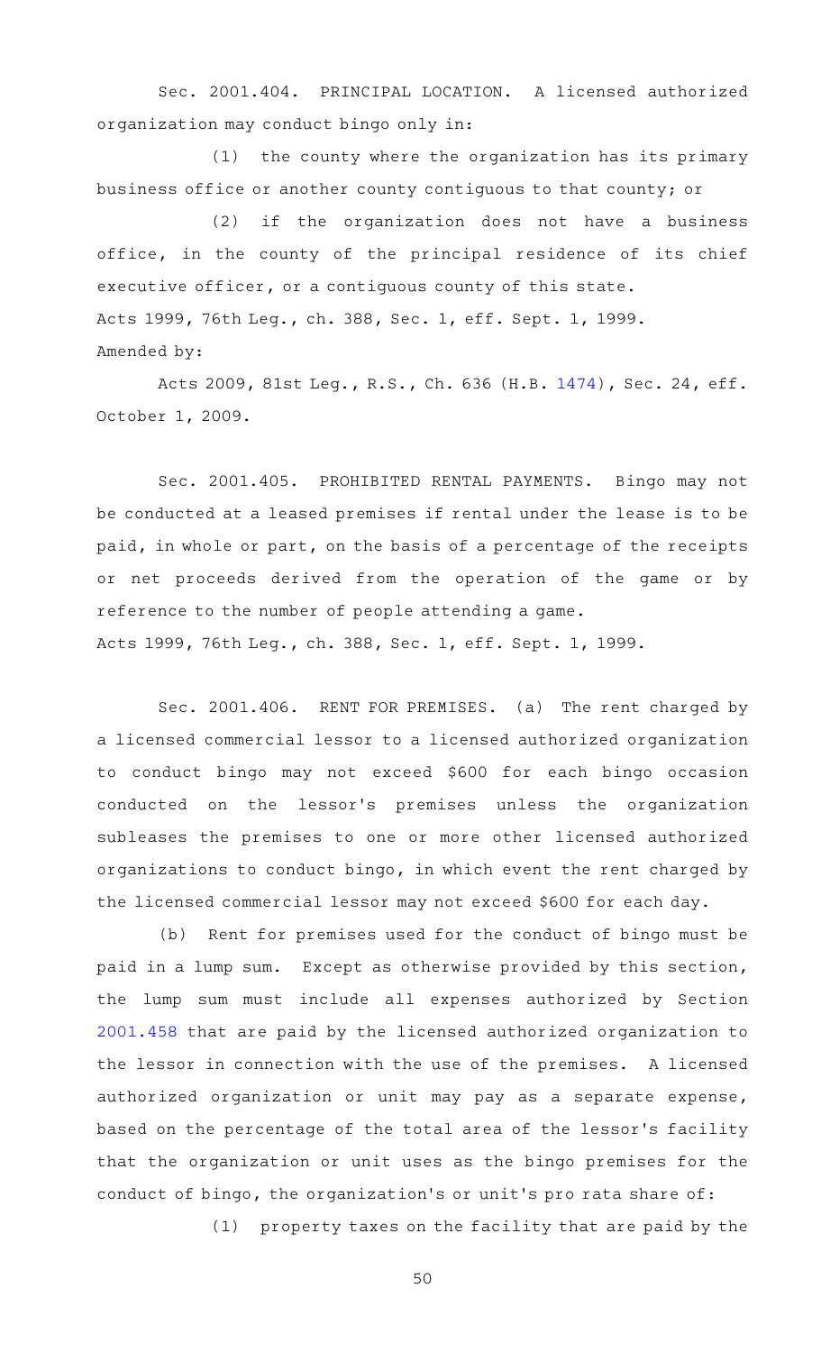Sec. 2001.404. PRINCIPAL LOCATION. A licensed authorized organization may conduct bingo only in:

(1) the county where the organization has its primary business office or another county contiguous to that county; or

(2) if the organization does not have a business office, in the county of the principal residence of its chief executive officer, or a contiguous county of this state.

Acts 1999, 76th Leg., ch. 388, Sec. 1, eff. Sept. 1, 1999.

Amended by:

Acts 2009, 81st Leg., R.S., Ch. 636 (H.B. 1474), Sec. 24, eff. October 1, 2009.

Sec. 2001.405. PROHIBITED RENTAL PAYMENTS. Bingo may not be conducted at a leased premises if rental under the lease is to be paid, in whole or part, on the basis of a percentage of the receipts or net proceeds derived from the operation of the game or by reference to the number of people attending a game.

Acts 1999, 76th Leg., ch. 388, Sec. 1, eff. Sept. 1, 1999.

Sec. 2001.406. RENT FOR PREMISES. (a) The rent charged by a licensed commercial lessor to a licensed authorized organization to conduct bingo may not exceed $600 for each bingo occasion conducted on the lessor's premises unless the organization subleases the premises to one or more other licensed authorized organizations to conduct bingo, in which event the rent charged by the licensed commercial lessor may not exceed $600 for each day.

(b) Rent for premises used for the conduct of bingo must be paid in a lump sum. Except as otherwise provided by this section, the lump sum must include all expenses authorized by Section 2001.458 that are paid by the licensed authorized organization to the lessor in connection with the use of the premises. A licensed authorized organization or unit may pay as a separate expense, based on the percentage of the total area of the lessor's facility that the organization or unit uses as the bingo premises for the conduct of bingo, the organization's or unit's pro rata share of:

(1) property taxes on the facility that are paid by the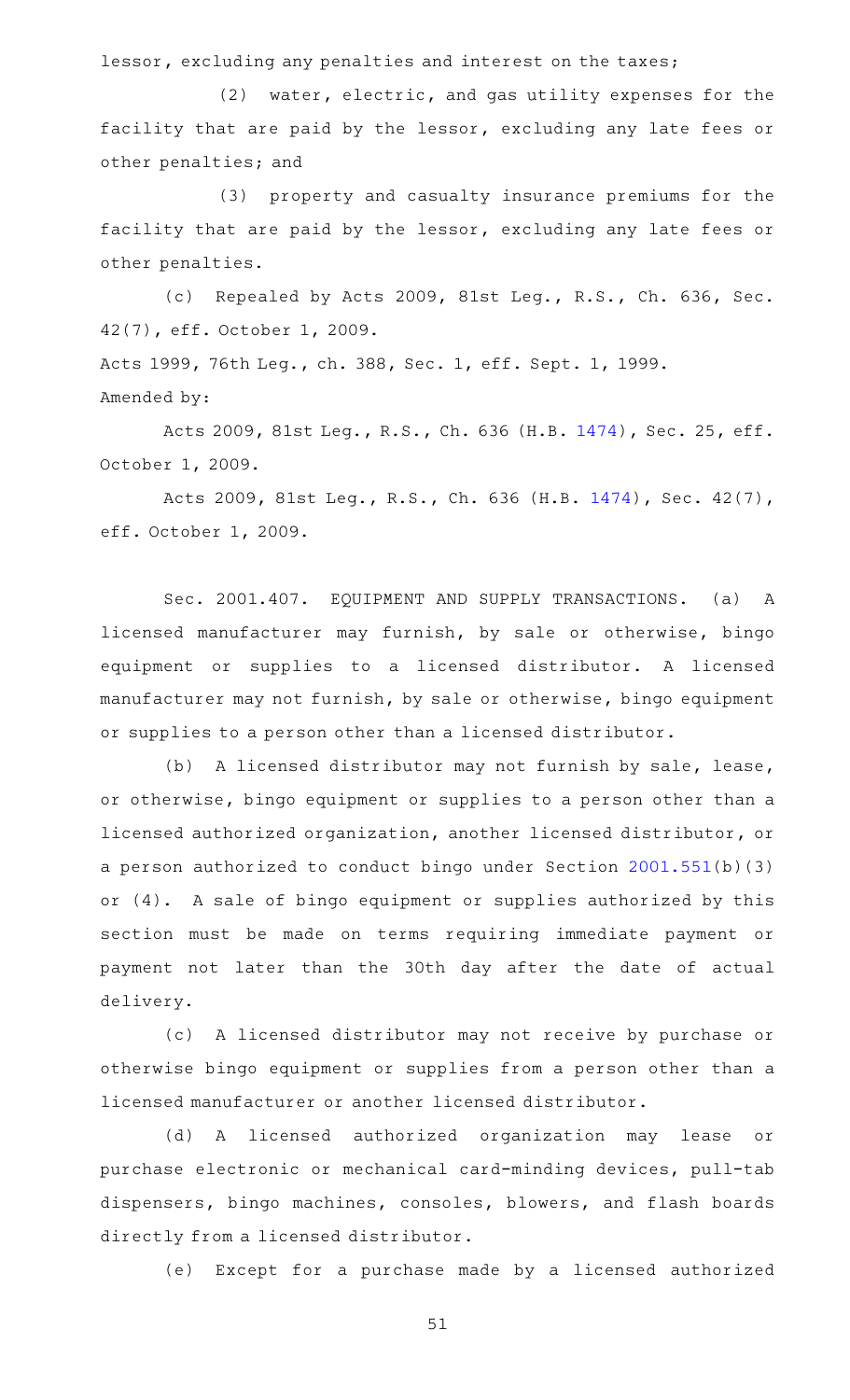lessor, excluding any penalties and interest on the taxes;

(2) water, electric, and gas utility expenses for the facility that are paid by the lessor, excluding any late fees or other penalties; and

(3) property and casualty insurance premiums for the facility that are paid by the lessor, excluding any late fees or other penalties.

(c) Repealed by Acts 2009, 81st Leg., R.S., Ch. 636, Sec. 42(7), eff. October 1, 2009.

Acts 1999, 76th Leg., ch. 388, Sec. 1, eff. Sept. 1, 1999.
Amended by:

Acts 2009, 81st Leg., R.S., Ch. 636 (H.B. 1474), Sec. 25, eff. October 1, 2009.

Acts 2009, 81st Leg., R.S., Ch. 636 (H.B. 1474), Sec. 42(7), eff. October 1, 2009.

Sec. 2001.407. EQUIPMENT AND SUPPLY TRANSACTIONS. (a) A licensed manufacturer may furnish, by sale or otherwise, bingo equipment or supplies to a licensed distributor. A licensed manufacturer may not furnish, by sale or otherwise, bingo equipment or supplies to a person other than a licensed distributor.

(b) A licensed distributor may not furnish by sale, lease, or otherwise, bingo equipment or supplies to a person other than a licensed authorized organization, another licensed distributor, or a person authorized to conduct bingo under Section 2001.551(b)(3) or (4). A sale of bingo equipment or supplies authorized by this section must be made on terms requiring immediate payment or payment not later than the 30th day after the date of actual delivery.

(c) A licensed distributor may not receive by purchase or otherwise bingo equipment or supplies from a person other than a licensed manufacturer or another licensed distributor.

(d) A licensed authorized organization may lease or purchase electronic or mechanical card-minding devices, pull-tab dispensers, bingo machines, consoles, blowers, and flash boards directly from a licensed distributor.

(e) Except for a purchase made by a licensed authorized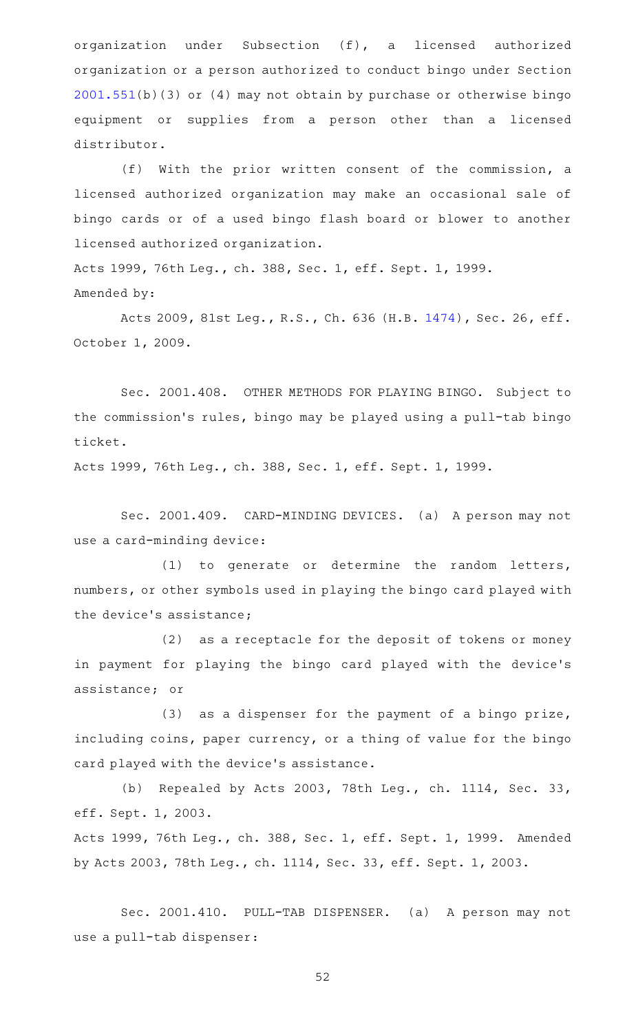organization under Subsection (f), a licensed authorized organization or a person authorized to conduct bingo under Section 2001.551(b)(3) or (4) may not obtain by purchase or otherwise bingo equipment or supplies from a person other than a licensed distributor.

(f) With the prior written consent of the commission, a licensed authorized organization may make an occasional sale of bingo cards or of a used bingo flash board or blower to another licensed authorized organization.

Acts 1999, 76th Leg., ch. 388, Sec. 1, eff. Sept. 1, 1999.
Amended by:

Acts 2009, 81st Leg., R.S., Ch. 636 (H.B. 1474), Sec. 26, eff. October 1, 2009.

Sec. 2001.408. OTHER METHODS FOR PLAYING BINGO. Subject to the commission's rules, bingo may be played using a pull-tab bingo ticket.

Acts 1999, 76th Leg., ch. 388, Sec. 1, eff. Sept. 1, 1999.

Sec. 2001.409. CARD-MINDING DEVICES. (a) A person may not use a card-minding device:

(1) to generate or determine the random letters, numbers, or other symbols used in playing the bingo card played with the device's assistance;

(2) as a receptacle for the deposit of tokens or money in payment for playing the bingo card played with the device's assistance; or

(3) as a dispenser for the payment of a bingo prize, including coins, paper currency, or a thing of value for the bingo card played with the device's assistance.

(b) Repealed by Acts 2003, 78th Leg., ch. 1114, Sec. 33, eff. Sept. 1, 2003.

Acts 1999, 76th Leg., ch. 388, Sec. 1, eff. Sept. 1, 1999. Amended by Acts 2003, 78th Leg., ch. 1114, Sec. 33, eff. Sept. 1, 2003.

Sec. 2001.410. PULL-TAB DISPENSER. (a) A person may not use a pull-tab dispenser: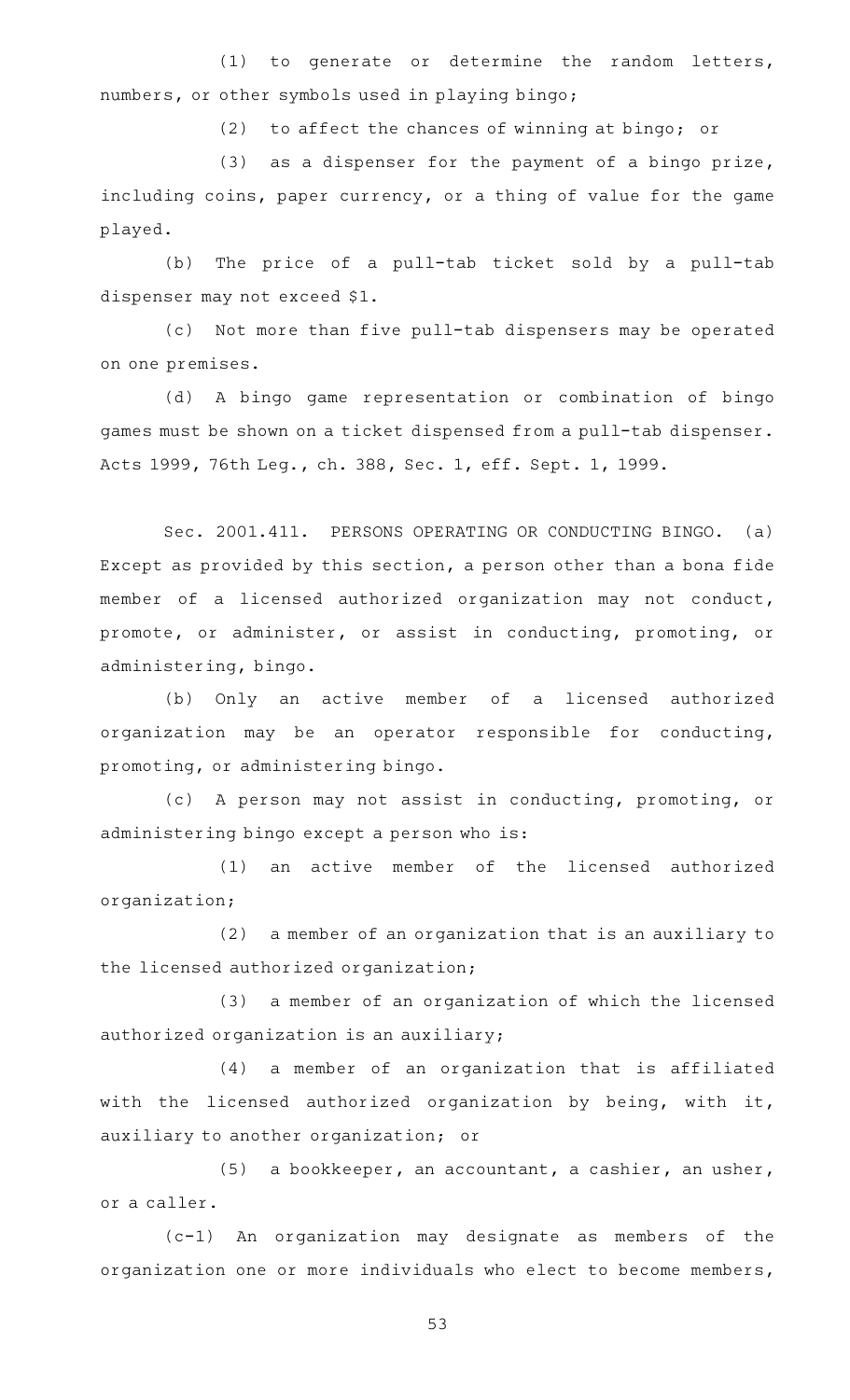(1) to generate or determine the random letters, numbers, or other symbols used in playing bingo;

(2) to affect the chances of winning at bingo; or

(3) as a dispenser for the payment of a bingo prize, including coins, paper currency, or a thing of value for the game played.

(b) The price of a pull-tab ticket sold by a pull-tab dispenser may not exceed $1.

(c) Not more than five pull-tab dispensers may be operated on one premises.

(d) A bingo game representation or combination of bingo games must be shown on a ticket dispensed from a pull-tab dispenser.

Acts 1999, 76th Leg., ch. 388, Sec. 1, eff. Sept. 1, 1999.

Sec. 2001.411. PERSONS OPERATING OR CONDUCTING BINGO. (a) Except as provided by this section, a person other than a bona fide member of a licensed authorized organization may not conduct, promote, or administer, or assist in conducting, promoting, or administering, bingo.

(b) Only an active member of a licensed authorized organization may be an operator responsible for conducting, promoting, or administering bingo.

(c) A person may not assist in conducting, promoting, or administering bingo except a person who is:

(1) an active member of the licensed authorized organization;

(2) a member of an organization that is an auxiliary to the licensed authorized organization;

(3) a member of an organization of which the licensed authorized organization is an auxiliary;

(4) a member of an organization that is affiliated with the licensed authorized organization by being, with it, auxiliary to another organization; or

(5) a bookkeeper, an accountant, a cashier, an usher, or a caller.

(c-1) An organization may designate as members of the organization one or more individuals who elect to become members,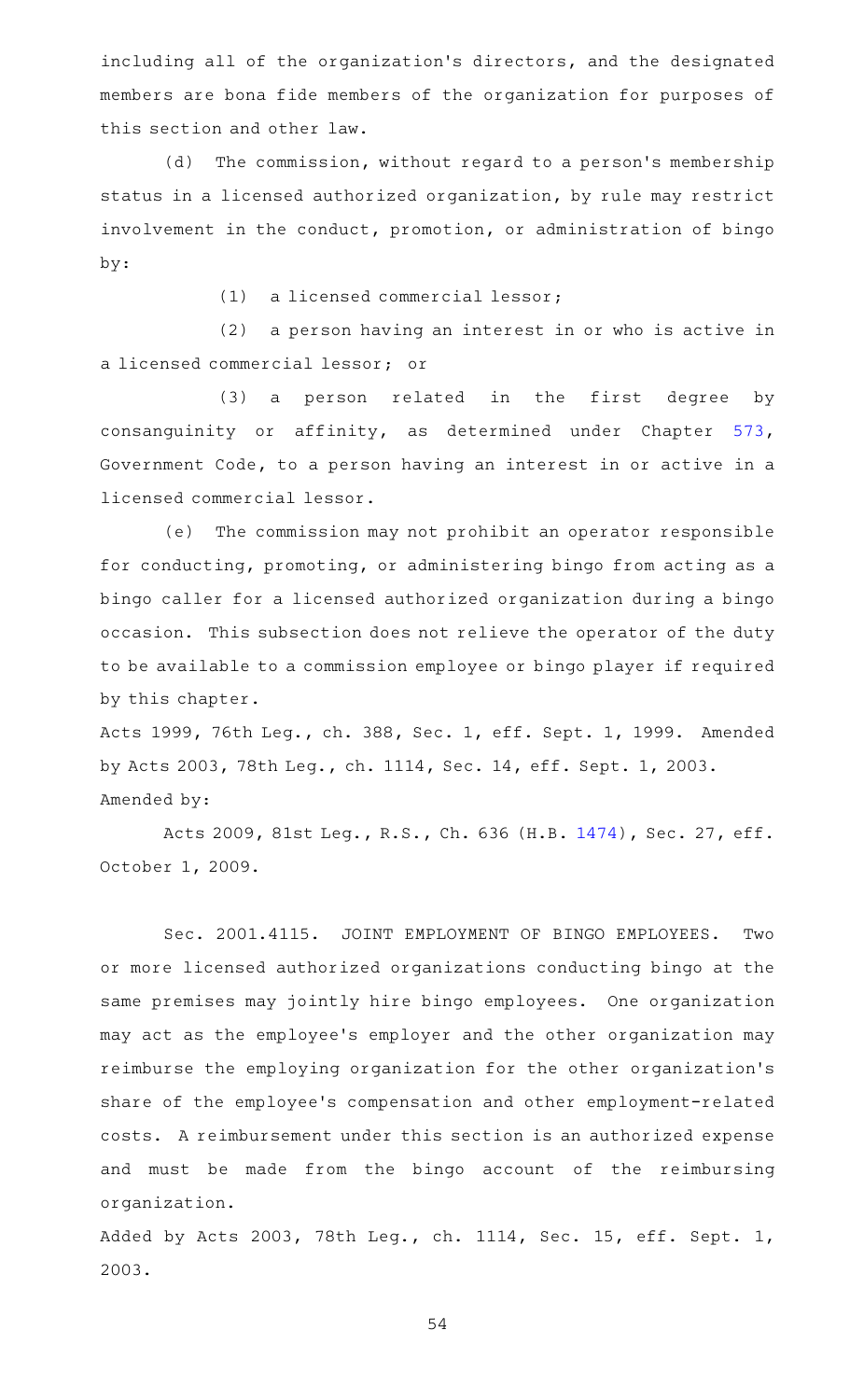including all of the organization's directors, and the designated members are bona fide members of the organization for purposes of this section and other law.

(d) The commission, without regard to a person's membership status in a licensed authorized organization, by rule may restrict involvement in the conduct, promotion, or administration of bingo by:

(1) a licensed commercial lessor;

(2) a person having an interest in or who is active in a licensed commercial lessor; or

(3) a person related in the first degree by consanguinity or affinity, as determined under Chapter 573, Government Code, to a person having an interest in or active in a licensed commercial lessor.

(e) The commission may not prohibit an operator responsible for conducting, promoting, or administering bingo from acting as a bingo caller for a licensed authorized organization during a bingo occasion. This subsection does not relieve the operator of the duty to be available to a commission employee or bingo player if required by this chapter.

Acts 1999, 76th Leg., ch. 388, Sec. 1, eff. Sept. 1, 1999. Amended by Acts 2003, 78th Leg., ch. 1114, Sec. 14, eff. Sept. 1, 2003.
Amended by:

Acts 2009, 81st Leg., R.S., Ch. 636 (H.B. 1474), Sec. 27, eff. October 1, 2009.

Sec. 2001.4115. JOINT EMPLOYMENT OF BINGO EMPLOYEES. Two or more licensed authorized organizations conducting bingo at the same premises may jointly hire bingo employees. One organization may act as the employee's employer and the other organization may reimburse the employing organization for the other organization's share of the employee's compensation and other employment-related costs. A reimbursement under this section is an authorized expense and must be made from the bingo account of the reimbursing organization.

Added by Acts 2003, 78th Leg., ch. 1114, Sec. 15, eff. Sept. 1, 2003.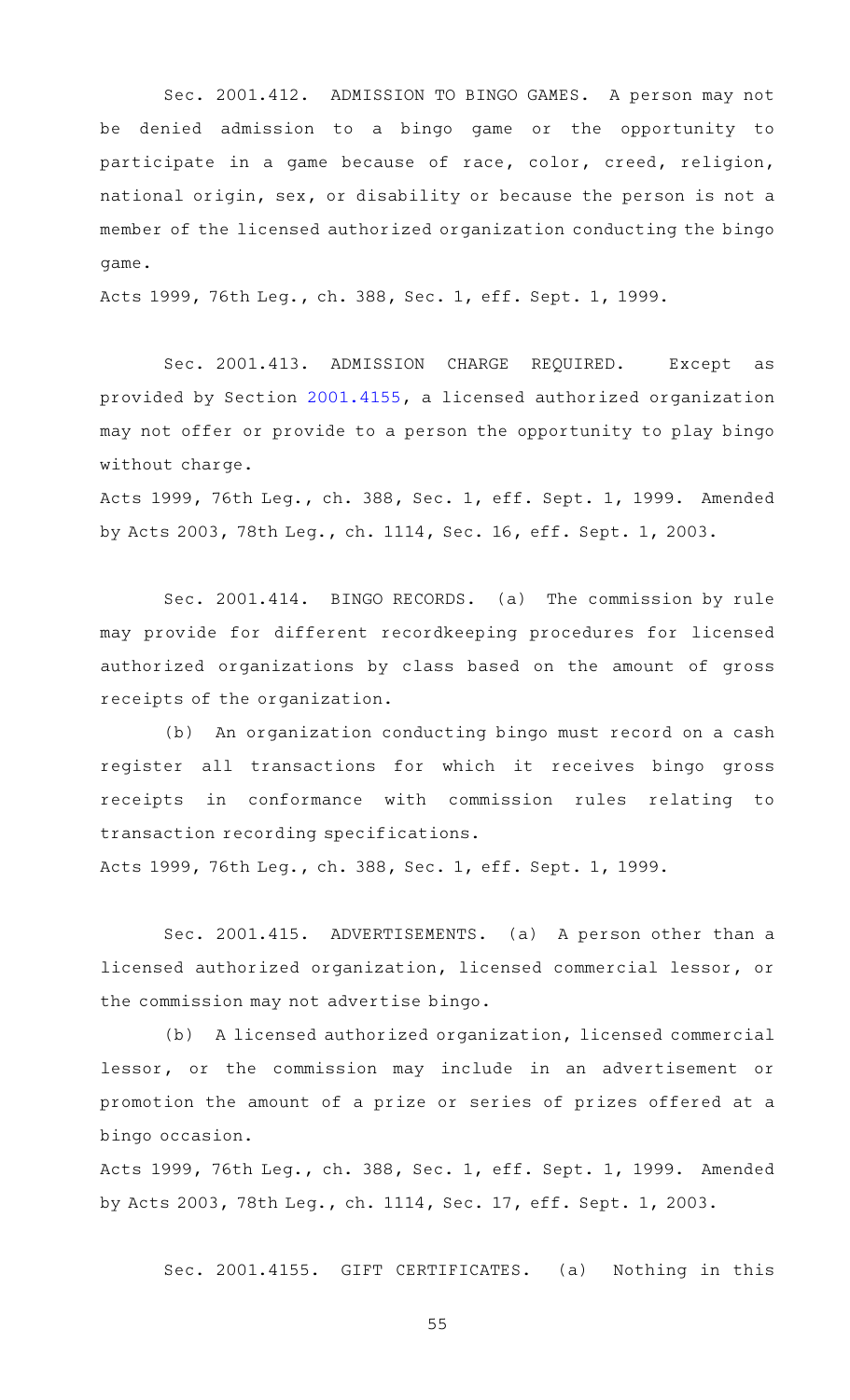Sec. 2001.412. ADMISSION TO BINGO GAMES. A person may not be denied admission to a bingo game or the opportunity to participate in a game because of race, color, creed, religion, national origin, sex, or disability or because the person is not a member of the licensed authorized organization conducting the bingo game.

Acts 1999, 76th Leg., ch. 388, Sec. 1, eff. Sept. 1, 1999.

Sec. 2001.413. ADMISSION CHARGE REQUIRED. Except as provided by Section 2001.4155, a licensed authorized organization may not offer or provide to a person the opportunity to play bingo without charge.

Acts 1999, 76th Leg., ch. 388, Sec. 1, eff. Sept. 1, 1999. Amended by Acts 2003, 78th Leg., ch. 1114, Sec. 16, eff. Sept. 1, 2003.

Sec. 2001.414. BINGO RECORDS. (a) The commission by rule may provide for different recordkeeping procedures for licensed authorized organizations by class based on the amount of gross receipts of the organization.

(b) An organization conducting bingo must record on a cash register all transactions for which it receives bingo gross receipts in conformance with commission rules relating to transaction recording specifications.

Acts 1999, 76th Leg., ch. 388, Sec. 1, eff. Sept. 1, 1999.

Sec. 2001.415. ADVERTISEMENTS. (a) A person other than a licensed authorized organization, licensed commercial lessor, or the commission may not advertise bingo.

(b) A licensed authorized organization, licensed commercial lessor, or the commission may include in an advertisement or promotion the amount of a prize or series of prizes offered at a bingo occasion.

Acts 1999, 76th Leg., ch. 388, Sec. 1, eff. Sept. 1, 1999. Amended by Acts 2003, 78th Leg., ch. 1114, Sec. 17, eff. Sept. 1, 2003.

Sec. 2001.4155. GIFT CERTIFICATES. (a) Nothing in this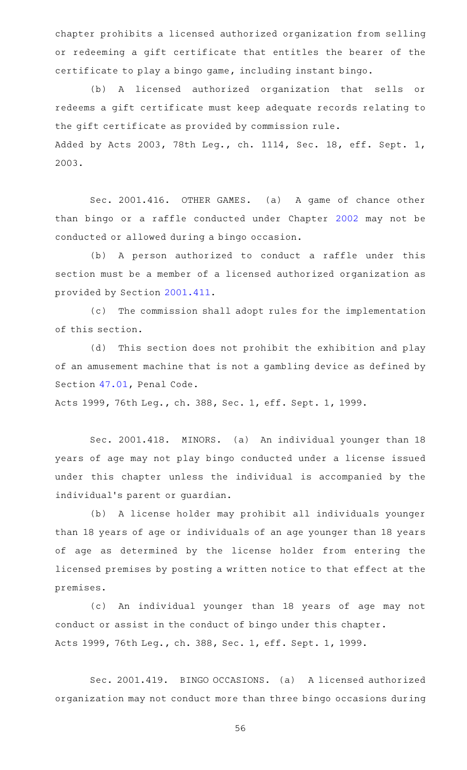chapter prohibits a licensed authorized organization from selling or redeeming a gift certificate that entitles the bearer of the certificate to play a bingo game, including instant bingo.

(b) A licensed authorized organization that sells or redeems a gift certificate must keep adequate records relating to the gift certificate as provided by commission rule.

Added by Acts 2003, 78th Leg., ch. 1114, Sec. 18, eff. Sept. 1, 2003.

Sec. 2001.416. OTHER GAMES. (a) A game of chance other than bingo or a raffle conducted under Chapter 2002 may not be conducted or allowed during a bingo occasion.

(b) A person authorized to conduct a raffle under this section must be a member of a licensed authorized organization as provided by Section 2001.411.

(c) The commission shall adopt rules for the implementation of this section.

(d) This section does not prohibit the exhibition and play of an amusement machine that is not a gambling device as defined by Section 47.01, Penal Code.

Acts 1999, 76th Leg., ch. 388, Sec. 1, eff. Sept. 1, 1999.

Sec. 2001.418. MINORS. (a) An individual younger than 18 years of age may not play bingo conducted under a license issued under this chapter unless the individual is accompanied by the individual's parent or guardian.

(b) A license holder may prohibit all individuals younger than 18 years of age or individuals of an age younger than 18 years of age as determined by the license holder from entering the licensed premises by posting a written notice to that effect at the premises.

(c) An individual younger than 18 years of age may not conduct or assist in the conduct of bingo under this chapter.

Acts 1999, 76th Leg., ch. 388, Sec. 1, eff. Sept. 1, 1999.

Sec. 2001.419. BINGO OCCASIONS. (a) A licensed authorized organization may not conduct more than three bingo occasions during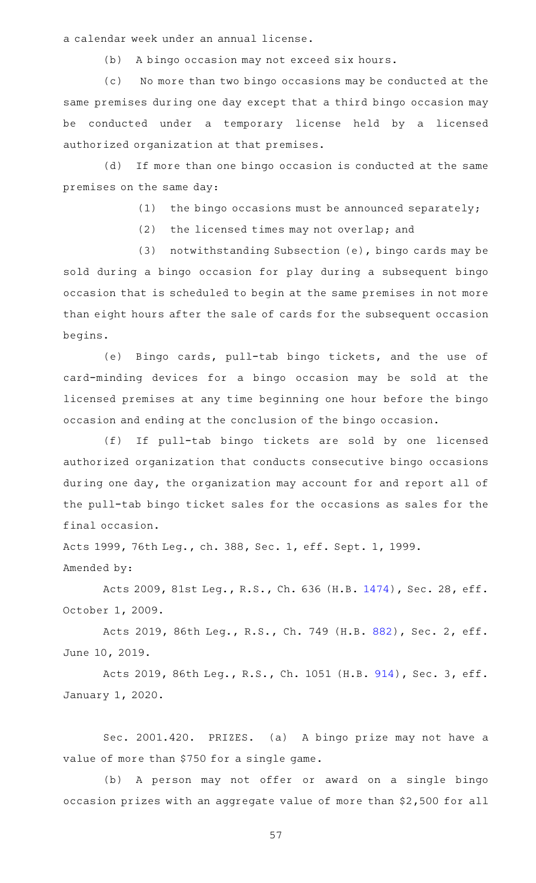a calendar week under an annual license.

(b) A bingo occasion may not exceed six hours.

(c) No more than two bingo occasions may be conducted at the same premises during one day except that a third bingo occasion may be conducted under a temporary license held by a licensed authorized organization at that premises.

(d) If more than one bingo occasion is conducted at the same premises on the same day:

(1) the bingo occasions must be announced separately;

(2) the licensed times may not overlap; and

(3) notwithstanding Subsection (e), bingo cards may be sold during a bingo occasion for play during a subsequent bingo occasion that is scheduled to begin at the same premises in not more than eight hours after the sale of cards for the subsequent occasion begins.

(e) Bingo cards, pull-tab bingo tickets, and the use of card-minding devices for a bingo occasion may be sold at the licensed premises at any time beginning one hour before the bingo occasion and ending at the conclusion of the bingo occasion.

(f) If pull-tab bingo tickets are sold by one licensed authorized organization that conducts consecutive bingo occasions during one day, the organization may account for and report all of the pull-tab bingo ticket sales for the occasions as sales for the final occasion.

Acts 1999, 76th Leg., ch. 388, Sec. 1, eff. Sept. 1, 1999.
Amended by:

Acts 2009, 81st Leg., R.S., Ch. 636 (H.B. 1474), Sec. 28, eff. October 1, 2009.

Acts 2019, 86th Leg., R.S., Ch. 749 (H.B. 882), Sec. 2, eff. June 10, 2019.

Acts 2019, 86th Leg., R.S., Ch. 1051 (H.B. 914), Sec. 3, eff. January 1, 2020.

Sec. 2001.420. PRIZES. (a) A bingo prize may not have a value of more than $750 for a single game.

(b) A person may not offer or award on a single bingo occasion prizes with an aggregate value of more than $2,500 for all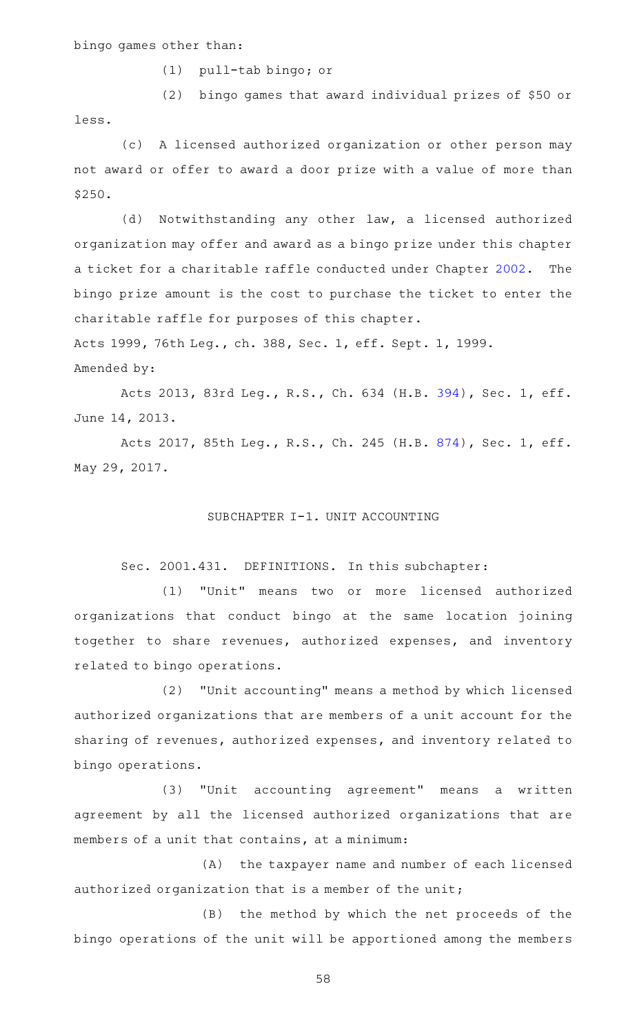bingo games other than:

(1) pull-tab bingo; or

(2) bingo games that award individual prizes of $50 or less.

(c) A licensed authorized organization or other person may not award or offer to award a door prize with a value of more than $250.

(d) Notwithstanding any other law, a licensed authorized organization may offer and award as a bingo prize under this chapter a ticket for a charitable raffle conducted under Chapter 2002. The bingo prize amount is the cost to purchase the ticket to enter the charitable raffle for purposes of this chapter.

Acts 1999, 76th Leg., ch. 388, Sec. 1, eff. Sept. 1, 1999.

Amended by:

Acts 2013, 83rd Leg., R.S., Ch. 634 (H.B. 394), Sec. 1, eff. June 14, 2013.

Acts 2017, 85th Leg., R.S., Ch. 245 (H.B. 874), Sec. 1, eff. May 29, 2017.

## SUBCHAPTER I-1. UNIT ACCOUNTING

Sec. 2001.431. DEFINITIONS. In this subchapter:

(1) "Unit" means two or more licensed authorized organizations that conduct bingo at the same location joining together to share revenues, authorized expenses, and inventory related to bingo operations.

(2) "Unit accounting" means a method by which licensed authorized organizations that are members of a unit account for the sharing of revenues, authorized expenses, and inventory related to bingo operations.

(3) "Unit accounting agreement" means a written agreement by all the licensed authorized organizations that are members of a unit that contains, at a minimum:

(A) the taxpayer name and number of each licensed authorized organization that is a member of the unit;

(B) the method by which the net proceeds of the bingo operations of the unit will be apportioned among the members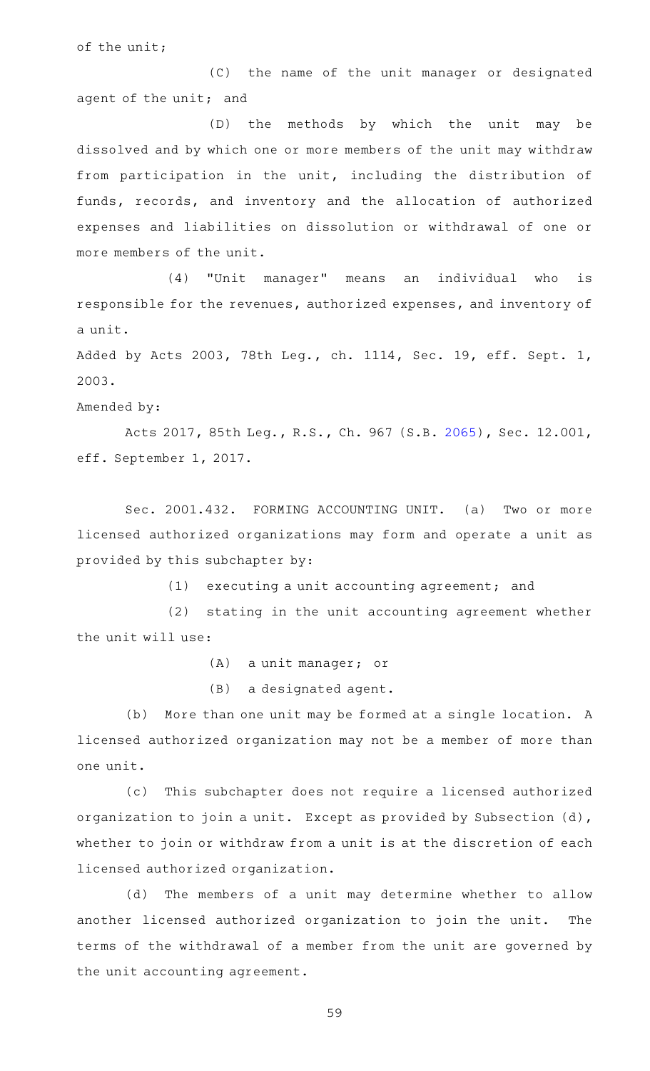of the unit;

(C) the name of the unit manager or designated agent of the unit; and

(D) the methods by which the unit may be dissolved and by which one or more members of the unit may withdraw from participation in the unit, including the distribution of funds, records, and inventory and the allocation of authorized expenses and liabilities on dissolution or withdrawal of one or more members of the unit.

(4) "Unit manager" means an individual who is responsible for the revenues, authorized expenses, and inventory of a unit.

Added by Acts 2003, 78th Leg., ch. 1114, Sec. 19, eff. Sept. 1, 2003.

Amended by:

Acts 2017, 85th Leg., R.S., Ch. 967 (S.B. 2065), Sec. 12.001, eff. September 1, 2017.

Sec. 2001.432. FORMING ACCOUNTING UNIT. (a) Two or more licensed authorized organizations may form and operate a unit as provided by this subchapter by:

(1) executing a unit accounting agreement; and

(2) stating in the unit accounting agreement whether the unit will use:

(A) a unit manager; or

(B) a designated agent.

(b) More than one unit may be formed at a single location. A licensed authorized organization may not be a member of more than one unit.

(c) This subchapter does not require a licensed authorized organization to join a unit. Except as provided by Subsection (d), whether to join or withdraw from a unit is at the discretion of each licensed authorized organization.

(d) The members of a unit may determine whether to allow another licensed authorized organization to join the unit. The terms of the withdrawal of a member from the unit are governed by the unit accounting agreement.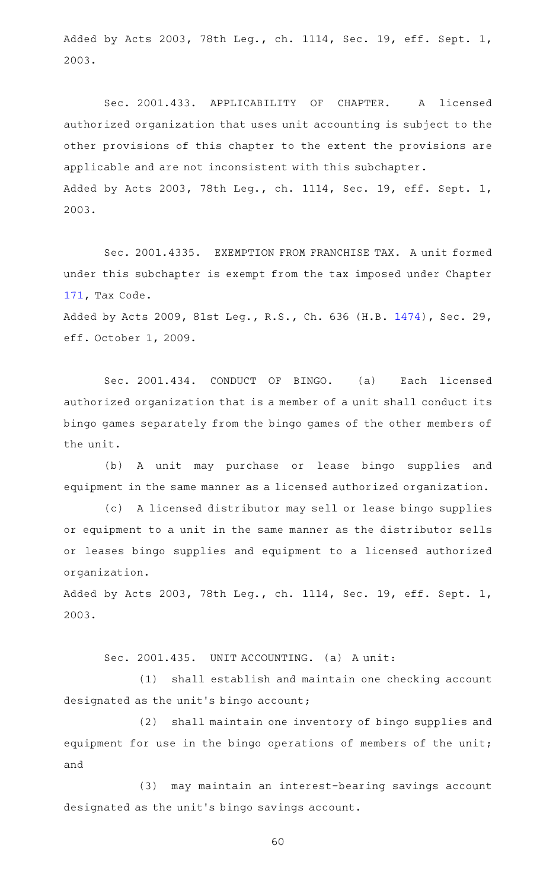Added by Acts 2003, 78th Leg., ch. 1114, Sec. 19, eff. Sept. 1, 2003.

Sec. 2001.433. APPLICABILITY OF CHAPTER. A licensed authorized organization that uses unit accounting is subject to the other provisions of this chapter to the extent the provisions are applicable and are not inconsistent with this subchapter.

Added by Acts 2003, 78th Leg., ch. 1114, Sec. 19, eff. Sept. 1, 2003.

Sec. 2001.4335. EXEMPTION FROM FRANCHISE TAX. A unit formed under this subchapter is exempt from the tax imposed under Chapter 171, Tax Code.

Added by Acts 2009, 81st Leg., R.S., Ch. 636 (H.B. 1474), Sec. 29, eff. October 1, 2009.

Sec. 2001.434. CONDUCT OF BINGO. (a) Each licensed authorized organization that is a member of a unit shall conduct its bingo games separately from the bingo games of the other members of the unit.

(b) A unit may purchase or lease bingo supplies and equipment in the same manner as a licensed authorized organization.

(c) A licensed distributor may sell or lease bingo supplies or equipment to a unit in the same manner as the distributor sells or leases bingo supplies and equipment to a licensed authorized organization.

Added by Acts 2003, 78th Leg., ch. 1114, Sec. 19, eff. Sept. 1, 2003.

Sec. 2001.435. UNIT ACCOUNTING. (a) A unit:

(1) shall establish and maintain one checking account designated as the unit's bingo account;

(2) shall maintain one inventory of bingo supplies and equipment for use in the bingo operations of members of the unit; and

(3) may maintain an interest-bearing savings account designated as the unit's bingo savings account.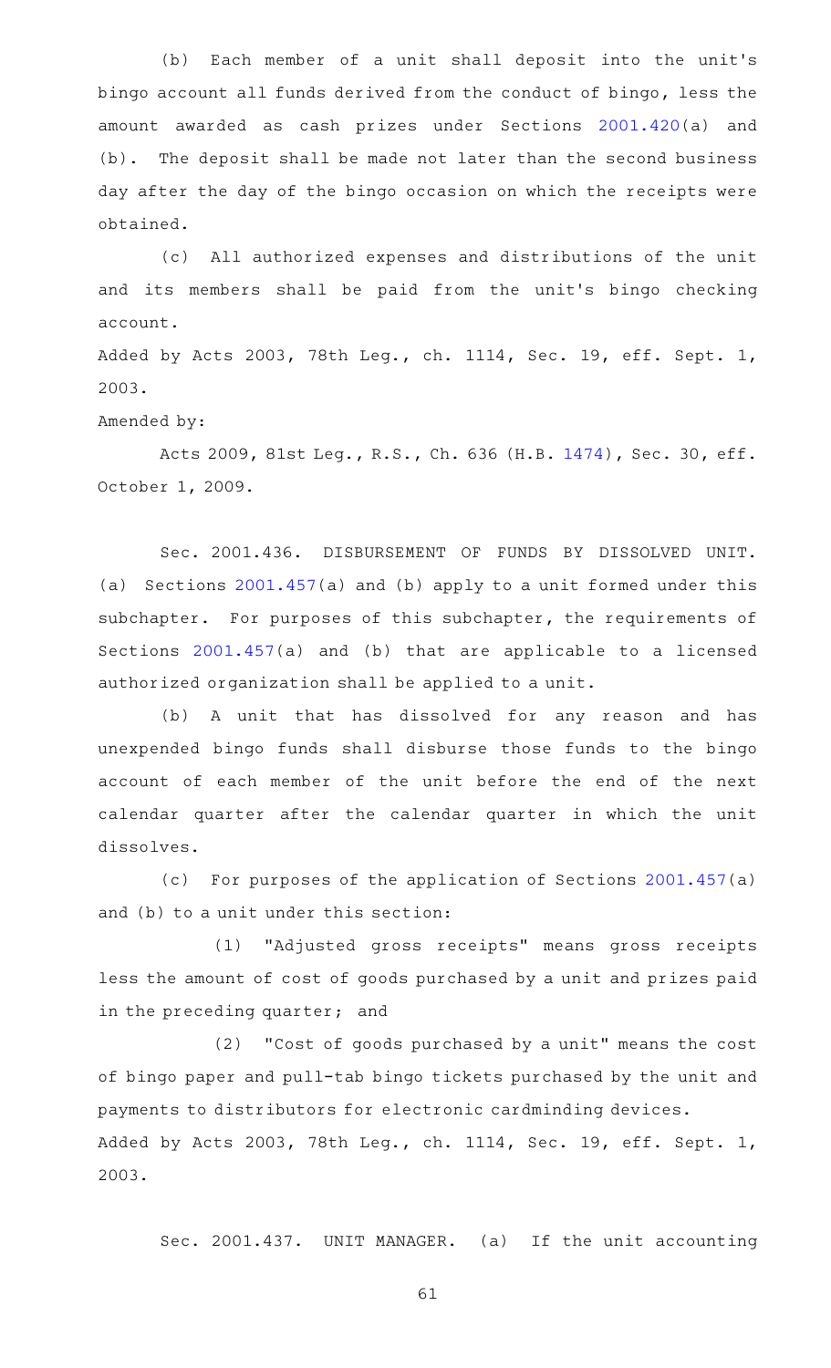(b) Each member of a unit shall deposit into the unit's bingo account all funds derived from the conduct of bingo, less the amount awarded as cash prizes under Sections 2001.420(a) and (b). The deposit shall be made not later than the second business day after the day of the bingo occasion on which the receipts were obtained.

(c) All authorized expenses and distributions of the unit and its members shall be paid from the unit's bingo checking account.

Added by Acts 2003, 78th Leg., ch. 1114, Sec. 19, eff. Sept. 1, 2003.

Amended by:

Acts 2009, 81st Leg., R.S., Ch. 636 (H.B. 1474), Sec. 30, eff. October 1, 2009.

Sec. 2001.436. DISBURSEMENT OF FUNDS BY DISSOLVED UNIT. (a) Sections 2001.457(a) and (b) apply to a unit formed under this subchapter. For purposes of this subchapter, the requirements of Sections 2001.457(a) and (b) that are applicable to a licensed authorized organization shall be applied to a unit.

(b) A unit that has dissolved for any reason and has unexpended bingo funds shall disburse those funds to the bingo account of each member of the unit before the end of the next calendar quarter after the calendar quarter in which the unit dissolves.

(c) For purposes of the application of Sections 2001.457(a) and (b) to a unit under this section:

(1) "Adjusted gross receipts" means gross receipts less the amount of cost of goods purchased by a unit and prizes paid in the preceding quarter; and

(2) "Cost of goods purchased by a unit" means the cost of bingo paper and pull-tab bingo tickets purchased by the unit and payments to distributors for electronic cardminding devices.

Added by Acts 2003, 78th Leg., ch. 1114, Sec. 19, eff. Sept. 1, 2003.

Sec. 2001.437. UNIT MANAGER. (a) If the unit accounting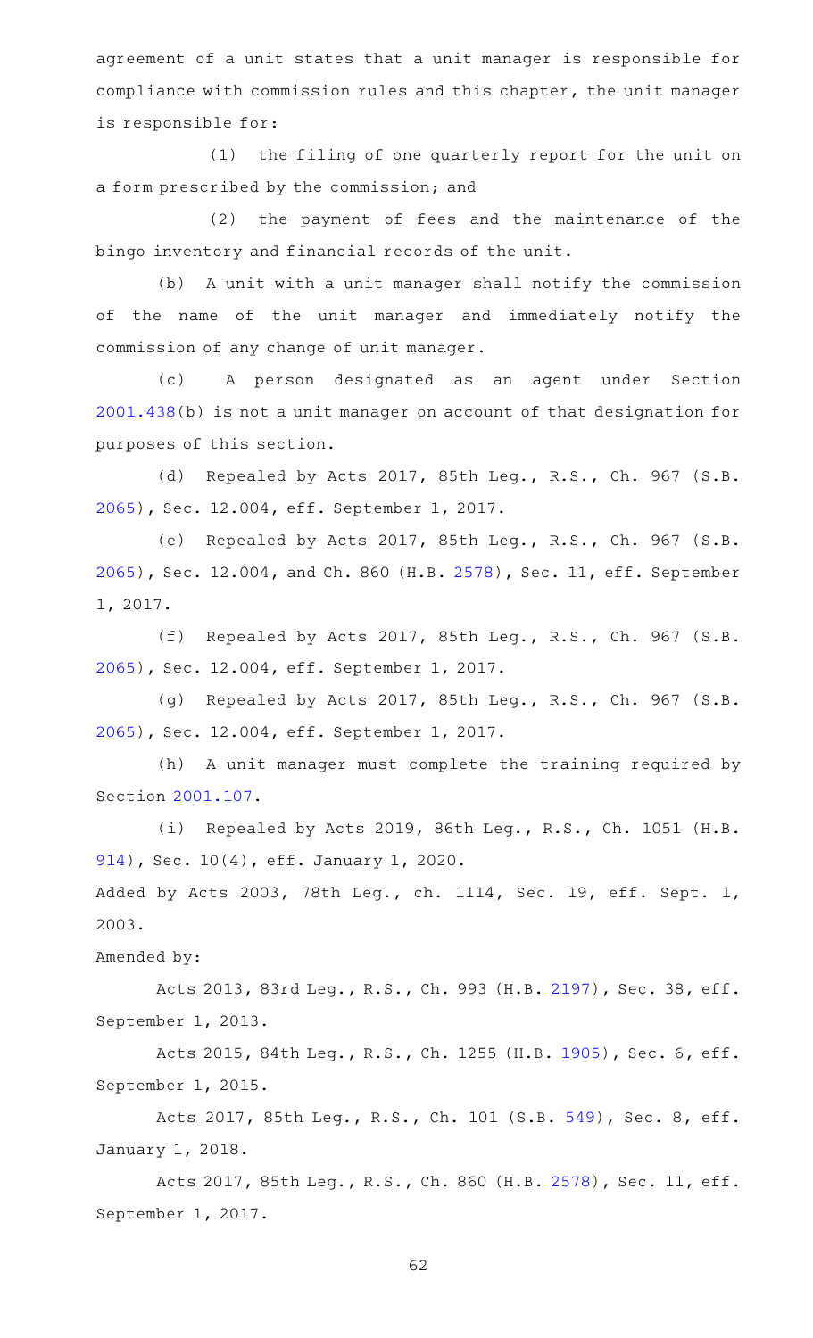agreement of a unit states that a unit manager is responsible for compliance with commission rules and this chapter, the unit manager is responsible for:

(1) the filing of one quarterly report for the unit on a form prescribed by the commission; and

(2) the payment of fees and the maintenance of the bingo inventory and financial records of the unit.

(b) A unit with a unit manager shall notify the commission of the name of the unit manager and immediately notify the commission of any change of unit manager.

(c) A person designated as an agent under Section 2001.438(b) is not a unit manager on account of that designation for purposes of this section.

(d) Repealed by Acts 2017, 85th Leg., R.S., Ch. 967 (S.B. 2065), Sec. 12.004, eff. September 1, 2017.

(e) Repealed by Acts 2017, 85th Leg., R.S., Ch. 967 (S.B. 2065), Sec. 12.004, and Ch. 860 (H.B. 2578), Sec. 11, eff. September 1, 2017.

(f) Repealed by Acts 2017, 85th Leg., R.S., Ch. 967 (S.B. 2065), Sec. 12.004, eff. September 1, 2017.

(g) Repealed by Acts 2017, 85th Leg., R.S., Ch. 967 (S.B. 2065), Sec. 12.004, eff. September 1, 2017.

(h) A unit manager must complete the training required by Section 2001.107.

(i) Repealed by Acts 2019, 86th Leg., R.S., Ch. 1051 (H.B. 914), Sec. 10(4), eff. January 1, 2020.

Added by Acts 2003, 78th Leg., ch. 1114, Sec. 19, eff. Sept. 1, 2003.

Amended by:

Acts 2013, 83rd Leg., R.S., Ch. 993 (H.B. 2197), Sec. 38, eff. September 1, 2013.

Acts 2015, 84th Leg., R.S., Ch. 1255 (H.B. 1905), Sec. 6, eff. September 1, 2015.

Acts 2017, 85th Leg., R.S., Ch. 101 (S.B. 549), Sec. 8, eff. January 1, 2018.

Acts 2017, 85th Leg., R.S., Ch. 860 (H.B. 2578), Sec. 11, eff. September 1, 2017.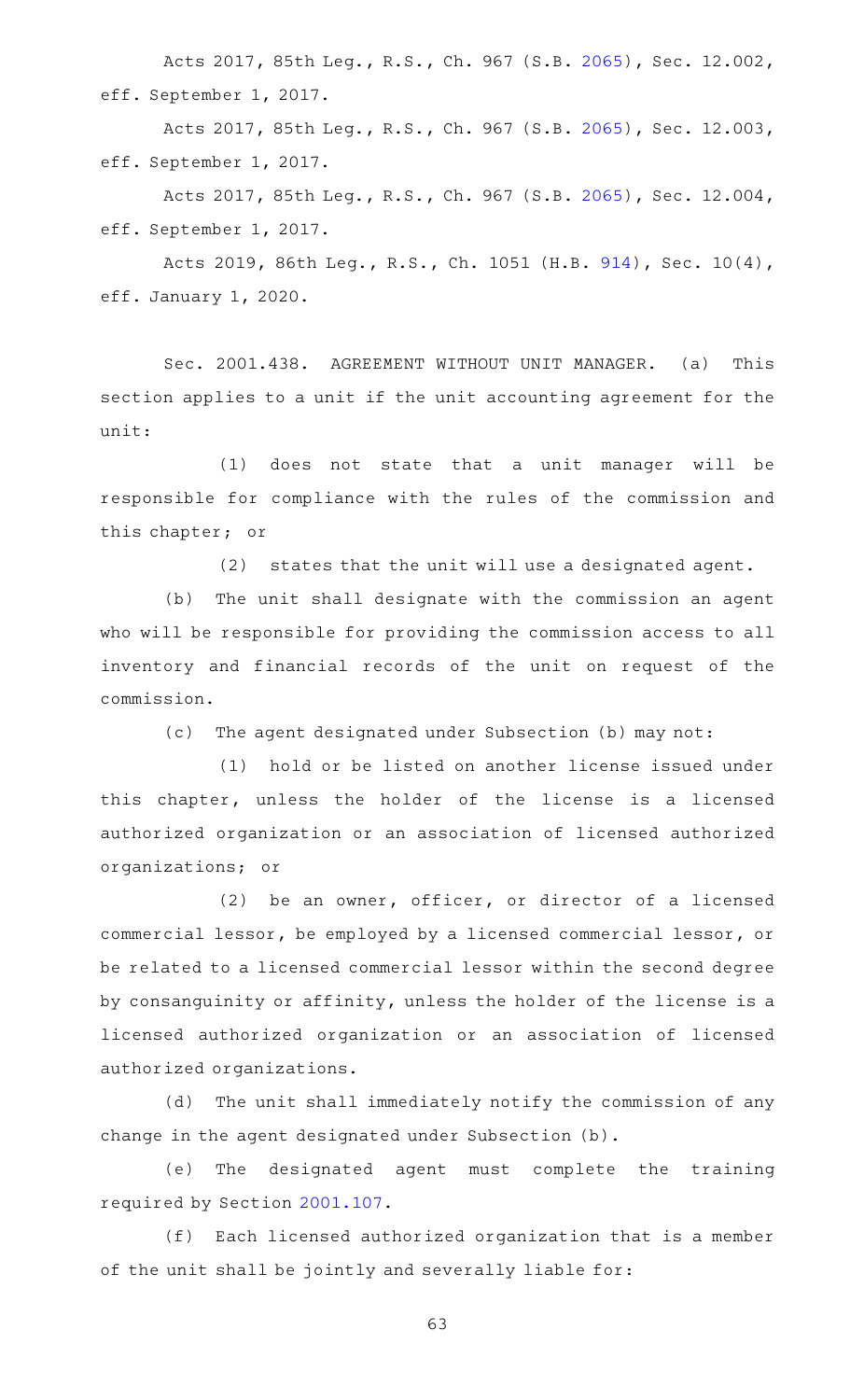Acts 2017, 85th Leg., R.S., Ch. 967 (S.B. 2065), Sec. 12.002, eff. September 1, 2017.

Acts 2017, 85th Leg., R.S., Ch. 967 (S.B. 2065), Sec. 12.003, eff. September 1, 2017.

Acts 2017, 85th Leg., R.S., Ch. 967 (S.B. 2065), Sec. 12.004, eff. September 1, 2017.

Acts 2019, 86th Leg., R.S., Ch. 1051 (H.B. 914), Sec. 10(4), eff. January 1, 2020.

Sec. 2001.438. AGREEMENT WITHOUT UNIT MANAGER. (a) This section applies to a unit if the unit accounting agreement for the unit:

(1) does not state that a unit manager will be responsible for compliance with the rules of the commission and this chapter; or

(2) states that the unit will use a designated agent.

(b) The unit shall designate with the commission an agent who will be responsible for providing the commission access to all inventory and financial records of the unit on request of the commission.

(c) The agent designated under Subsection (b) may not:

(1) hold or be listed on another license issued under this chapter, unless the holder of the license is a licensed authorized organization or an association of licensed authorized organizations; or

(2) be an owner, officer, or director of a licensed commercial lessor, be employed by a licensed commercial lessor, or be related to a licensed commercial lessor within the second degree by consanguinity or affinity, unless the holder of the license is a licensed authorized organization or an association of licensed authorized organizations.

(d) The unit shall immediately notify the commission of any change in the agent designated under Subsection (b).

(e) The designated agent must complete the training required by Section 2001.107.

(f) Each licensed authorized organization that is a member of the unit shall be jointly and severally liable for: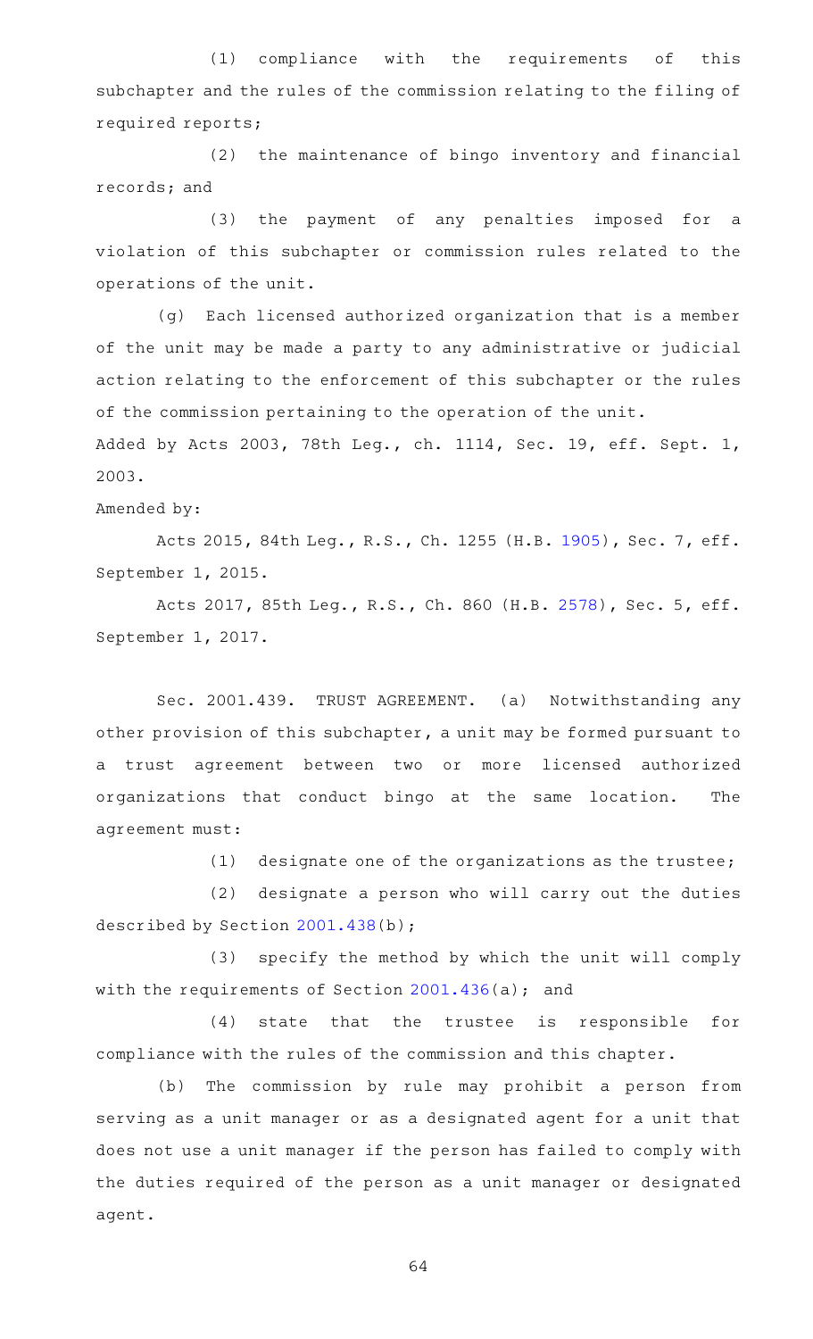(1) compliance with the requirements of this subchapter and the rules of the commission relating to the filing of required reports;

(2) the maintenance of bingo inventory and financial records; and

(3) the payment of any penalties imposed for a violation of this subchapter or commission rules related to the operations of the unit.

(g) Each licensed authorized organization that is a member of the unit may be made a party to any administrative or judicial action relating to the enforcement of this subchapter or the rules of the commission pertaining to the operation of the unit.

Added by Acts 2003, 78th Leg., ch. 1114, Sec. 19, eff. Sept. 1, 2003.

Amended by:

Acts 2015, 84th Leg., R.S., Ch. 1255 (H.B. 1905), Sec. 7, eff. September 1, 2015.

Acts 2017, 85th Leg., R.S., Ch. 860 (H.B. 2578), Sec. 5, eff. September 1, 2017.

Sec. 2001.439. TRUST AGREEMENT. (a) Notwithstanding any other provision of this subchapter, a unit may be formed pursuant to a trust agreement between two or more licensed authorized organizations that conduct bingo at the same location. The agreement must:

(1) designate one of the organizations as the trustee;

(2) designate a person who will carry out the duties described by Section 2001.438(b);

(3) specify the method by which the unit will comply with the requirements of Section 2001.436(a); and

(4) state that the trustee is responsible for compliance with the rules of the commission and this chapter.

(b) The commission by rule may prohibit a person from serving as a unit manager or as a designated agent for a unit that does not use a unit manager if the person has failed to comply with the duties required of the person as a unit manager or designated agent.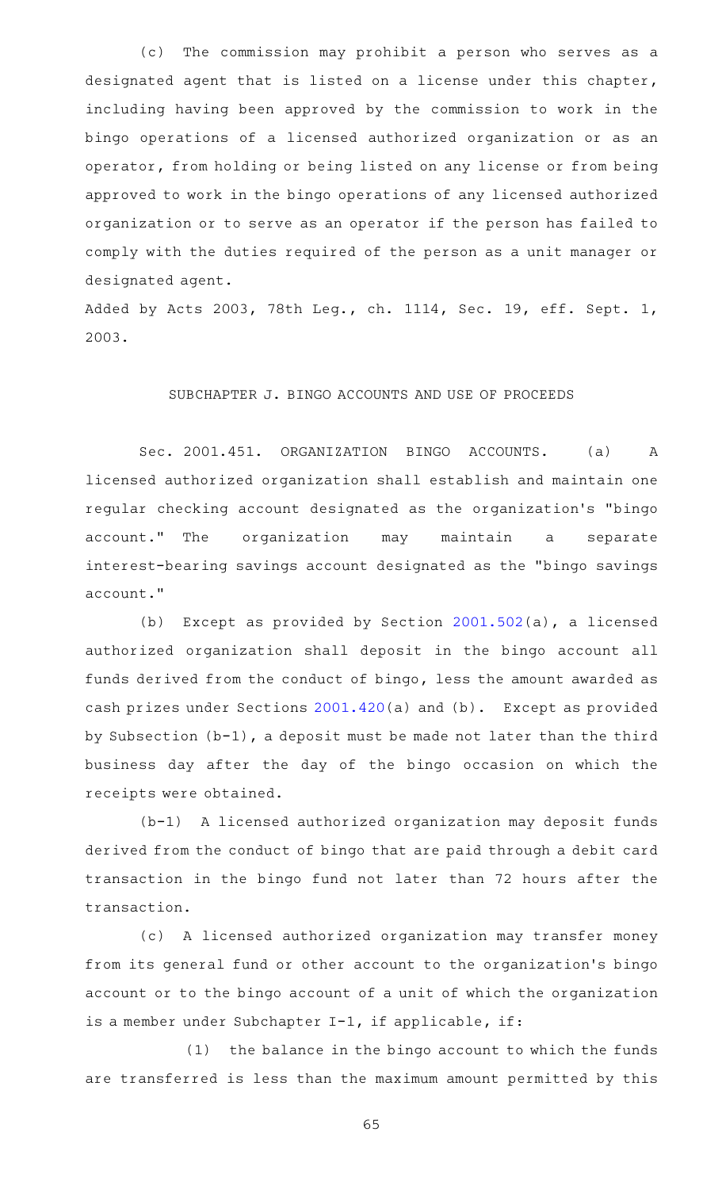(c) The commission may prohibit a person who serves as a designated agent that is listed on a license under this chapter, including having been approved by the commission to work in the bingo operations of a licensed authorized organization or as an operator, from holding or being listed on any license or from being approved to work in the bingo operations of any licensed authorized organization or to serve as an operator if the person has failed to comply with the duties required of the person as a unit manager or designated agent.

Added by Acts 2003, 78th Leg., ch. 1114, Sec. 19, eff. Sept. 1, 2003.

## SUBCHAPTER J. BINGO ACCOUNTS AND USE OF PROCEEDS

Sec. 2001.451. ORGANIZATION BINGO ACCOUNTS. (a) A licensed authorized organization shall establish and maintain one regular checking account designated as the organization's "bingo account." The organization may maintain a separate interest-bearing savings account designated as the "bingo savings account."

(b) Except as provided by Section 2001.502(a), a licensed authorized organization shall deposit in the bingo account all funds derived from the conduct of bingo, less the amount awarded as cash prizes under Sections 2001.420(a) and (b). Except as provided by Subsection (b-1), a deposit must be made not later than the third business day after the day of the bingo occasion on which the receipts were obtained.

(b-1) A licensed authorized organization may deposit funds derived from the conduct of bingo that are paid through a debit card transaction in the bingo fund not later than 72 hours after the transaction.

(c) A licensed authorized organization may transfer money from its general fund or other account to the organization's bingo account or to the bingo account of a unit of which the organization is a member under Subchapter I-1, if applicable, if:

(1) the balance in the bingo account to which the funds are transferred is less than the maximum amount permitted by this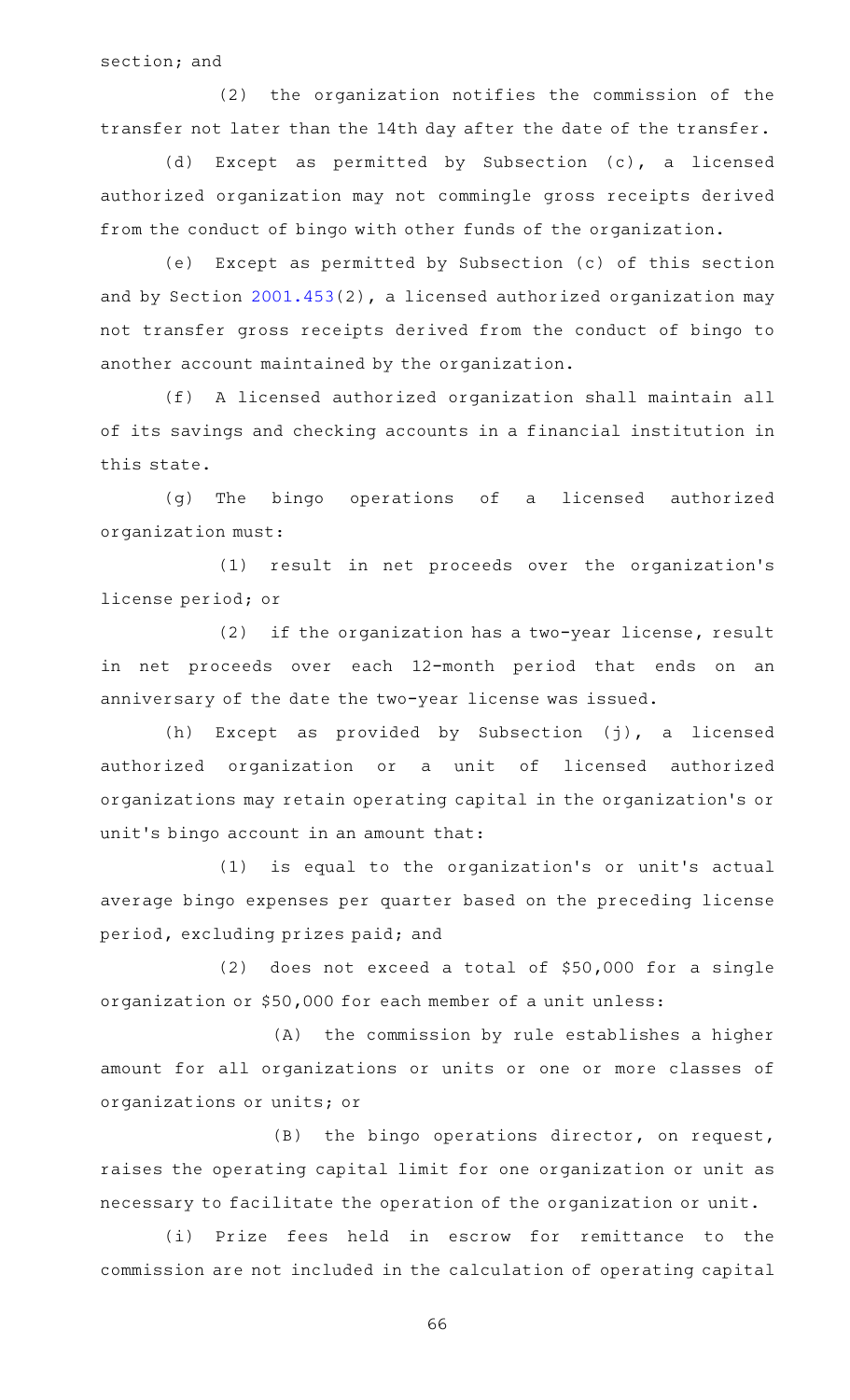section; and

(2) the organization notifies the commission of the transfer not later than the 14th day after the date of the transfer.

(d) Except as permitted by Subsection (c), a licensed authorized organization may not commingle gross receipts derived from the conduct of bingo with other funds of the organization.

(e) Except as permitted by Subsection (c) of this section and by Section 2001.453(2), a licensed authorized organization may not transfer gross receipts derived from the conduct of bingo to another account maintained by the organization.

(f) A licensed authorized organization shall maintain all of its savings and checking accounts in a financial institution in this state.

(g) The bingo operations of a licensed authorized organization must:

(1) result in net proceeds over the organization's license period; or

(2) if the organization has a two-year license, result in net proceeds over each 12-month period that ends on an anniversary of the date the two-year license was issued.

(h) Except as provided by Subsection (j), a licensed authorized organization or a unit of licensed authorized organizations may retain operating capital in the organization's or unit's bingo account in an amount that:

(1) is equal to the organization's or unit's actual average bingo expenses per quarter based on the preceding license period, excluding prizes paid; and

(2) does not exceed a total of $50,000 for a single organization or $50,000 for each member of a unit unless:

(A) the commission by rule establishes a higher amount for all organizations or units or one or more classes of organizations or units; or

(B) the bingo operations director, on request, raises the operating capital limit for one organization or unit as necessary to facilitate the operation of the organization or unit.

(i) Prize fees held in escrow for remittance to the commission are not included in the calculation of operating capital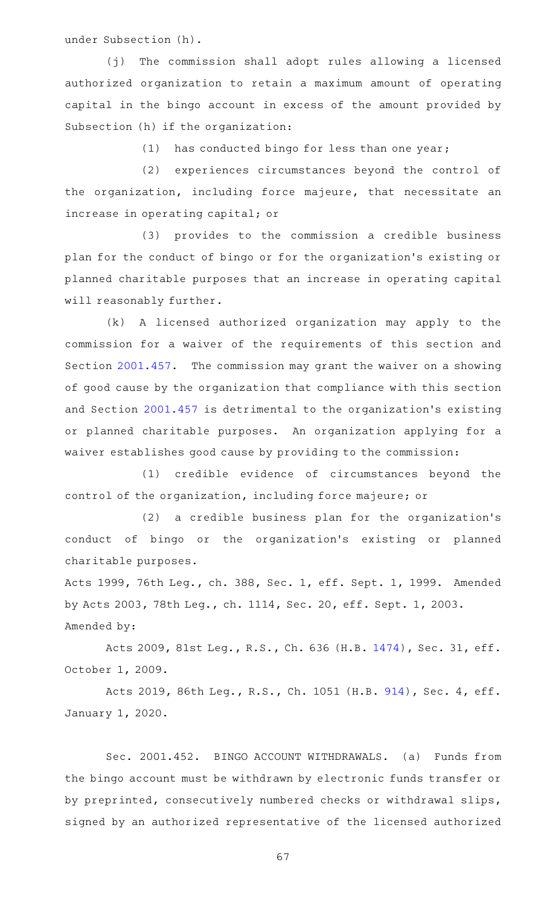under Subsection (h).

(j) The commission shall adopt rules allowing a licensed authorized organization to retain a maximum amount of operating capital in the bingo account in excess of the amount provided by Subsection (h) if the organization:

(1) has conducted bingo for less than one year;

(2) experiences circumstances beyond the control of the organization, including force majeure, that necessitate an increase in operating capital; or

(3) provides to the commission a credible business plan for the conduct of bingo or for the organization's existing or planned charitable purposes that an increase in operating capital will reasonably further.

(k) A licensed authorized organization may apply to the commission for a waiver of the requirements of this section and Section 2001.457. The commission may grant the waiver on a showing of good cause by the organization that compliance with this section and Section 2001.457 is detrimental to the organization's existing or planned charitable purposes. An organization applying for a waiver establishes good cause by providing to the commission:

(1) credible evidence of circumstances beyond the control of the organization, including force majeure; or

(2) a credible business plan for the organization's conduct of bingo or the organization's existing or planned charitable purposes.

Acts 1999, 76th Leg., ch. 388, Sec. 1, eff. Sept. 1, 1999. Amended by Acts 2003, 78th Leg., ch. 1114, Sec. 20, eff. Sept. 1, 2003.
Amended by:

Acts 2009, 81st Leg., R.S., Ch. 636 (H.B. 1474), Sec. 31, eff. October 1, 2009.

Acts 2019, 86th Leg., R.S., Ch. 1051 (H.B. 914), Sec. 4, eff. January 1, 2020.

Sec. 2001.452. BINGO ACCOUNT WITHDRAWALS. (a) Funds from the bingo account must be withdrawn by electronic funds transfer or by preprinted, consecutively numbered checks or withdrawal slips, signed by an authorized representative of the licensed authorized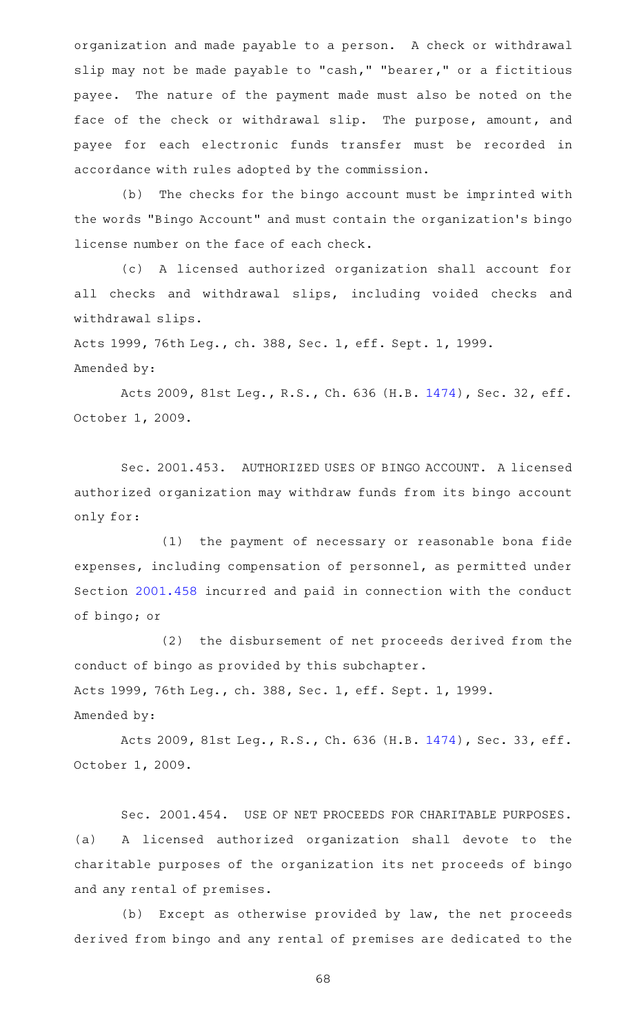organization and made payable to a person. A check or withdrawal slip may not be made payable to "cash," "bearer," or a fictitious payee. The nature of the payment made must also be noted on the face of the check or withdrawal slip. The purpose, amount, and payee for each electronic funds transfer must be recorded in accordance with rules adopted by the commission.

(b) The checks for the bingo account must be imprinted with the words "Bingo Account" and must contain the organization's bingo license number on the face of each check.

(c) A licensed authorized organization shall account for all checks and withdrawal slips, including voided checks and withdrawal slips.

Acts 1999, 76th Leg., ch. 388, Sec. 1, eff. Sept. 1, 1999.

Amended by:

Acts 2009, 81st Leg., R.S., Ch. 636 (H.B. 1474), Sec. 32, eff. October 1, 2009.

Sec. 2001.453. AUTHORIZED USES OF BINGO ACCOUNT. A licensed authorized organization may withdraw funds from its bingo account only for:

(1) the payment of necessary or reasonable bona fide expenses, including compensation of personnel, as permitted under Section 2001.458 incurred and paid in connection with the conduct of bingo; or

(2) the disbursement of net proceeds derived from the conduct of bingo as provided by this subchapter.

Acts 1999, 76th Leg., ch. 388, Sec. 1, eff. Sept. 1, 1999.

Amended by:

Acts 2009, 81st Leg., R.S., Ch. 636 (H.B. 1474), Sec. 33, eff. October 1, 2009.

Sec. 2001.454. USE OF NET PROCEEDS FOR CHARITABLE PURPOSES. (a) A licensed authorized organization shall devote to the charitable purposes of the organization its net proceeds of bingo and any rental of premises.

(b) Except as otherwise provided by law, the net proceeds derived from bingo and any rental of premises are dedicated to the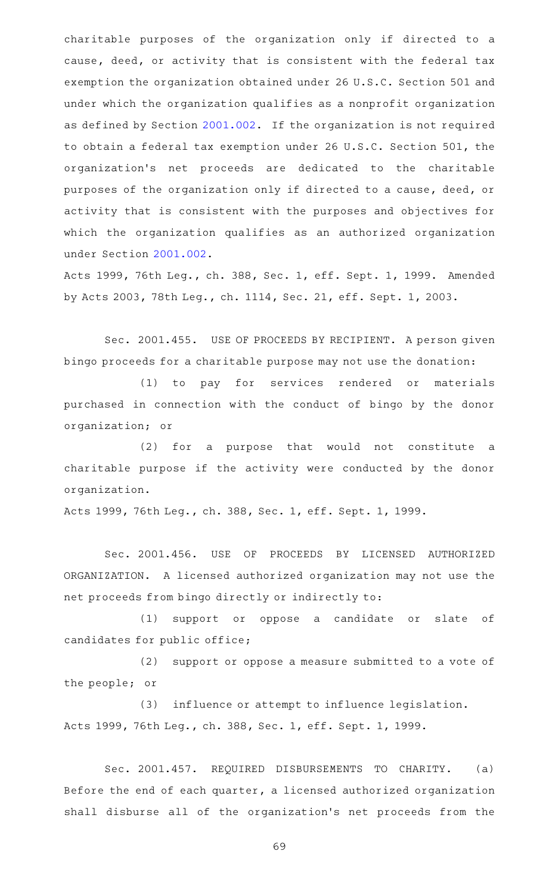charitable purposes of the organization only if directed to a cause, deed, or activity that is consistent with the federal tax exemption the organization obtained under 26 U.S.C. Section 501 and under which the organization qualifies as a nonprofit organization as defined by Section 2001.002. If the organization is not required to obtain a federal tax exemption under 26 U.S.C. Section 501, the organization's net proceeds are dedicated to the charitable purposes of the organization only if directed to a cause, deed, or activity that is consistent with the purposes and objectives for which the organization qualifies as an authorized organization under Section 2001.002.

Acts 1999, 76th Leg., ch. 388, Sec. 1, eff. Sept. 1, 1999. Amended by Acts 2003, 78th Leg., ch. 1114, Sec. 21, eff. Sept. 1, 2003.

Sec. 2001.455. USE OF PROCEEDS BY RECIPIENT. A person given bingo proceeds for a charitable purpose may not use the donation:

(1) to pay for services rendered or materials purchased in connection with the conduct of bingo by the donor organization; or

(2) for a purpose that would not constitute a charitable purpose if the activity were conducted by the donor organization.

Acts 1999, 76th Leg., ch. 388, Sec. 1, eff. Sept. 1, 1999.

Sec. 2001.456. USE OF PROCEEDS BY LICENSED AUTHORIZED ORGANIZATION. A licensed authorized organization may not use the net proceeds from bingo directly or indirectly to:

(1) support or oppose a candidate or slate of candidates for public office;

(2) support or oppose a measure submitted to a vote of the people; or

(3) influence or attempt to influence legislation.

Acts 1999, 76th Leg., ch. 388, Sec. 1, eff. Sept. 1, 1999.

Sec. 2001.457. REQUIRED DISBURSEMENTS TO CHARITY. (a) Before the end of each quarter, a licensed authorized organization shall disburse all of the organization's net proceeds from the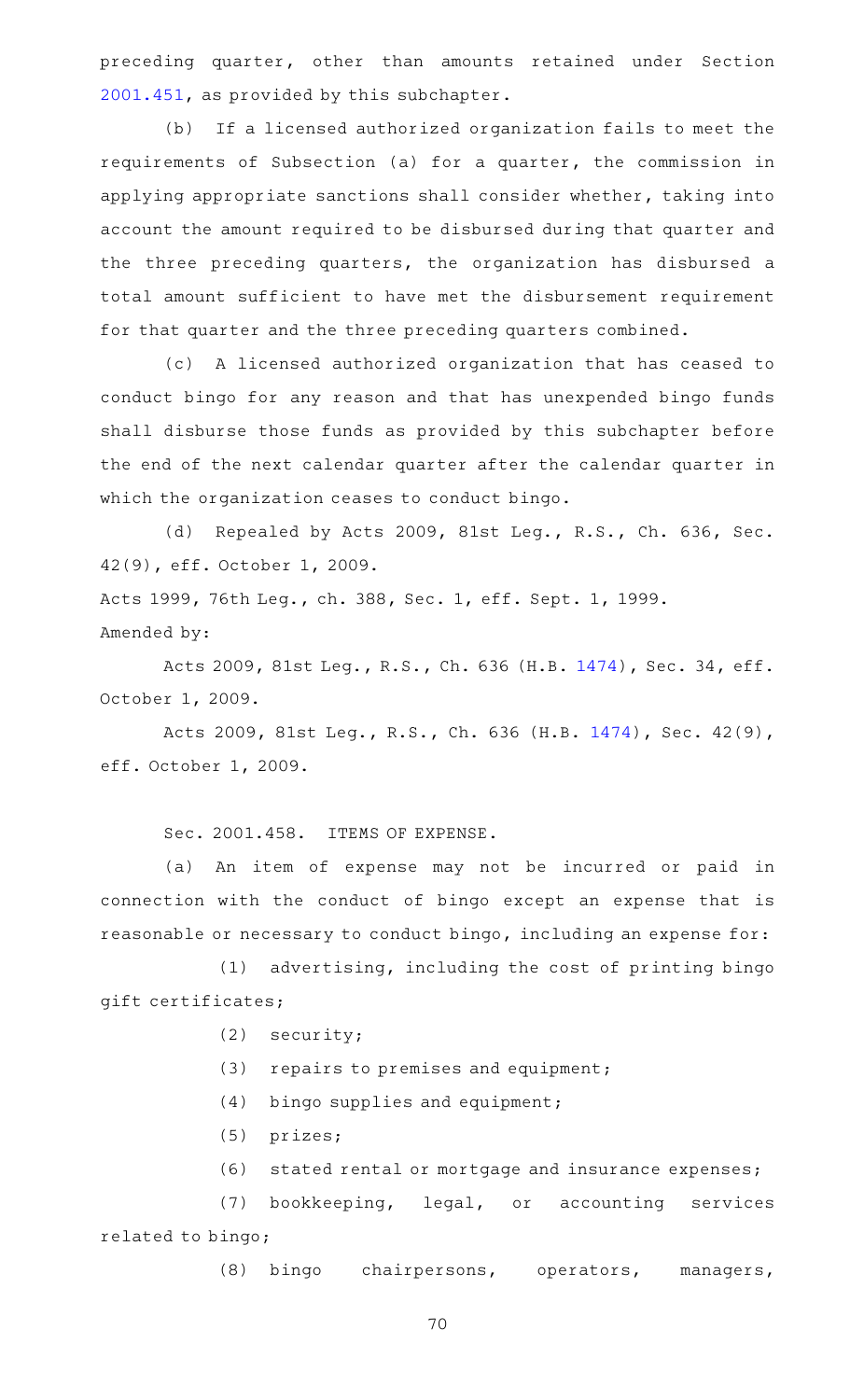preceding quarter, other than amounts retained under Section 2001.451, as provided by this subchapter.

(b) If a licensed authorized organization fails to meet the requirements of Subsection (a) for a quarter, the commission in applying appropriate sanctions shall consider whether, taking into account the amount required to be disbursed during that quarter and the three preceding quarters, the organization has disbursed a total amount sufficient to have met the disbursement requirement for that quarter and the three preceding quarters combined.

(c) A licensed authorized organization that has ceased to conduct bingo for any reason and that has unexpended bingo funds shall disburse those funds as provided by this subchapter before the end of the next calendar quarter after the calendar quarter in which the organization ceases to conduct bingo.

(d) Repealed by Acts 2009, 81st Leg., R.S., Ch. 636, Sec. 42(9), eff. October 1, 2009.

Acts 1999, 76th Leg., ch. 388, Sec. 1, eff. Sept. 1, 1999.

Amended by:

Acts 2009, 81st Leg., R.S., Ch. 636 (H.B. 1474), Sec. 34, eff. October 1, 2009.

Acts 2009, 81st Leg., R.S., Ch. 636 (H.B. 1474), Sec. 42(9), eff. October 1, 2009.

Sec. 2001.458. ITEMS OF EXPENSE.

(a) An item of expense may not be incurred or paid in connection with the conduct of bingo except an expense that is reasonable or necessary to conduct bingo, including an expense for:

(1) advertising, including the cost of printing bingo gift certificates;

(2) security;

(3) repairs to premises and equipment;

(4) bingo supplies and equipment;

(5) prizes;

(6) stated rental or mortgage and insurance expenses;

(7) bookkeeping, legal, or accounting services related to bingo;

(8) bingo chairpersons, operators, managers,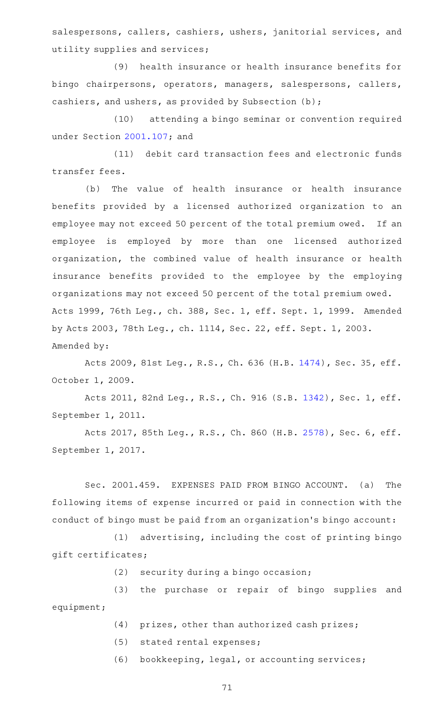salespersons, callers, cashiers, ushers, janitorial services, and utility supplies and services;

(9) health insurance or health insurance benefits for bingo chairpersons, operators, managers, salespersons, callers, cashiers, and ushers, as provided by Subsection (b);

(10) attending a bingo seminar or convention required under Section 2001.107; and

(11) debit card transaction fees and electronic funds transfer fees.

(b) The value of health insurance or health insurance benefits provided by a licensed authorized organization to an employee may not exceed 50 percent of the total premium owed. If an employee is employed by more than one licensed authorized organization, the combined value of health insurance or health insurance benefits provided to the employee by the employing organizations may not exceed 50 percent of the total premium owed.

Acts 1999, 76th Leg., ch. 388, Sec. 1, eff. Sept. 1, 1999. Amended by Acts 2003, 78th Leg., ch. 1114, Sec. 22, eff. Sept. 1, 2003.

Amended by:

Acts 2009, 81st Leg., R.S., Ch. 636 (H.B. 1474), Sec. 35, eff. October 1, 2009.

Acts 2011, 82nd Leg., R.S., Ch. 916 (S.B. 1342), Sec. 1, eff. September 1, 2011.

Acts 2017, 85th Leg., R.S., Ch. 860 (H.B. 2578), Sec. 6, eff. September 1, 2017.

Sec. 2001.459. EXPENSES PAID FROM BINGO ACCOUNT. (a) The following items of expense incurred or paid in connection with the conduct of bingo must be paid from an organization's bingo account:

(1) advertising, including the cost of printing bingo gift certificates;

(2) security during a bingo occasion;

(3) the purchase or repair of bingo supplies and equipment;

(4) prizes, other than authorized cash prizes;

(5) stated rental expenses;

(6) bookkeeping, legal, or accounting services;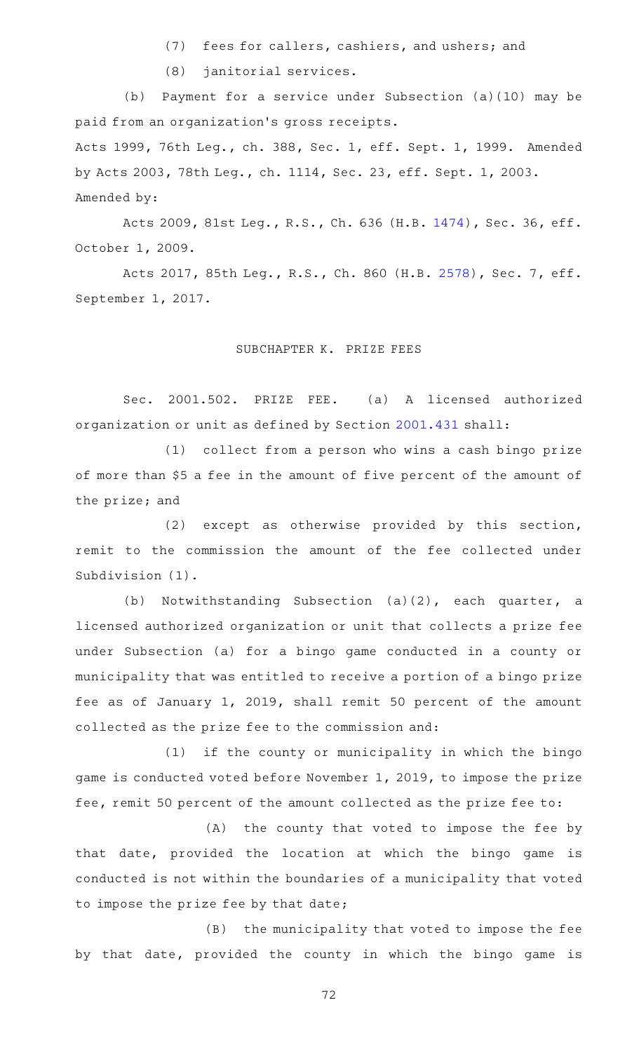(7) fees for callers, cashiers, and ushers; and

(8) janitorial services.

(b) Payment for a service under Subsection (a)(10) may be paid from an organization's gross receipts.

Acts 1999, 76th Leg., ch. 388, Sec. 1, eff. Sept. 1, 1999. Amended by Acts 2003, 78th Leg., ch. 1114, Sec. 23, eff. Sept. 1, 2003.
Amended by:

Acts 2009, 81st Leg., R.S., Ch. 636 (H.B. 1474), Sec. 36, eff. October 1, 2009.

Acts 2017, 85th Leg., R.S., Ch. 860 (H.B. 2578), Sec. 7, eff. September 1, 2017.

## SUBCHAPTER K. PRIZE FEES

Sec. 2001.502. PRIZE FEE. (a) A licensed authorized organization or unit as defined by Section 2001.431 shall:

(1) collect from a person who wins a cash bingo prize of more than $5 a fee in the amount of five percent of the amount of the prize; and

(2) except as otherwise provided by this section, remit to the commission the amount of the fee collected under Subdivision (1).

(b) Notwithstanding Subsection (a)(2), each quarter, a licensed authorized organization or unit that collects a prize fee under Subsection (a) for a bingo game conducted in a county or municipality that was entitled to receive a portion of a bingo prize fee as of January 1, 2019, shall remit 50 percent of the amount collected as the prize fee to the commission and:

(1) if the county or municipality in which the bingo game is conducted voted before November 1, 2019, to impose the prize fee, remit 50 percent of the amount collected as the prize fee to:

(A) the county that voted to impose the fee by that date, provided the location at which the bingo game is conducted is not within the boundaries of a municipality that voted to impose the prize fee by that date;

(B) the municipality that voted to impose the fee by that date, provided the county in which the bingo game is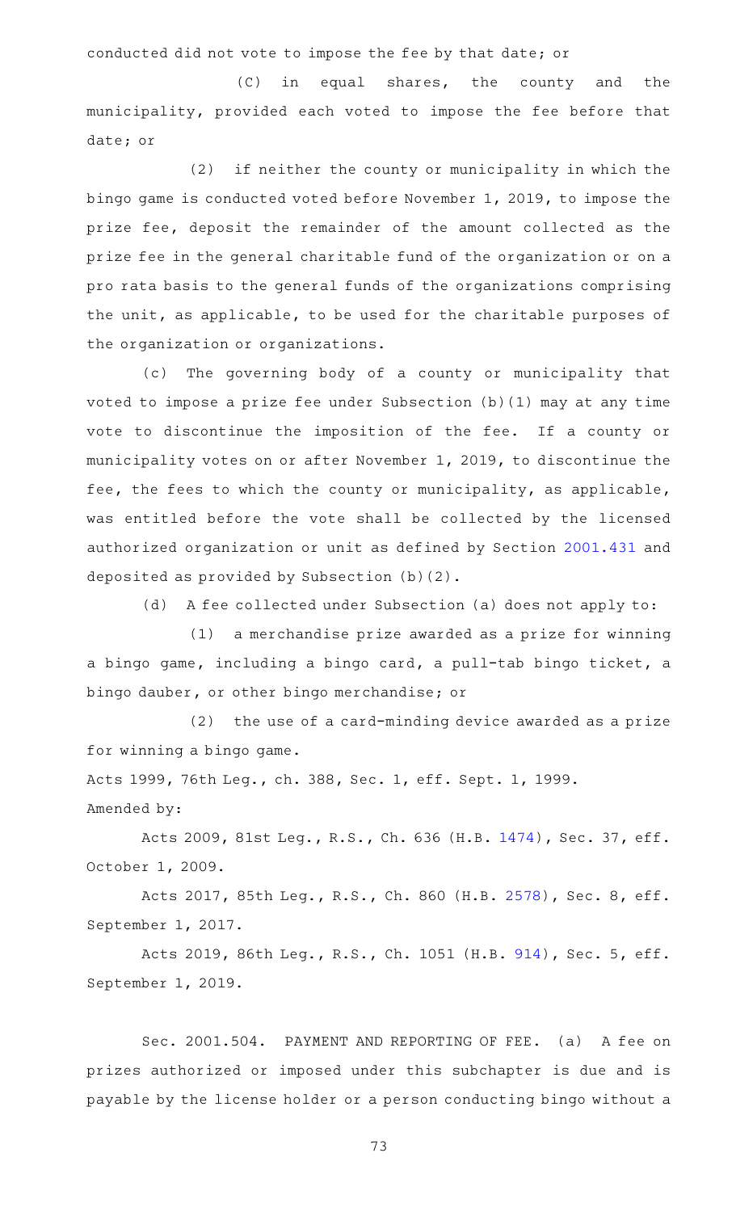conducted did not vote to impose the fee by that date; or

(C) in equal shares, the county and the municipality, provided each voted to impose the fee before that date; or

(2) if neither the county or municipality in which the bingo game is conducted voted before November 1, 2019, to impose the prize fee, deposit the remainder of the amount collected as the prize fee in the general charitable fund of the organization or on a pro rata basis to the general funds of the organizations comprising the unit, as applicable, to be used for the charitable purposes of the organization or organizations.

(c) The governing body of a county or municipality that voted to impose a prize fee under Subsection (b)(1) may at any time vote to discontinue the imposition of the fee. If a county or municipality votes on or after November 1, 2019, to discontinue the fee, the fees to which the county or municipality, as applicable, was entitled before the vote shall be collected by the licensed authorized organization or unit as defined by Section 2001.431 and deposited as provided by Subsection (b)(2).

(d) A fee collected under Subsection (a) does not apply to:

(1) a merchandise prize awarded as a prize for winning a bingo game, including a bingo card, a pull-tab bingo ticket, a bingo dauber, or other bingo merchandise; or

(2) the use of a card-minding device awarded as a prize for winning a bingo game.

Acts 1999, 76th Leg., ch. 388, Sec. 1, eff. Sept. 1, 1999.
Amended by:

Acts 2009, 81st Leg., R.S., Ch. 636 (H.B. 1474), Sec. 37, eff. October 1, 2009.

Acts 2017, 85th Leg., R.S., Ch. 860 (H.B. 2578), Sec. 8, eff. September 1, 2017.

Acts 2019, 86th Leg., R.S., Ch. 1051 (H.B. 914), Sec. 5, eff. September 1, 2019.

Sec. 2001.504. PAYMENT AND REPORTING OF FEE. (a) A fee on prizes authorized or imposed under this subchapter is due and is payable by the license holder or a person conducting bingo without a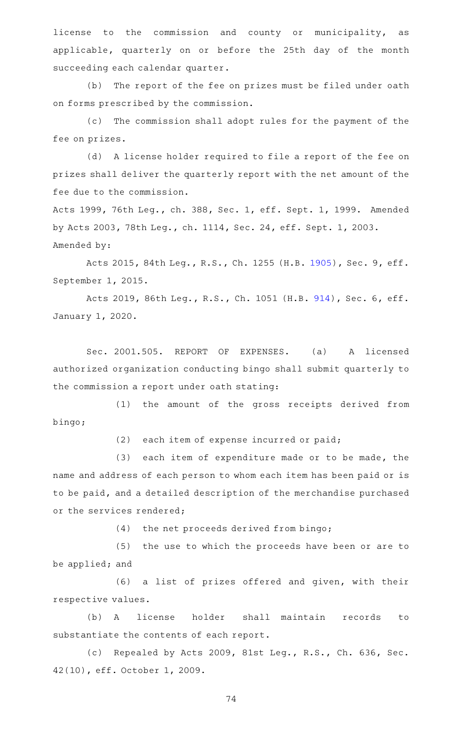license to the commission and county or municipality, as applicable, quarterly on or before the 25th day of the month succeeding each calendar quarter.

(b) The report of the fee on prizes must be filed under oath on forms prescribed by the commission.

(c) The commission shall adopt rules for the payment of the fee on prizes.

(d) A license holder required to file a report of the fee on prizes shall deliver the quarterly report with the net amount of the fee due to the commission.

Acts 1999, 76th Leg., ch. 388, Sec. 1, eff. Sept. 1, 1999. Amended by Acts 2003, 78th Leg., ch. 1114, Sec. 24, eff. Sept. 1, 2003.
Amended by:

Acts 2015, 84th Leg., R.S., Ch. 1255 (H.B. 1905), Sec. 9, eff. September 1, 2015.

Acts 2019, 86th Leg., R.S., Ch. 1051 (H.B. 914), Sec. 6, eff. January 1, 2020.

Sec. 2001.505. REPORT OF EXPENSES. (a) A licensed authorized organization conducting bingo shall submit quarterly to the commission a report under oath stating:

(1) the amount of the gross receipts derived from bingo;

(2) each item of expense incurred or paid;

(3) each item of expenditure made or to be made, the name and address of each person to whom each item has been paid or is to be paid, and a detailed description of the merchandise purchased or the services rendered;

(4) the net proceeds derived from bingo;

(5) the use to which the proceeds have been or are to be applied; and

(6) a list of prizes offered and given, with their respective values.

(b) A license holder shall maintain records to substantiate the contents of each report.

(c) Repealed by Acts 2009, 81st Leg., R.S., Ch. 636, Sec. 42(10), eff. October 1, 2009.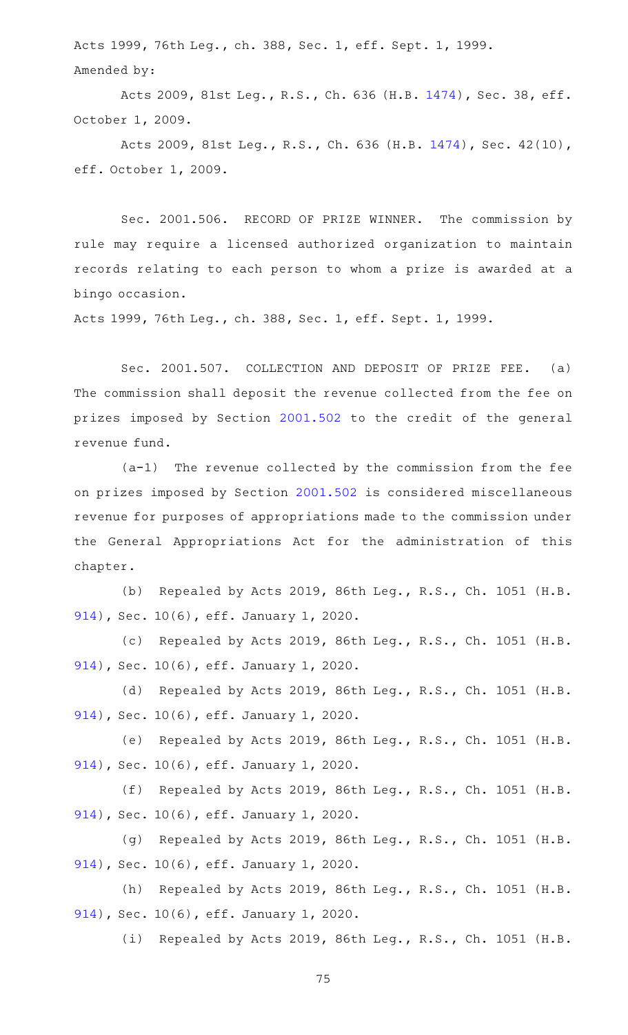Acts 1999, 76th Leg., ch. 388, Sec. 1, eff. Sept. 1, 1999.
Amended by:

Acts 2009, 81st Leg., R.S., Ch. 636 (H.B. 1474), Sec. 38, eff. October 1, 2009.

Acts 2009, 81st Leg., R.S., Ch. 636 (H.B. 1474), Sec. 42(10), eff. October 1, 2009.

Sec. 2001.506. RECORD OF PRIZE WINNER. The commission by rule may require a licensed authorized organization to maintain records relating to each person to whom a prize is awarded at a bingo occasion.

Acts 1999, 76th Leg., ch. 388, Sec. 1, eff. Sept. 1, 1999.

Sec. 2001.507. COLLECTION AND DEPOSIT OF PRIZE FEE. (a) The commission shall deposit the revenue collected from the fee on prizes imposed by Section 2001.502 to the credit of the general revenue fund.

(a-1) The revenue collected by the commission from the fee on prizes imposed by Section 2001.502 is considered miscellaneous revenue for purposes of appropriations made to the commission under the General Appropriations Act for the administration of this chapter.

(b) Repealed by Acts 2019, 86th Leg., R.S., Ch. 1051 (H.B. 914), Sec. 10(6), eff. January 1, 2020.

(c) Repealed by Acts 2019, 86th Leg., R.S., Ch. 1051 (H.B. 914), Sec. 10(6), eff. January 1, 2020.

(d) Repealed by Acts 2019, 86th Leg., R.S., Ch. 1051 (H.B. 914), Sec. 10(6), eff. January 1, 2020.

(e) Repealed by Acts 2019, 86th Leg., R.S., Ch. 1051 (H.B. 914), Sec. 10(6), eff. January 1, 2020.

(f) Repealed by Acts 2019, 86th Leg., R.S., Ch. 1051 (H.B. 914), Sec. 10(6), eff. January 1, 2020.

(g) Repealed by Acts 2019, 86th Leg., R.S., Ch. 1051 (H.B. 914), Sec. 10(6), eff. January 1, 2020.

(h) Repealed by Acts 2019, 86th Leg., R.S., Ch. 1051 (H.B. 914), Sec. 10(6), eff. January 1, 2020.

(i) Repealed by Acts 2019, 86th Leg., R.S., Ch. 1051 (H.B.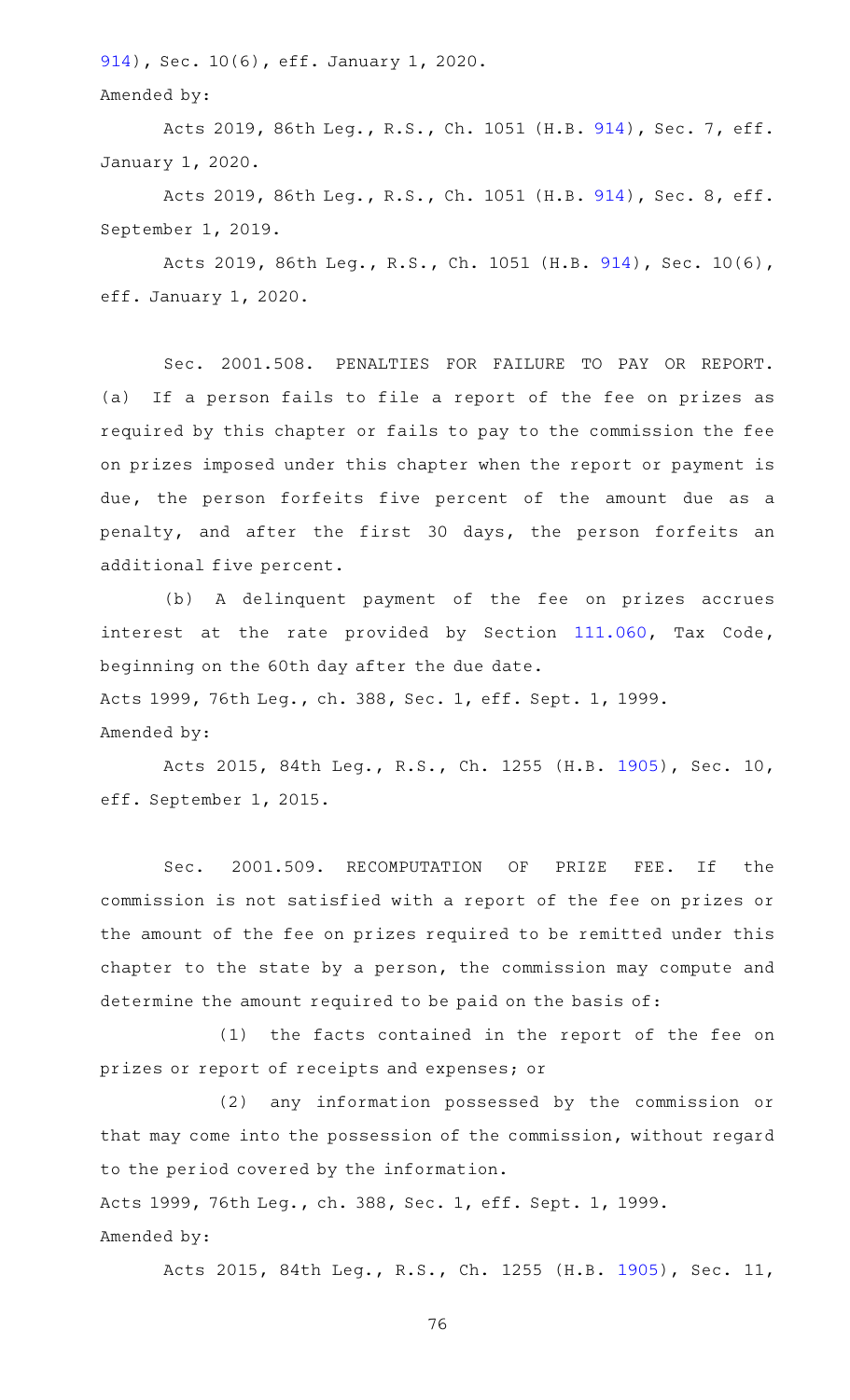914), Sec. 10(6), eff. January 1, 2020.

Amended by:

Acts 2019, 86th Leg., R.S., Ch. 1051 (H.B. 914), Sec. 7, eff. January 1, 2020.

Acts 2019, 86th Leg., R.S., Ch. 1051 (H.B. 914), Sec. 8, eff. September 1, 2019.

Acts 2019, 86th Leg., R.S., Ch. 1051 (H.B. 914), Sec. 10(6), eff. January 1, 2020.

Sec. 2001.508. PENALTIES FOR FAILURE TO PAY OR REPORT. (a) If a person fails to file a report of the fee on prizes as required by this chapter or fails to pay to the commission the fee on prizes imposed under this chapter when the report or payment is due, the person forfeits five percent of the amount due as a penalty, and after the first 30 days, the person forfeits an additional five percent.

(b) A delinquent payment of the fee on prizes accrues interest at the rate provided by Section 111.060, Tax Code, beginning on the 60th day after the due date.

Acts 1999, 76th Leg., ch. 388, Sec. 1, eff. Sept. 1, 1999.

Amended by:

Acts 2015, 84th Leg., R.S., Ch. 1255 (H.B. 1905), Sec. 10, eff. September 1, 2015.

Sec. 2001.509. RECOMPUTATION OF PRIZE FEE. If the commission is not satisfied with a report of the fee on prizes or the amount of the fee on prizes required to be remitted under this chapter to the state by a person, the commission may compute and determine the amount required to be paid on the basis of:

(1) the facts contained in the report of the fee on prizes or report of receipts and expenses; or

(2) any information possessed by the commission or that may come into the possession of the commission, without regard to the period covered by the information.

Acts 1999, 76th Leg., ch. 388, Sec. 1, eff. Sept. 1, 1999.

Amended by:

Acts 2015, 84th Leg., R.S., Ch. 1255 (H.B. 1905), Sec. 11,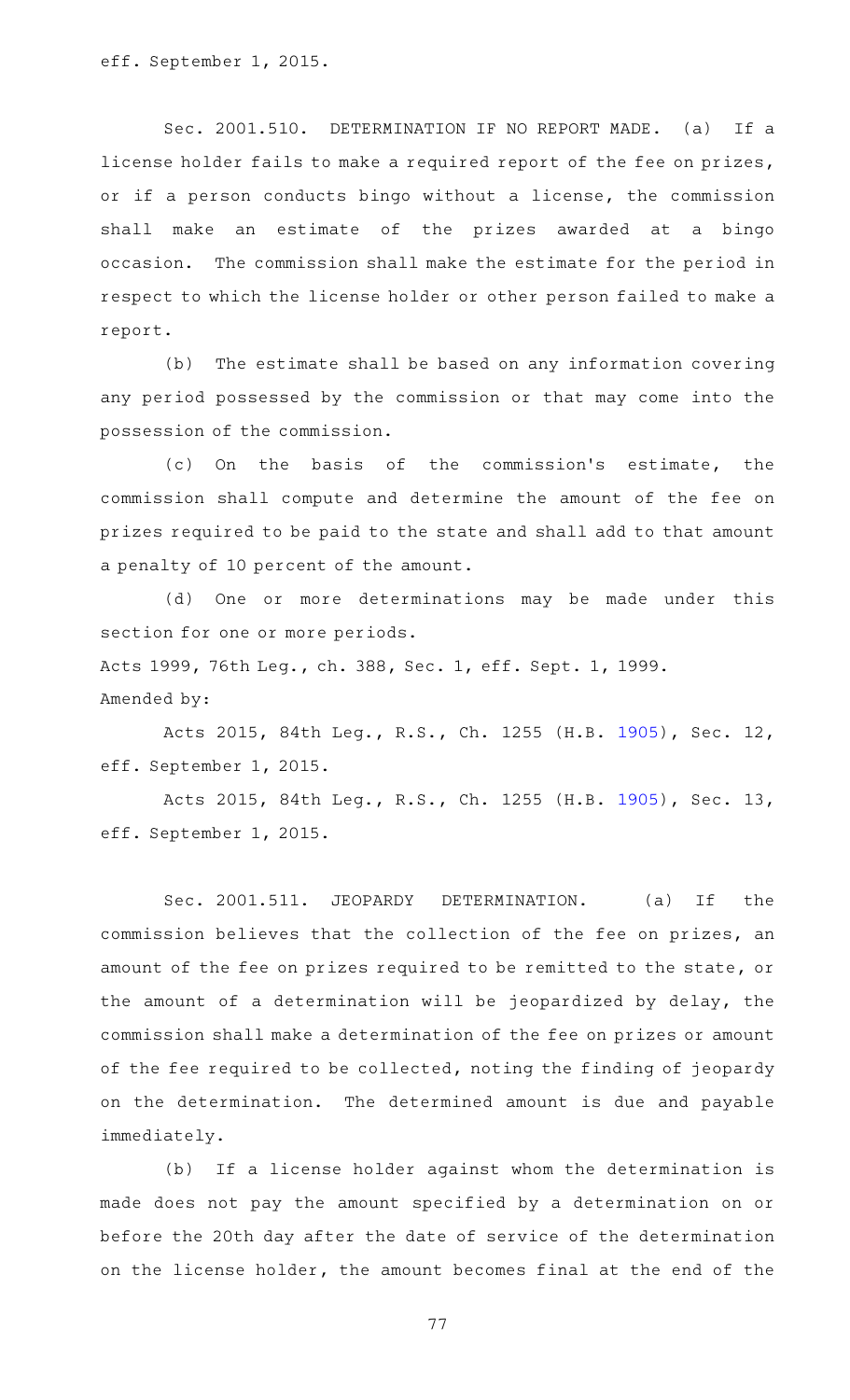eff. September 1, 2015.

Sec. 2001.510. DETERMINATION IF NO REPORT MADE. (a) If a license holder fails to make a required report of the fee on prizes, or if a person conducts bingo without a license, the commission shall make an estimate of the prizes awarded at a bingo occasion. The commission shall make the estimate for the period in respect to which the license holder or other person failed to make a report.

(b) The estimate shall be based on any information covering any period possessed by the commission or that may come into the possession of the commission.

(c) On the basis of the commission's estimate, the commission shall compute and determine the amount of the fee on prizes required to be paid to the state and shall add to that amount a penalty of 10 percent of the amount.

(d) One or more determinations may be made under this section for one or more periods.

Acts 1999, 76th Leg., ch. 388, Sec. 1, eff. Sept. 1, 1999.

Amended by:

Acts 2015, 84th Leg., R.S., Ch. 1255 (H.B. 1905), Sec. 12, eff. September 1, 2015.

Acts 2015, 84th Leg., R.S., Ch. 1255 (H.B. 1905), Sec. 13, eff. September 1, 2015.

Sec. 2001.511. JEOPARDY DETERMINATION. (a) If the commission believes that the collection of the fee on prizes, an amount of the fee on prizes required to be remitted to the state, or the amount of a determination will be jeopardized by delay, the commission shall make a determination of the fee on prizes or amount of the fee required to be collected, noting the finding of jeopardy on the determination. The determined amount is due and payable immediately.

(b) If a license holder against whom the determination is made does not pay the amount specified by a determination on or before the 20th day after the date of service of the determination on the license holder, the amount becomes final at the end of the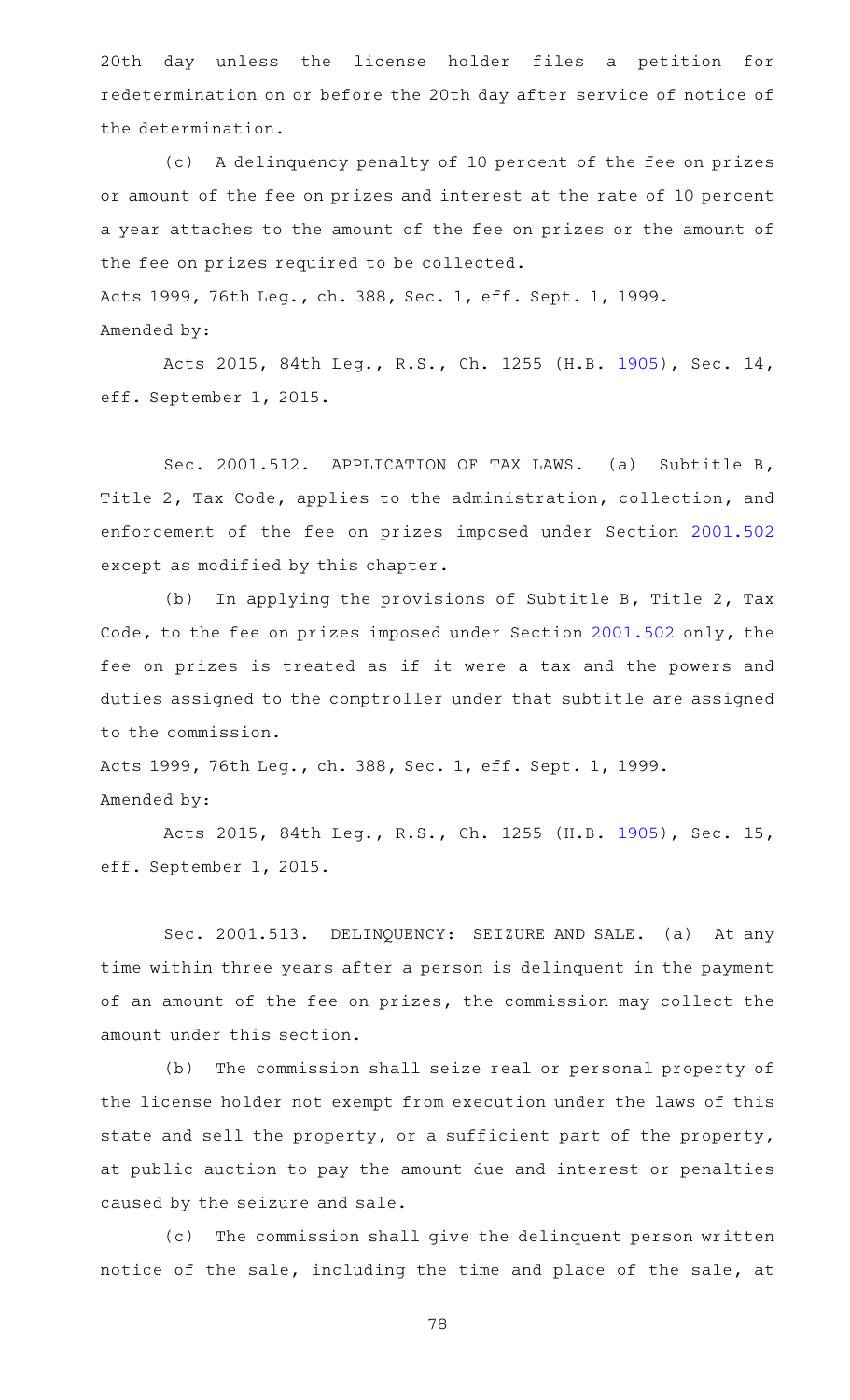20th day unless the license holder files a petition for redetermination on or before the 20th day after service of notice of the determination.

(c) A delinquency penalty of 10 percent of the fee on prizes or amount of the fee on prizes and interest at the rate of 10 percent a year attaches to the amount of the fee on prizes or the amount of the fee on prizes required to be collected.

Acts 1999, 76th Leg., ch. 388, Sec. 1, eff. Sept. 1, 1999.

Amended by:

Acts 2015, 84th Leg., R.S., Ch. 1255 (H.B. 1905), Sec. 14, eff. September 1, 2015.

Sec. 2001.512. APPLICATION OF TAX LAWS. (a) Subtitle B, Title 2, Tax Code, applies to the administration, collection, and enforcement of the fee on prizes imposed under Section 2001.502 except as modified by this chapter.

(b) In applying the provisions of Subtitle B, Title 2, Tax Code, to the fee on prizes imposed under Section 2001.502 only, the fee on prizes is treated as if it were a tax and the powers and duties assigned to the comptroller under that subtitle are assigned to the commission.

Acts 1999, 76th Leg., ch. 388, Sec. 1, eff. Sept. 1, 1999.

Amended by:

Acts 2015, 84th Leg., R.S., Ch. 1255 (H.B. 1905), Sec. 15, eff. September 1, 2015.

Sec. 2001.513. DELINQUENCY: SEIZURE AND SALE. (a) At any time within three years after a person is delinquent in the payment of an amount of the fee on prizes, the commission may collect the amount under this section.

(b) The commission shall seize real or personal property of the license holder not exempt from execution under the laws of this state and sell the property, or a sufficient part of the property, at public auction to pay the amount due and interest or penalties caused by the seizure and sale.

(c) The commission shall give the delinquent person written notice of the sale, including the time and place of the sale, at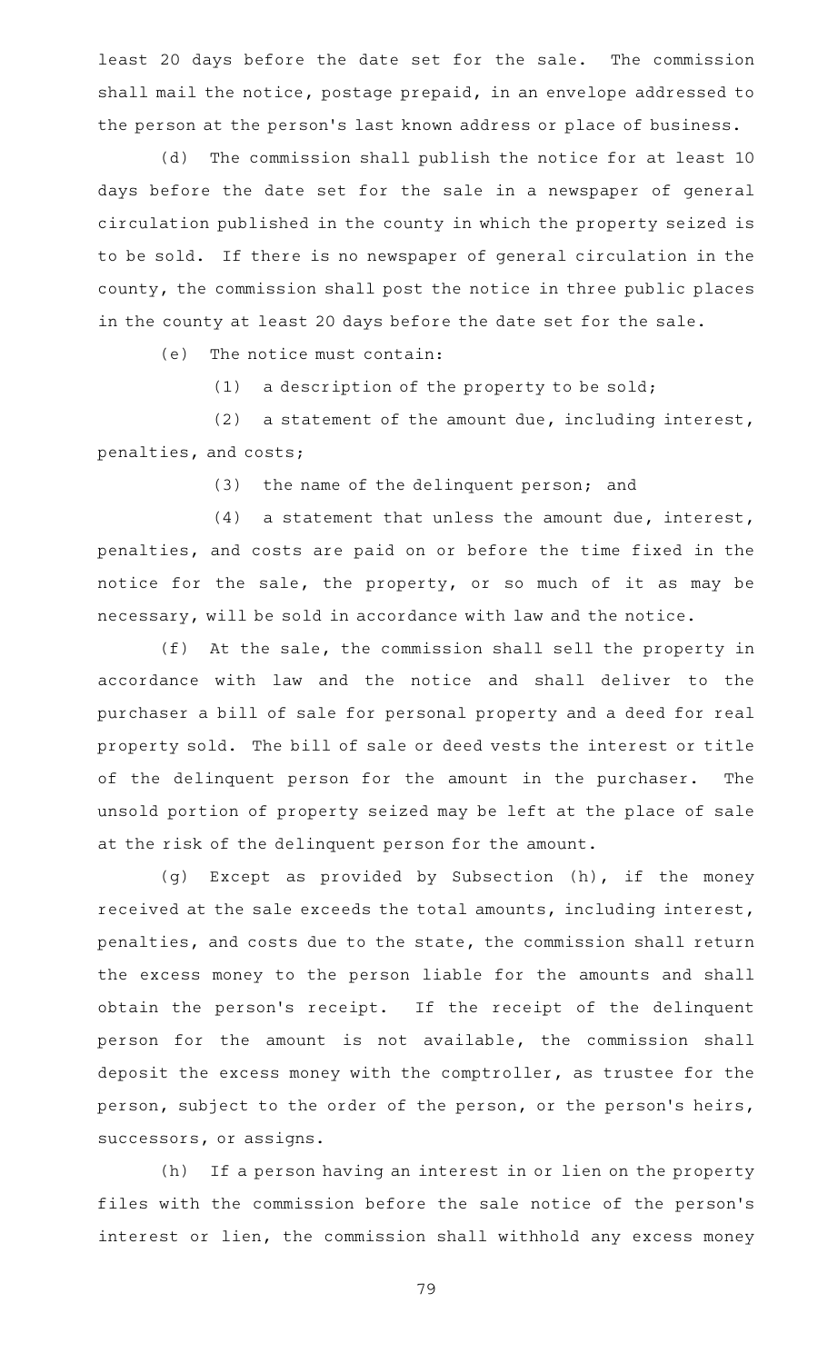least 20 days before the date set for the sale. The commission shall mail the notice, postage prepaid, in an envelope addressed to the person at the person's last known address or place of business.

(d) The commission shall publish the notice for at least 10 days before the date set for the sale in a newspaper of general circulation published in the county in which the property seized is to be sold. If there is no newspaper of general circulation in the county, the commission shall post the notice in three public places in the county at least 20 days before the date set for the sale.

(e) The notice must contain:

(1) a description of the property to be sold;

(2) a statement of the amount due, including interest, penalties, and costs;

(3) the name of the delinquent person; and

(4) a statement that unless the amount due, interest, penalties, and costs are paid on or before the time fixed in the notice for the sale, the property, or so much of it as may be necessary, will be sold in accordance with law and the notice.

(f) At the sale, the commission shall sell the property in accordance with law and the notice and shall deliver to the purchaser a bill of sale for personal property and a deed for real property sold. The bill of sale or deed vests the interest or title of the delinquent person for the amount in the purchaser. The unsold portion of property seized may be left at the place of sale at the risk of the delinquent person for the amount.

(g) Except as provided by Subsection (h), if the money received at the sale exceeds the total amounts, including interest, penalties, and costs due to the state, the commission shall return the excess money to the person liable for the amounts and shall obtain the person's receipt. If the receipt of the delinquent person for the amount is not available, the commission shall deposit the excess money with the comptroller, as trustee for the person, subject to the order of the person, or the person's heirs, successors, or assigns.

(h) If a person having an interest in or lien on the property files with the commission before the sale notice of the person's interest or lien, the commission shall withhold any excess money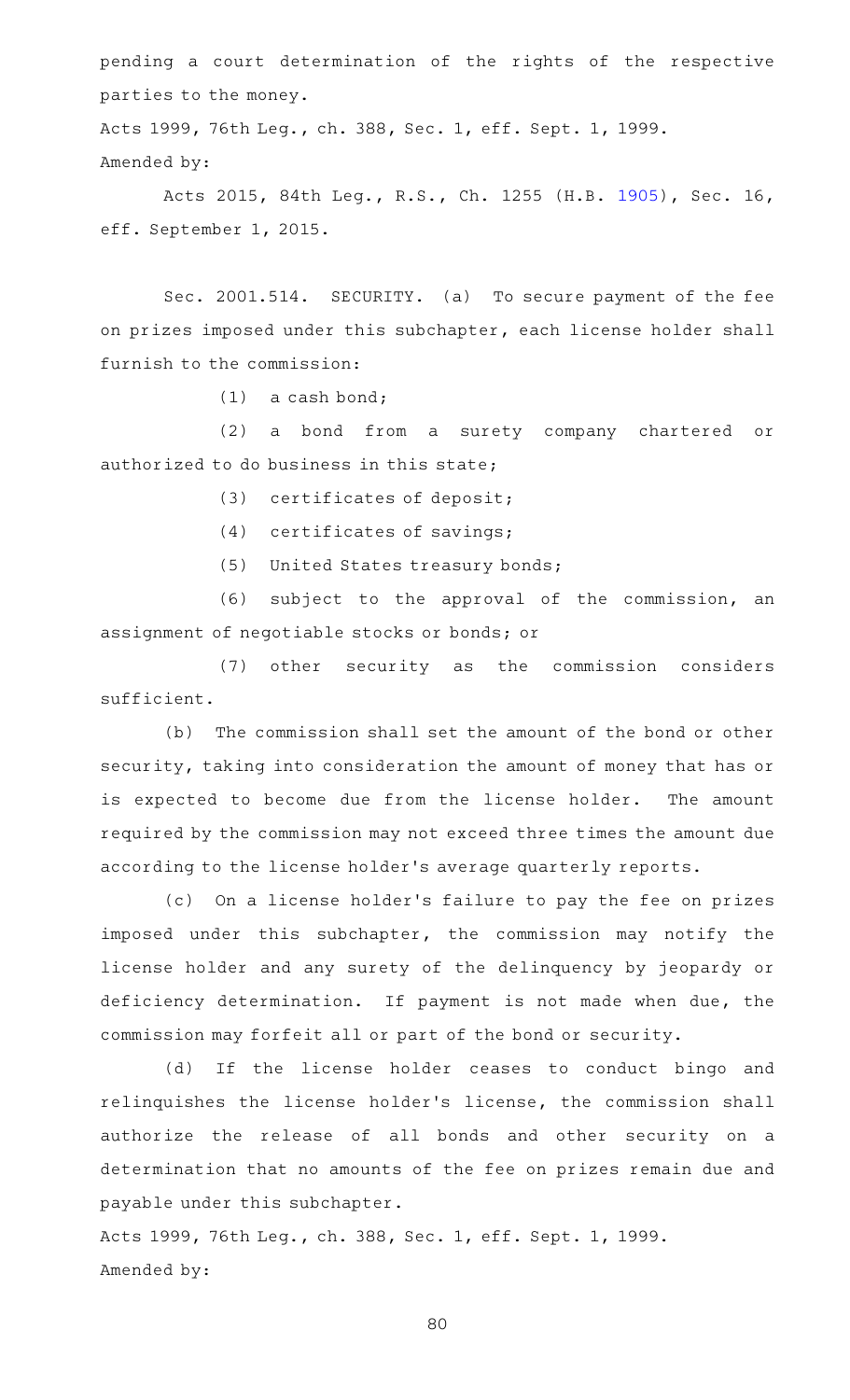pending a court determination of the rights of the respective parties to the money.

Acts 1999, 76th Leg., ch. 388, Sec. 1, eff. Sept. 1, 1999.
Amended by:

Acts 2015, 84th Leg., R.S., Ch. 1255 (H.B. 1905), Sec. 16, eff. September 1, 2015.

Sec. 2001.514. SECURITY. (a) To secure payment of the fee on prizes imposed under this subchapter, each license holder shall furnish to the commission:

(1) a cash bond;

(2) a bond from a surety company chartered or authorized to do business in this state;

(3) certificates of deposit;

(4) certificates of savings;

(5) United States treasury bonds;

(6) subject to the approval of the commission, an assignment of negotiable stocks or bonds; or

(7) other security as the commission considers sufficient.

(b) The commission shall set the amount of the bond or other security, taking into consideration the amount of money that has or is expected to become due from the license holder. The amount required by the commission may not exceed three times the amount due according to the license holder's average quarterly reports.

(c) On a license holder's failure to pay the fee on prizes imposed under this subchapter, the commission may notify the license holder and any surety of the delinquency by jeopardy or deficiency determination. If payment is not made when due, the commission may forfeit all or part of the bond or security.

(d) If the license holder ceases to conduct bingo and relinquishes the license holder's license, the commission shall authorize the release of all bonds and other security on a determination that no amounts of the fee on prizes remain due and payable under this subchapter.

Acts 1999, 76th Leg., ch. 388, Sec. 1, eff. Sept. 1, 1999.
Amended by: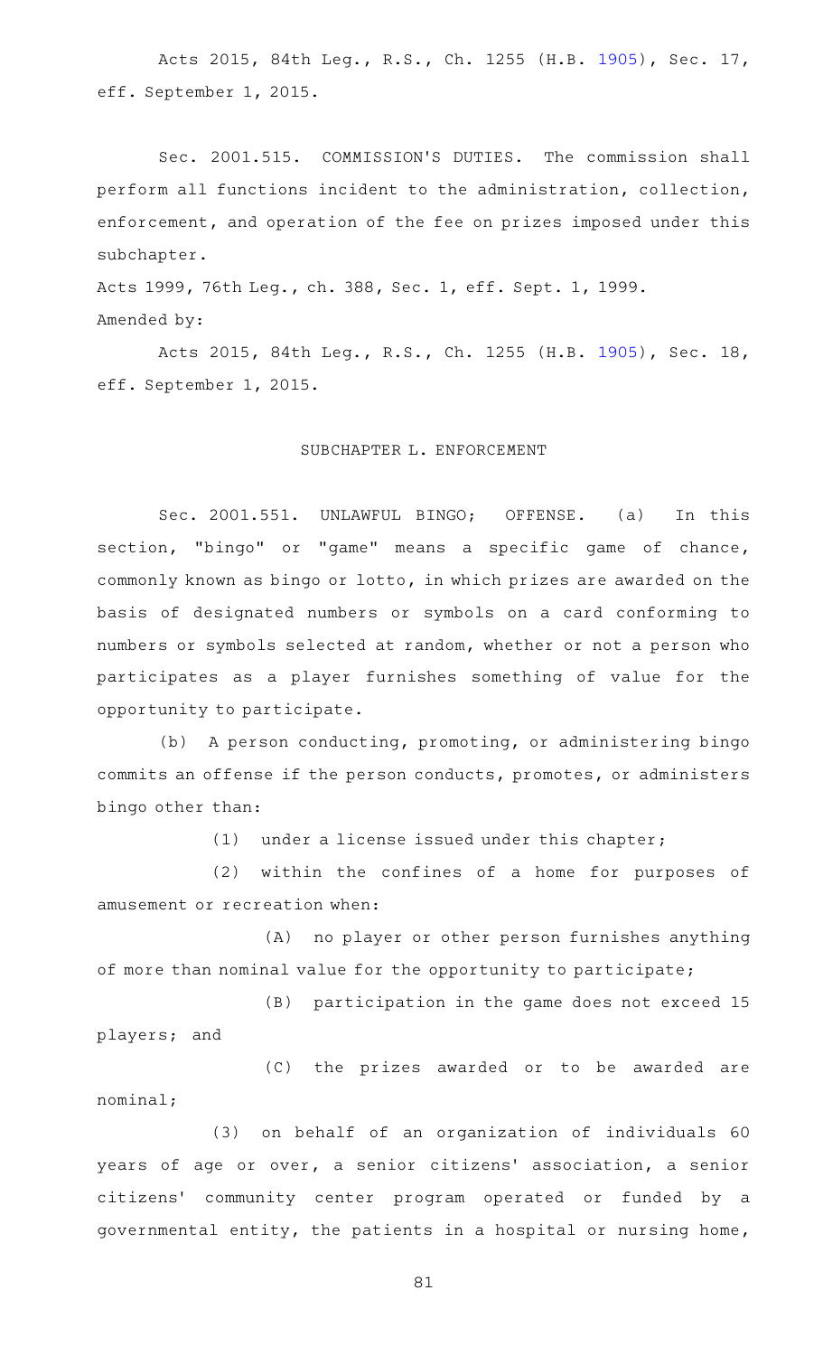Acts 2015, 84th Leg., R.S., Ch. 1255 (H.B. 1905), Sec. 17, eff. September 1, 2015.

Sec. 2001.515. COMMISSION'S DUTIES. The commission shall perform all functions incident to the administration, collection, enforcement, and operation of the fee on prizes imposed under this subchapter.

Acts 1999, 76th Leg., ch. 388, Sec. 1, eff. Sept. 1, 1999.

Amended by:

Acts 2015, 84th Leg., R.S., Ch. 1255 (H.B. 1905), Sec. 18, eff. September 1, 2015.

SUBCHAPTER L. ENFORCEMENT

Sec. 2001.551. UNLAWFUL BINGO; OFFENSE. (a) In this section, "bingo" or "game" means a specific game of chance, commonly known as bingo or lotto, in which prizes are awarded on the basis of designated numbers or symbols on a card conforming to numbers or symbols selected at random, whether or not a person who participates as a player furnishes something of value for the opportunity to participate.

(b) A person conducting, promoting, or administering bingo commits an offense if the person conducts, promotes, or administers bingo other than:

(1) under a license issued under this chapter;

(2) within the confines of a home for purposes of amusement or recreation when:

(A) no player or other person furnishes anything of more than nominal value for the opportunity to participate;

(B) participation in the game does not exceed 15 players; and

(C) the prizes awarded or to be awarded are nominal;

(3) on behalf of an organization of individuals 60 years of age or over, a senior citizens' association, a senior citizens' community center program operated or funded by a governmental entity, the patients in a hospital or nursing home,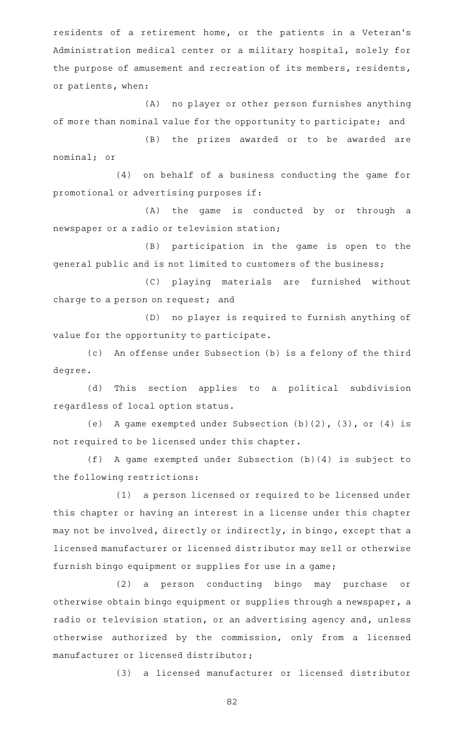residents of a retirement home, or the patients in a Veteran's Administration medical center or a military hospital, solely for the purpose of amusement and recreation of its members, residents, or patients, when:

(A) no player or other person furnishes anything of more than nominal value for the opportunity to participate; and

(B) the prizes awarded or to be awarded are nominal; or

(4) on behalf of a business conducting the game for promotional or advertising purposes if:

(A) the game is conducted by or through a newspaper or a radio or television station;

(B) participation in the game is open to the general public and is not limited to customers of the business;

(C) playing materials are furnished without charge to a person on request; and

(D) no player is required to furnish anything of value for the opportunity to participate.

(c) An offense under Subsection (b) is a felony of the third degree.

(d) This section applies to a political subdivision regardless of local option status.

(e) A game exempted under Subsection (b)(2), (3), or (4) is not required to be licensed under this chapter.

(f) A game exempted under Subsection (b)(4) is subject to the following restrictions:

(1) a person licensed or required to be licensed under this chapter or having an interest in a license under this chapter may not be involved, directly or indirectly, in bingo, except that a licensed manufacturer or licensed distributor may sell or otherwise furnish bingo equipment or supplies for use in a game;

(2) a person conducting bingo may purchase or otherwise obtain bingo equipment or supplies through a newspaper, a radio or television station, or an advertising agency and, unless otherwise authorized by the commission, only from a licensed manufacturer or licensed distributor;

(3) a licensed manufacturer or licensed distributor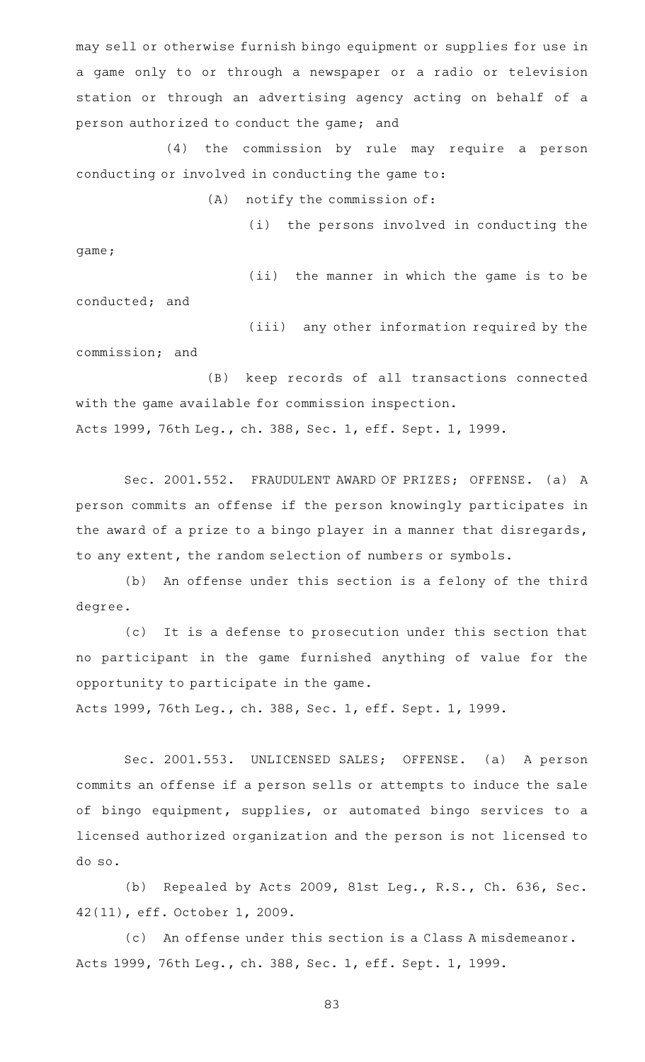may sell or otherwise furnish bingo equipment or supplies for use in a game only to or through a newspaper or a radio or television station or through an advertising agency acting on behalf of a person authorized to conduct the game; and

(4) the commission by rule may require a person conducting or involved in conducting the game to:

(A) notify the commission of:

(i) the persons involved in conducting the game;

(ii) the manner in which the game is to be conducted; and

(iii) any other information required by the commission; and

(B) keep records of all transactions connected with the game available for commission inspection.

Acts 1999, 76th Leg., ch. 388, Sec. 1, eff. Sept. 1, 1999.

Sec. 2001.552. FRAUDULENT AWARD OF PRIZES; OFFENSE. (a) A person commits an offense if the person knowingly participates in the award of a prize to a bingo player in a manner that disregards, to any extent, the random selection of numbers or symbols.

(b) An offense under this section is a felony of the third degree.

(c) It is a defense to prosecution under this section that no participant in the game furnished anything of value for the opportunity to participate in the game.

Acts 1999, 76th Leg., ch. 388, Sec. 1, eff. Sept. 1, 1999.

Sec. 2001.553. UNLICENSED SALES; OFFENSE. (a) A person commits an offense if a person sells or attempts to induce the sale of bingo equipment, supplies, or automated bingo services to a licensed authorized organization and the person is not licensed to do so.

(b) Repealed by Acts 2009, 81st Leg., R.S., Ch. 636, Sec. 42(11), eff. October 1, 2009.

(c) An offense under this section is a Class A misdemeanor.

Acts 1999, 76th Leg., ch. 388, Sec. 1, eff. Sept. 1, 1999.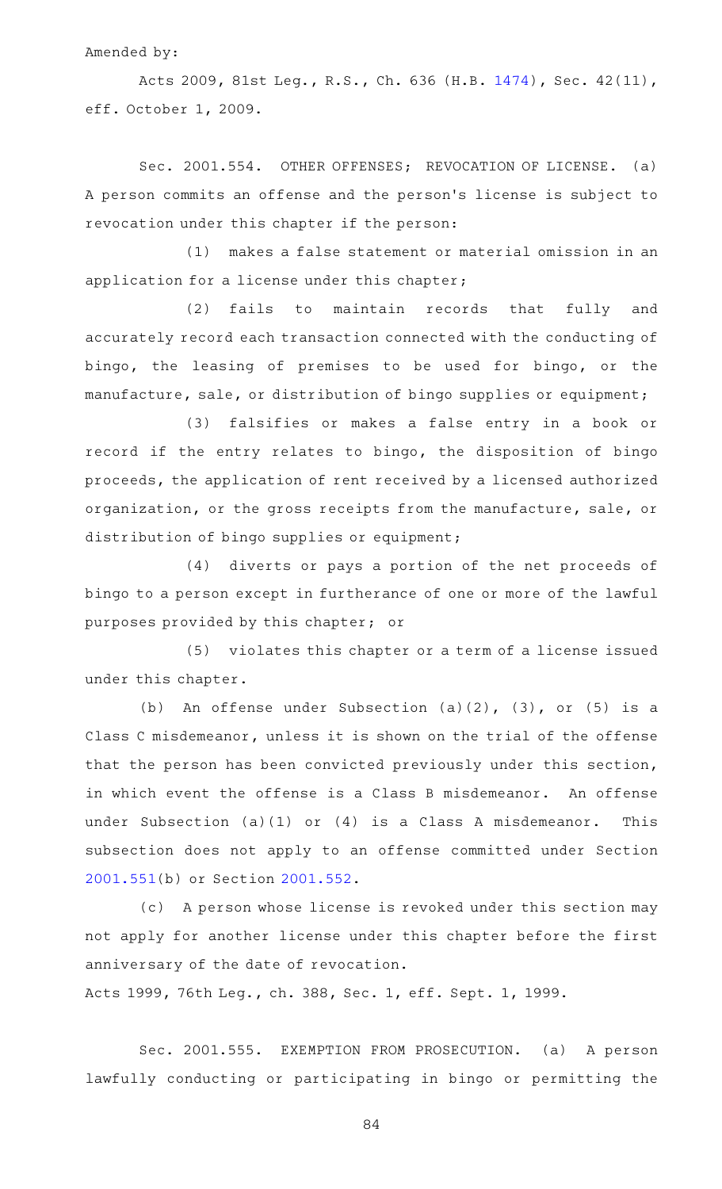Amended by:

Acts 2009, 81st Leg., R.S., Ch. 636 (H.B. 1474), Sec. 42(11), eff. October 1, 2009.

Sec. 2001.554. OTHER OFFENSES; REVOCATION OF LICENSE. (a) A person commits an offense and the person's license is subject to revocation under this chapter if the person:

(1) makes a false statement or material omission in an application for a license under this chapter;

(2) fails to maintain records that fully and accurately record each transaction connected with the conducting of bingo, the leasing of premises to be used for bingo, or the manufacture, sale, or distribution of bingo supplies or equipment;

(3) falsifies or makes a false entry in a book or record if the entry relates to bingo, the disposition of bingo proceeds, the application of rent received by a licensed authorized organization, or the gross receipts from the manufacture, sale, or distribution of bingo supplies or equipment;

(4) diverts or pays a portion of the net proceeds of bingo to a person except in furtherance of one or more of the lawful purposes provided by this chapter; or

(5) violates this chapter or a term of a license issued under this chapter.

(b) An offense under Subsection (a)(2), (3), or (5) is a Class C misdemeanor, unless it is shown on the trial of the offense that the person has been convicted previously under this section, in which event the offense is a Class B misdemeanor. An offense under Subsection (a)(1) or (4) is a Class A misdemeanor. This subsection does not apply to an offense committed under Section 2001.551(b) or Section 2001.552.

(c) A person whose license is revoked under this section may not apply for another license under this chapter before the first anniversary of the date of revocation.

Acts 1999, 76th Leg., ch. 388, Sec. 1, eff. Sept. 1, 1999.

Sec. 2001.555. EXEMPTION FROM PROSECUTION. (a) A person lawfully conducting or participating in bingo or permitting the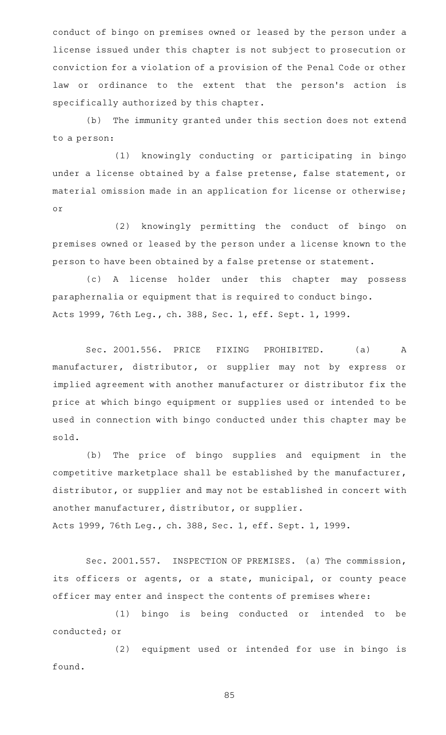conduct of bingo on premises owned or leased by the person under a license issued under this chapter is not subject to prosecution or conviction for a violation of a provision of the Penal Code or other law or ordinance to the extent that the person's action is specifically authorized by this chapter.

(b) The immunity granted under this section does not extend to a person:

(1) knowingly conducting or participating in bingo under a license obtained by a false pretense, false statement, or material omission made in an application for license or otherwise; or

(2) knowingly permitting the conduct of bingo on premises owned or leased by the person under a license known to the person to have been obtained by a false pretense or statement.

(c) A license holder under this chapter may possess paraphernalia or equipment that is required to conduct bingo.

Acts 1999, 76th Leg., ch. 388, Sec. 1, eff. Sept. 1, 1999.

Sec. 2001.556. PRICE FIXING PROHIBITED. (a) A manufacturer, distributor, or supplier may not by express or implied agreement with another manufacturer or distributor fix the price at which bingo equipment or supplies used or intended to be used in connection with bingo conducted under this chapter may be sold.

(b) The price of bingo supplies and equipment in the competitive marketplace shall be established by the manufacturer, distributor, or supplier and may not be established in concert with another manufacturer, distributor, or supplier.

Acts 1999, 76th Leg., ch. 388, Sec. 1, eff. Sept. 1, 1999.

Sec. 2001.557. INSPECTION OF PREMISES. (a) The commission, its officers or agents, or a state, municipal, or county peace officer may enter and inspect the contents of premises where:

(1) bingo is being conducted or intended to be conducted; or

(2) equipment used or intended for use in bingo is found.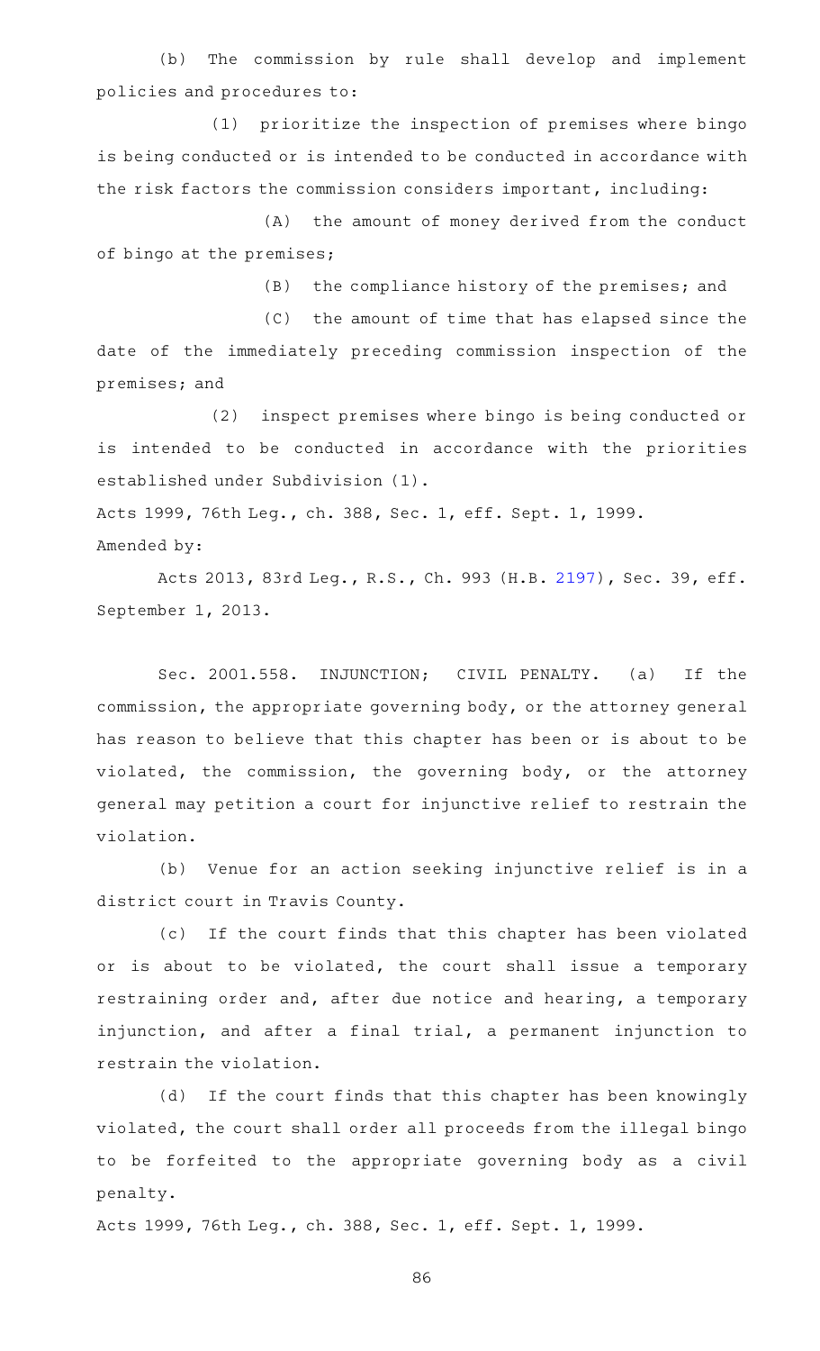(b) The commission by rule shall develop and implement policies and procedures to:

(1) prioritize the inspection of premises where bingo is being conducted or is intended to be conducted in accordance with the risk factors the commission considers important, including:

(A) the amount of money derived from the conduct of bingo at the premises;

(B) the compliance history of the premises; and

(C) the amount of time that has elapsed since the date of the immediately preceding commission inspection of the premises; and

(2) inspect premises where bingo is being conducted or is intended to be conducted in accordance with the priorities established under Subdivision (1).

Acts 1999, 76th Leg., ch. 388, Sec. 1, eff. Sept. 1, 1999.

Amended by:

Acts 2013, 83rd Leg., R.S., Ch. 993 (H.B. 2197), Sec. 39, eff. September 1, 2013.

Sec. 2001.558. INJUNCTION; CIVIL PENALTY. (a) If the commission, the appropriate governing body, or the attorney general has reason to believe that this chapter has been or is about to be violated, the commission, the governing body, or the attorney general may petition a court for injunctive relief to restrain the violation.

(b) Venue for an action seeking injunctive relief is in a district court in Travis County.

(c) If the court finds that this chapter has been violated or is about to be violated, the court shall issue a temporary restraining order and, after due notice and hearing, a temporary injunction, and after a final trial, a permanent injunction to restrain the violation.

(d) If the court finds that this chapter has been knowingly violated, the court shall order all proceeds from the illegal bingo to be forfeited to the appropriate governing body as a civil penalty.

Acts 1999, 76th Leg., ch. 388, Sec. 1, eff. Sept. 1, 1999.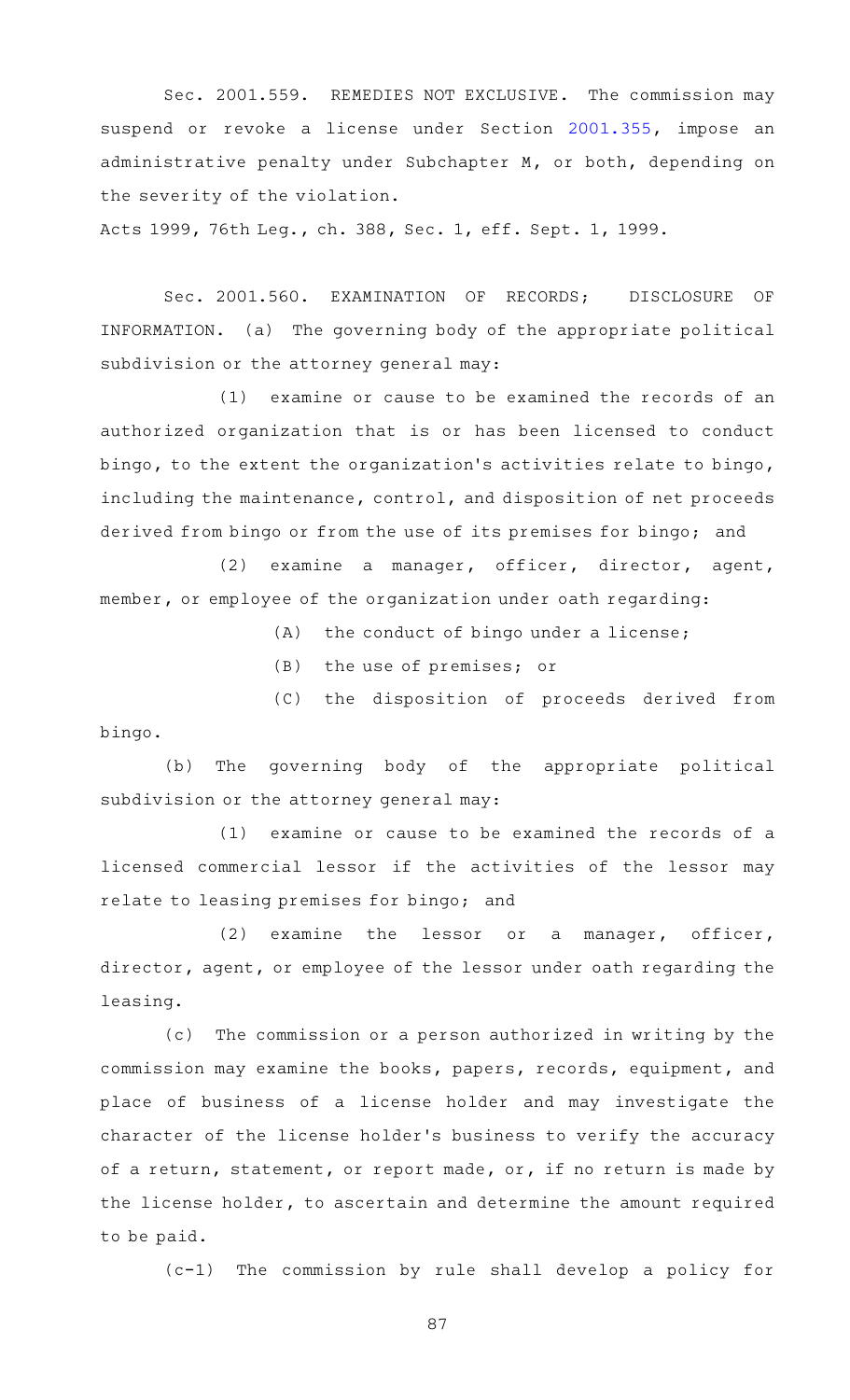Sec. 2001.559. REMEDIES NOT EXCLUSIVE. The commission may suspend or revoke a license under Section 2001.355, impose an administrative penalty under Subchapter M, or both, depending on the severity of the violation.

Acts 1999, 76th Leg., ch. 388, Sec. 1, eff. Sept. 1, 1999.

Sec. 2001.560. EXAMINATION OF RECORDS; DISCLOSURE OF INFORMATION. (a) The governing body of the appropriate political subdivision or the attorney general may:

(1) examine or cause to be examined the records of an authorized organization that is or has been licensed to conduct bingo, to the extent the organization's activities relate to bingo, including the maintenance, control, and disposition of net proceeds derived from bingo or from the use of its premises for bingo; and

(2) examine a manager, officer, director, agent, member, or employee of the organization under oath regarding:

(A) the conduct of bingo under a license;

(B) the use of premises; or

(C) the disposition of proceeds derived from bingo.

(b) The governing body of the appropriate political subdivision or the attorney general may:

(1) examine or cause to be examined the records of a licensed commercial lessor if the activities of the lessor may relate to leasing premises for bingo; and

(2) examine the lessor or a manager, officer, director, agent, or employee of the lessor under oath regarding the leasing.

(c) The commission or a person authorized in writing by the commission may examine the books, papers, records, equipment, and place of business of a license holder and may investigate the character of the license holder's business to verify the accuracy of a return, statement, or report made, or, if no return is made by the license holder, to ascertain and determine the amount required to be paid.

(c-1) The commission by rule shall develop a policy for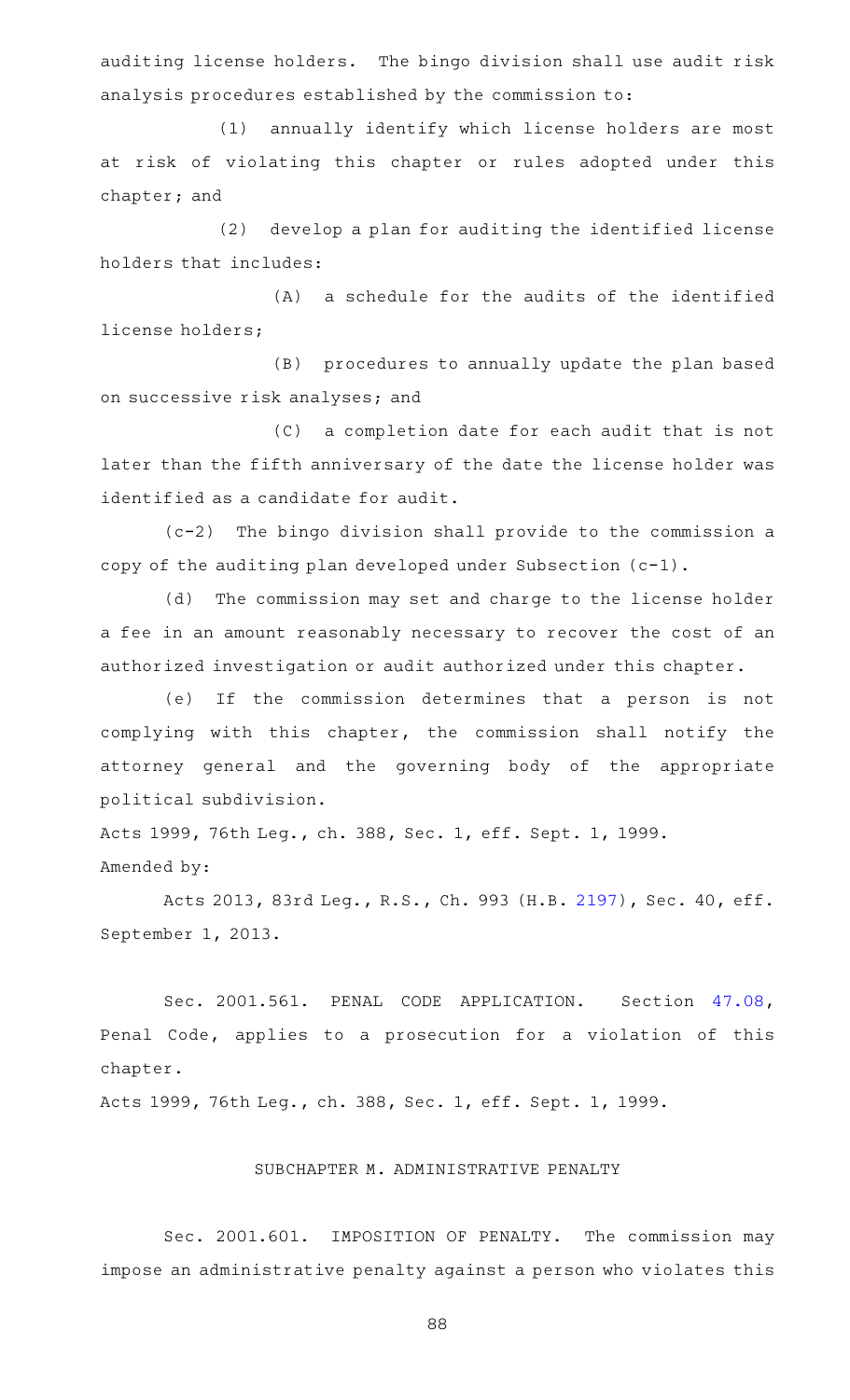auditing license holders. The bingo division shall use audit risk analysis procedures established by the commission to:

(1) annually identify which license holders are most at risk of violating this chapter or rules adopted under this chapter; and

(2) develop a plan for auditing the identified license holders that includes:

(A) a schedule for the audits of the identified license holders;

(B) procedures to annually update the plan based on successive risk analyses; and

(C) a completion date for each audit that is not later than the fifth anniversary of the date the license holder was identified as a candidate for audit.

(c-2) The bingo division shall provide to the commission a copy of the auditing plan developed under Subsection (c-1).

(d) The commission may set and charge to the license holder a fee in an amount reasonably necessary to recover the cost of an authorized investigation or audit authorized under this chapter.

(e) If the commission determines that a person is not complying with this chapter, the commission shall notify the attorney general and the governing body of the appropriate political subdivision.

Acts 1999, 76th Leg., ch. 388, Sec. 1, eff. Sept. 1, 1999.

Amended by:

Acts 2013, 83rd Leg., R.S., Ch. 993 (H.B. 2197), Sec. 40, eff. September 1, 2013.

Sec. 2001.561. PENAL CODE APPLICATION. Section 47.08, Penal Code, applies to a prosecution for a violation of this chapter.

Acts 1999, 76th Leg., ch. 388, Sec. 1, eff. Sept. 1, 1999.

## SUBCHAPTER M. ADMINISTRATIVE PENALTY

Sec. 2001.601. IMPOSITION OF PENALTY. The commission may impose an administrative penalty against a person who violates this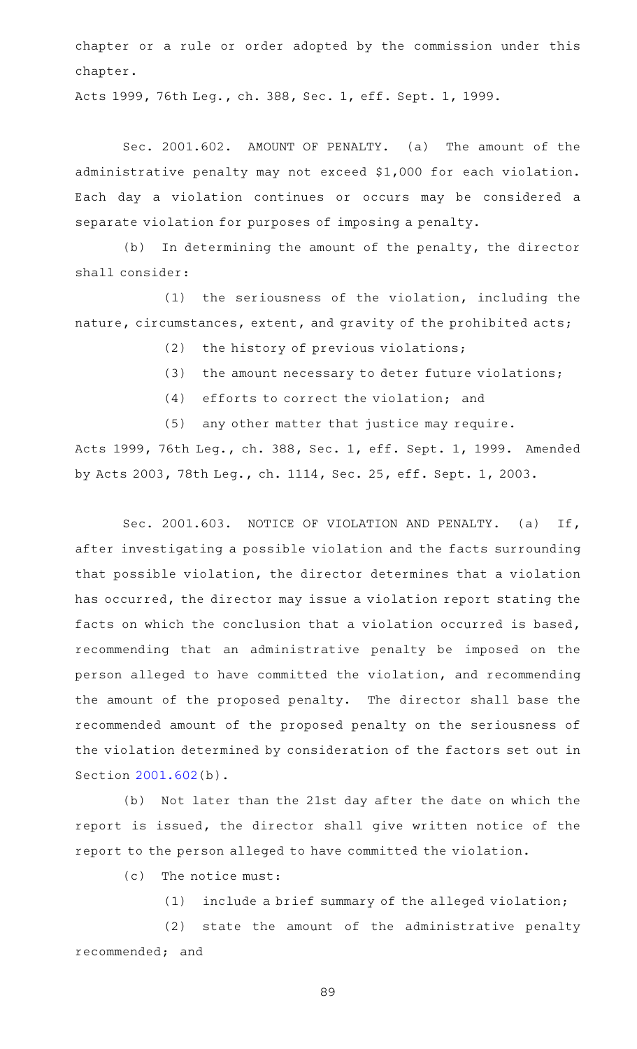chapter or a rule or order adopted by the commission under this chapter.

Acts 1999, 76th Leg., ch. 388, Sec. 1, eff. Sept. 1, 1999.

Sec. 2001.602. AMOUNT OF PENALTY. (a) The amount of the administrative penalty may not exceed $1,000 for each violation. Each day a violation continues or occurs may be considered a separate violation for purposes of imposing a penalty.

(b) In determining the amount of the penalty, the director shall consider:

(1) the seriousness of the violation, including the nature, circumstances, extent, and gravity of the prohibited acts;

(2) the history of previous violations;

(3) the amount necessary to deter future violations;

(4) efforts to correct the violation; and

(5) any other matter that justice may require.

Acts 1999, 76th Leg., ch. 388, Sec. 1, eff. Sept. 1, 1999. Amended by Acts 2003, 78th Leg., ch. 1114, Sec. 25, eff. Sept. 1, 2003.

Sec. 2001.603. NOTICE OF VIOLATION AND PENALTY. (a) If, after investigating a possible violation and the facts surrounding that possible violation, the director determines that a violation has occurred, the director may issue a violation report stating the facts on which the conclusion that a violation occurred is based, recommending that an administrative penalty be imposed on the person alleged to have committed the violation, and recommending the amount of the proposed penalty. The director shall base the recommended amount of the proposed penalty on the seriousness of the violation determined by consideration of the factors set out in Section 2001.602(b).

(b) Not later than the 21st day after the date on which the report is issued, the director shall give written notice of the report to the person alleged to have committed the violation.

(c) The notice must:

(1) include a brief summary of the alleged violation;

(2) state the amount of the administrative penalty recommended; and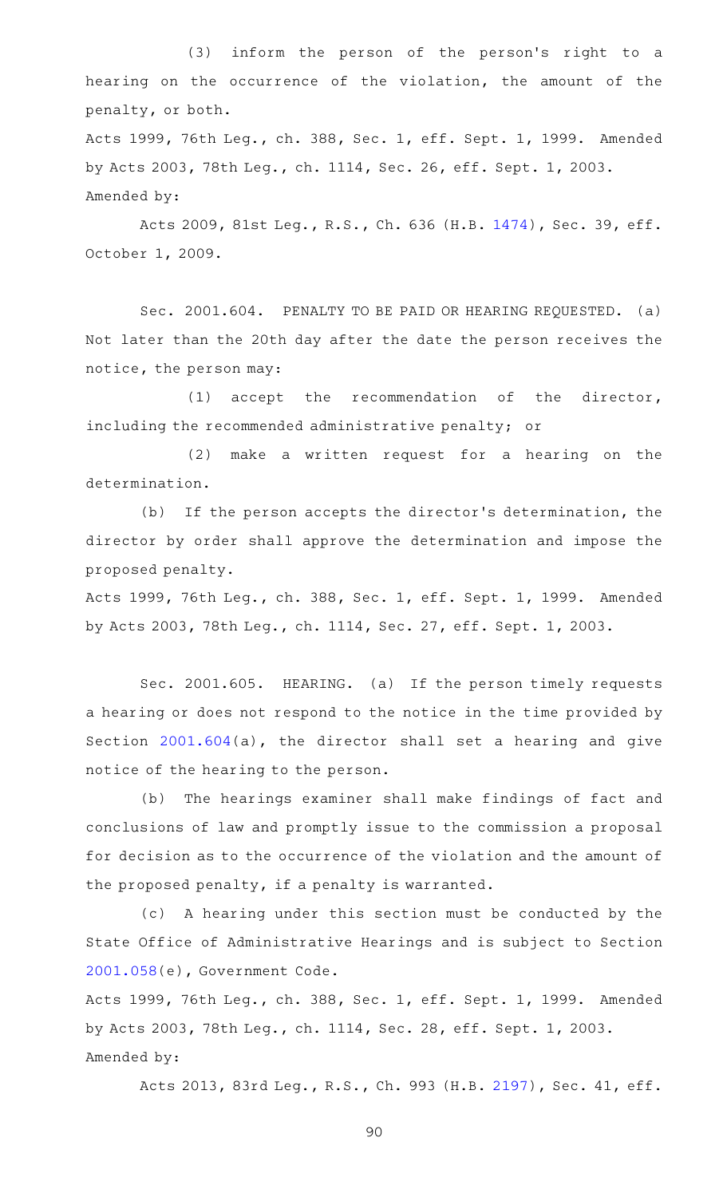(3) inform the person of the person's right to a hearing on the occurrence of the violation, the amount of the penalty, or both.

Acts 1999, 76th Leg., ch. 388, Sec. 1, eff. Sept. 1, 1999. Amended by Acts 2003, 78th Leg., ch. 1114, Sec. 26, eff. Sept. 1, 2003.

Amended by:

Acts 2009, 81st Leg., R.S., Ch. 636 (H.B. 1474), Sec. 39, eff. October 1, 2009.

Sec. 2001.604. PENALTY TO BE PAID OR HEARING REQUESTED. (a) Not later than the 20th day after the date the person receives the notice, the person may:

(1) accept the recommendation of the director, including the recommended administrative penalty; or

(2) make a written request for a hearing on the determination.

(b) If the person accepts the director's determination, the director by order shall approve the determination and impose the proposed penalty.

Acts 1999, 76th Leg., ch. 388, Sec. 1, eff. Sept. 1, 1999. Amended by Acts 2003, 78th Leg., ch. 1114, Sec. 27, eff. Sept. 1, 2003.

Sec. 2001.605. HEARING. (a) If the person timely requests a hearing or does not respond to the notice in the time provided by Section 2001.604(a), the director shall set a hearing and give notice of the hearing to the person.

(b) The hearings examiner shall make findings of fact and conclusions of law and promptly issue to the commission a proposal for decision as to the occurrence of the violation and the amount of the proposed penalty, if a penalty is warranted.

(c) A hearing under this section must be conducted by the State Office of Administrative Hearings and is subject to Section 2001.058(e), Government Code.

Acts 1999, 76th Leg., ch. 388, Sec. 1, eff. Sept. 1, 1999. Amended by Acts 2003, 78th Leg., ch. 1114, Sec. 28, eff. Sept. 1, 2003.

Amended by:

Acts 2013, 83rd Leg., R.S., Ch. 993 (H.B. 2197), Sec. 41, eff.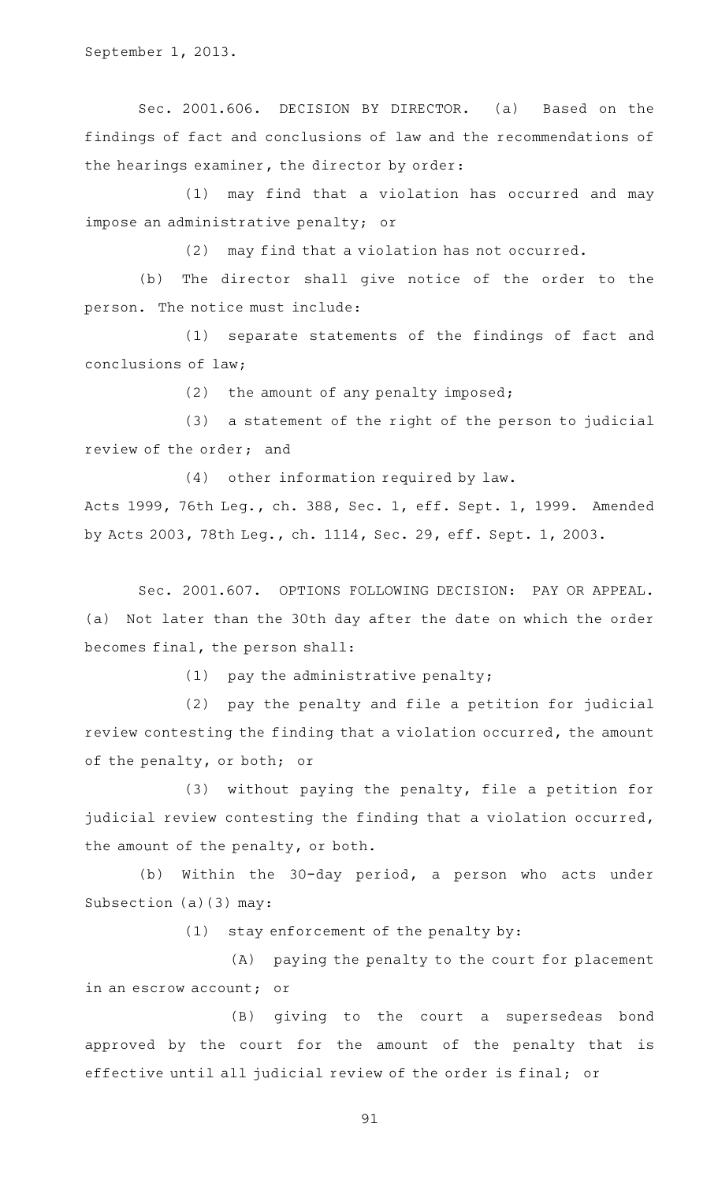September 1, 2013.

Sec. 2001.606. DECISION BY DIRECTOR. (a) Based on the findings of fact and conclusions of law and the recommendations of the hearings examiner, the director by order:

(1) may find that a violation has occurred and may impose an administrative penalty; or

(2) may find that a violation has not occurred.

(b) The director shall give notice of the order to the person. The notice must include:

(1) separate statements of the findings of fact and conclusions of law;

(2) the amount of any penalty imposed;

(3) a statement of the right of the person to judicial review of the order; and

(4) other information required by law.

Acts 1999, 76th Leg., ch. 388, Sec. 1, eff. Sept. 1, 1999. Amended by Acts 2003, 78th Leg., ch. 1114, Sec. 29, eff. Sept. 1, 2003.

Sec. 2001.607. OPTIONS FOLLOWING DECISION: PAY OR APPEAL. (a) Not later than the 30th day after the date on which the order becomes final, the person shall:

(1) pay the administrative penalty;

(2) pay the penalty and file a petition for judicial review contesting the finding that a violation occurred, the amount of the penalty, or both; or

(3) without paying the penalty, file a petition for judicial review contesting the finding that a violation occurred, the amount of the penalty, or both.

(b) Within the 30-day period, a person who acts under Subsection (a)(3) may:

(1) stay enforcement of the penalty by:

(A) paying the penalty to the court for placement in an escrow account; or

(B) giving to the court a supersedeas bond approved by the court for the amount of the penalty that is effective until all judicial review of the order is final; or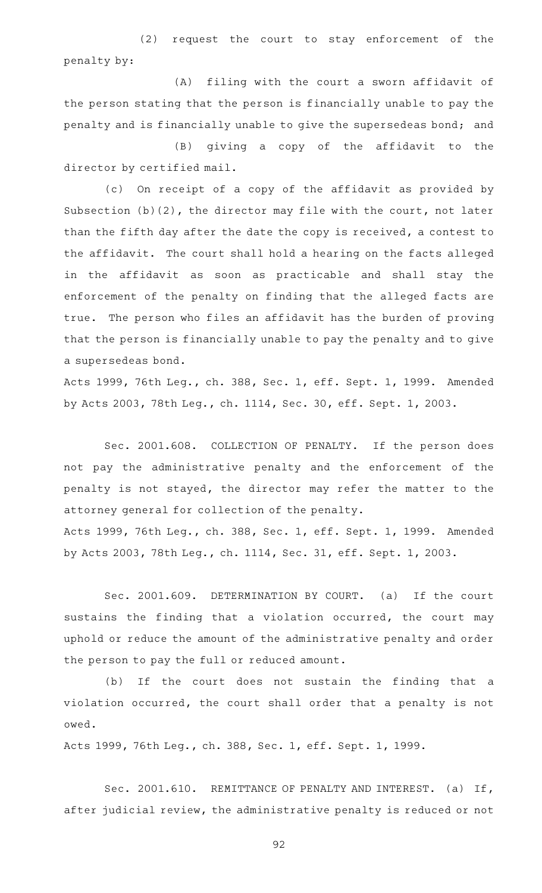(2) request the court to stay enforcement of the penalty by:

(A) filing with the court a sworn affidavit of the person stating that the person is financially unable to pay the penalty and is financially unable to give the supersedeas bond; and

(B) giving a copy of the affidavit to the director by certified mail.

(c) On receipt of a copy of the affidavit as provided by Subsection (b)(2), the director may file with the court, not later than the fifth day after the date the copy is received, a contest to the affidavit. The court shall hold a hearing on the facts alleged in the affidavit as soon as practicable and shall stay the enforcement of the penalty on finding that the alleged facts are true. The person who files an affidavit has the burden of proving that the person is financially unable to pay the penalty and to give a supersedeas bond.

Acts 1999, 76th Leg., ch. 388, Sec. 1, eff. Sept. 1, 1999. Amended by Acts 2003, 78th Leg., ch. 1114, Sec. 30, eff. Sept. 1, 2003.

Sec. 2001.608. COLLECTION OF PENALTY. If the person does not pay the administrative penalty and the enforcement of the penalty is not stayed, the director may refer the matter to the attorney general for collection of the penalty.

Acts 1999, 76th Leg., ch. 388, Sec. 1, eff. Sept. 1, 1999. Amended by Acts 2003, 78th Leg., ch. 1114, Sec. 31, eff. Sept. 1, 2003.

Sec. 2001.609. DETERMINATION BY COURT. (a) If the court sustains the finding that a violation occurred, the court may uphold or reduce the amount of the administrative penalty and order the person to pay the full or reduced amount.

(b) If the court does not sustain the finding that a violation occurred, the court shall order that a penalty is not owed.

Acts 1999, 76th Leg., ch. 388, Sec. 1, eff. Sept. 1, 1999.

Sec. 2001.610. REMITTANCE OF PENALTY AND INTEREST. (a) If, after judicial review, the administrative penalty is reduced or not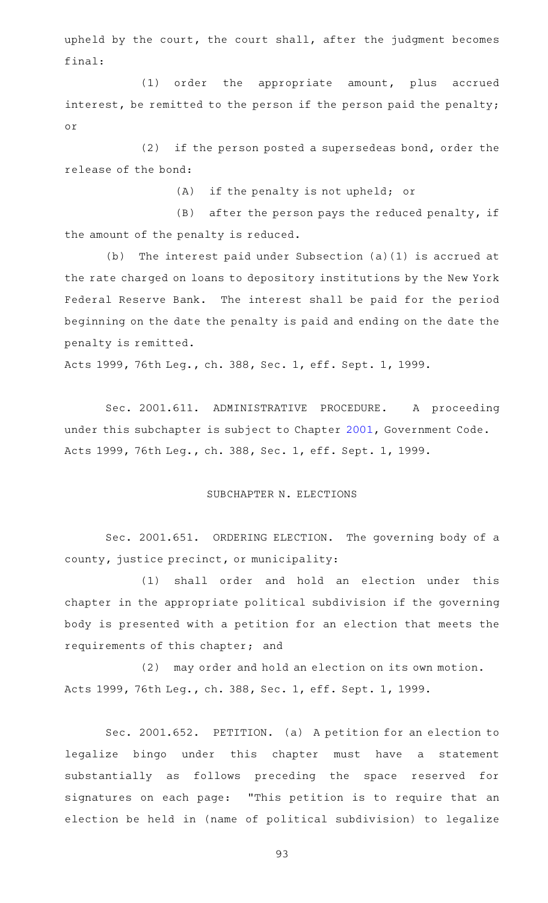upheld by the court, the court shall, after the judgment becomes final:

(1) order the appropriate amount, plus accrued interest, be remitted to the person if the person paid the penalty; or

(2) if the person posted a supersedeas bond, order the release of the bond:

(A) if the penalty is not upheld; or

(B) after the person pays the reduced penalty, if the amount of the penalty is reduced.

(b) The interest paid under Subsection (a)(1) is accrued at the rate charged on loans to depository institutions by the New York Federal Reserve Bank. The interest shall be paid for the period beginning on the date the penalty is paid and ending on the date the penalty is remitted.

Acts 1999, 76th Leg., ch. 388, Sec. 1, eff. Sept. 1, 1999.

Sec. 2001.611. ADMINISTRATIVE PROCEDURE. A proceeding under this subchapter is subject to Chapter 2001, Government Code.
Acts 1999, 76th Leg., ch. 388, Sec. 1, eff. Sept. 1, 1999.

## SUBCHAPTER N. ELECTIONS

Sec. 2001.651. ORDERING ELECTION. The governing body of a county, justice precinct, or municipality:

(1) shall order and hold an election under this chapter in the appropriate political subdivision if the governing body is presented with a petition for an election that meets the requirements of this chapter; and

(2) may order and hold an election on its own motion.
Acts 1999, 76th Leg., ch. 388, Sec. 1, eff. Sept. 1, 1999.

Sec. 2001.652. PETITION. (a) A petition for an election to legalize bingo under this chapter must have a statement substantially as follows preceding the space reserved for signatures on each page: "This petition is to require that an election be held in (name of political subdivision) to legalize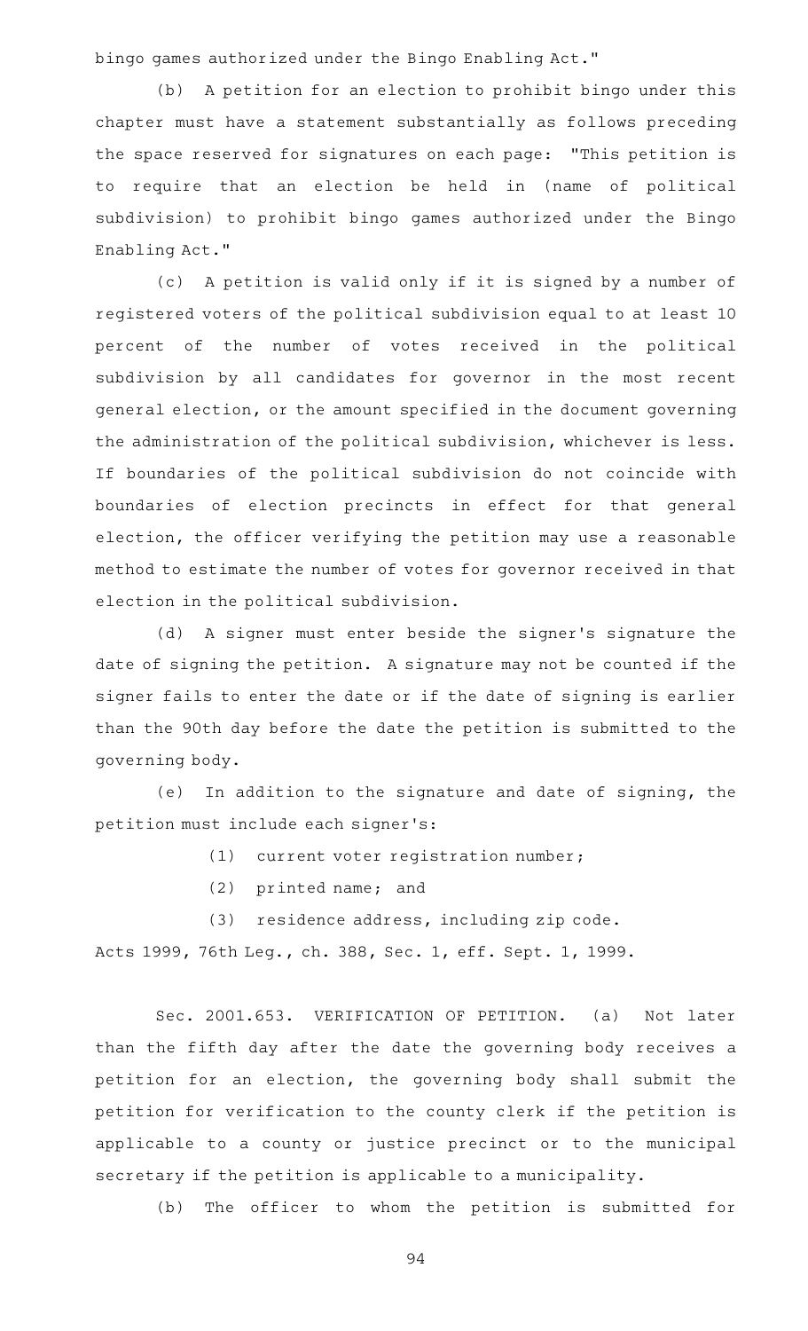bingo games authorized under the Bingo Enabling Act."

(b) A petition for an election to prohibit bingo under this chapter must have a statement substantially as follows preceding the space reserved for signatures on each page: "This petition is to require that an election be held in (name of political subdivision) to prohibit bingo games authorized under the Bingo Enabling Act."

(c) A petition is valid only if it is signed by a number of registered voters of the political subdivision equal to at least 10 percent of the number of votes received in the political subdivision by all candidates for governor in the most recent general election, or the amount specified in the document governing the administration of the political subdivision, whichever is less. If boundaries of the political subdivision do not coincide with boundaries of election precincts in effect for that general election, the officer verifying the petition may use a reasonable method to estimate the number of votes for governor received in that election in the political subdivision.

(d) A signer must enter beside the signer's signature the date of signing the petition. A signature may not be counted if the signer fails to enter the date or if the date of signing is earlier than the 90th day before the date the petition is submitted to the governing body.

(e) In addition to the signature and date of signing, the petition must include each signer's:

(1) current voter registration number;

(2) printed name; and

(3) residence address, including zip code.

Acts 1999, 76th Leg., ch. 388, Sec. 1, eff. Sept. 1, 1999.

Sec. 2001.653. VERIFICATION OF PETITION. (a) Not later than the fifth day after the date the governing body receives a petition for an election, the governing body shall submit the petition for verification to the county clerk if the petition is applicable to a county or justice precinct or to the municipal secretary if the petition is applicable to a municipality.

(b) The officer to whom the petition is submitted for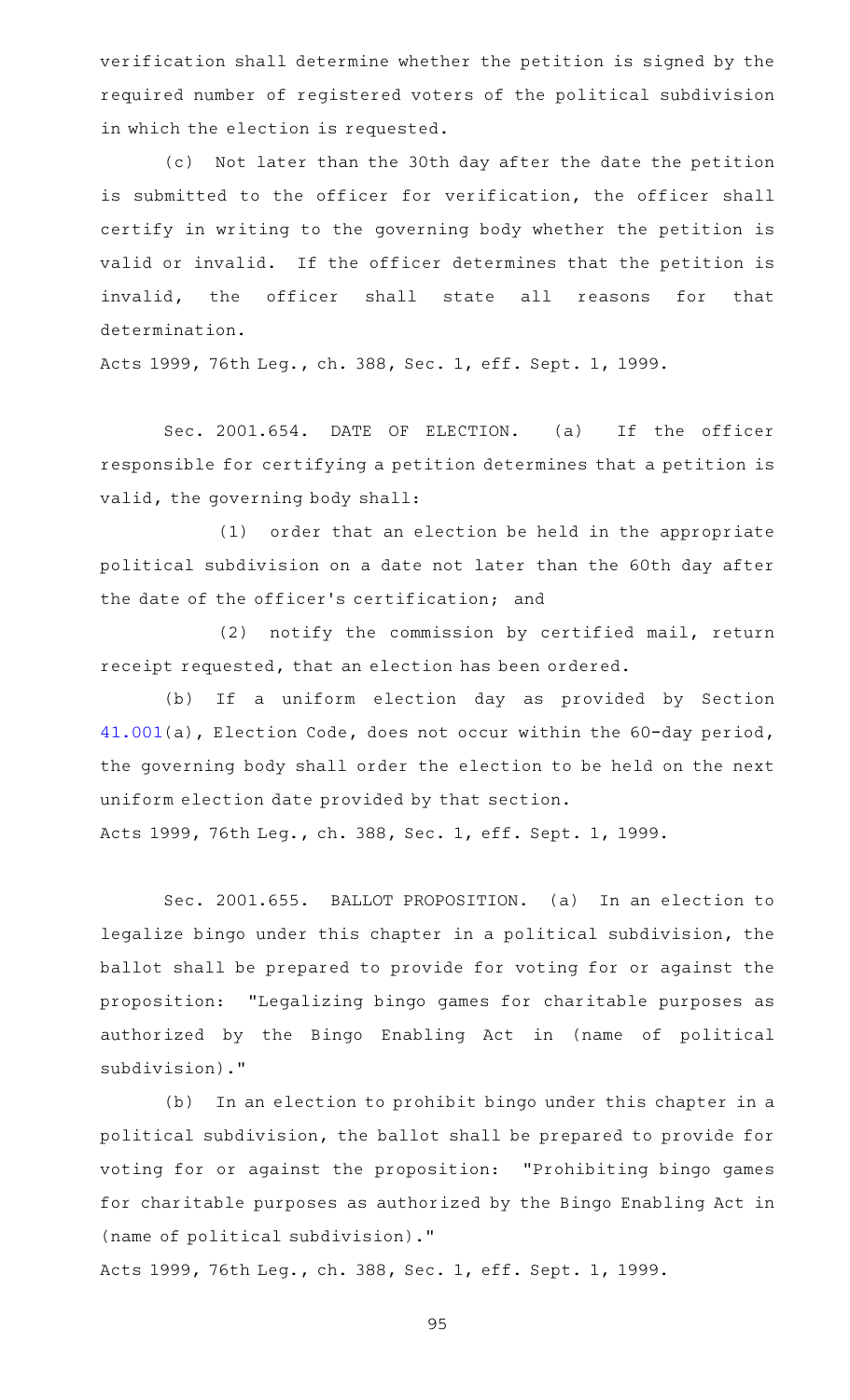verification shall determine whether the petition is signed by the required number of registered voters of the political subdivision in which the election is requested.

(c) Not later than the 30th day after the date the petition is submitted to the officer for verification, the officer shall certify in writing to the governing body whether the petition is valid or invalid. If the officer determines that the petition is invalid, the officer shall state all reasons for that determination.

Acts 1999, 76th Leg., ch. 388, Sec. 1, eff. Sept. 1, 1999.

Sec. 2001.654. DATE OF ELECTION. (a) If the officer responsible for certifying a petition determines that a petition is valid, the governing body shall:

(1) order that an election be held in the appropriate political subdivision on a date not later than the 60th day after the date of the officer's certification; and

(2) notify the commission by certified mail, return receipt requested, that an election has been ordered.

(b) If a uniform election day as provided by Section 41.001(a), Election Code, does not occur within the 60-day period, the governing body shall order the election to be held on the next uniform election date provided by that section.

Acts 1999, 76th Leg., ch. 388, Sec. 1, eff. Sept. 1, 1999.

Sec. 2001.655. BALLOT PROPOSITION. (a) In an election to legalize bingo under this chapter in a political subdivision, the ballot shall be prepared to provide for voting for or against the proposition: "Legalizing bingo games for charitable purposes as authorized by the Bingo Enabling Act in (name of political subdivision)."

(b) In an election to prohibit bingo under this chapter in a political subdivision, the ballot shall be prepared to provide for voting for or against the proposition: "Prohibiting bingo games for charitable purposes as authorized by the Bingo Enabling Act in (name of political subdivision)."

Acts 1999, 76th Leg., ch. 388, Sec. 1, eff. Sept. 1, 1999.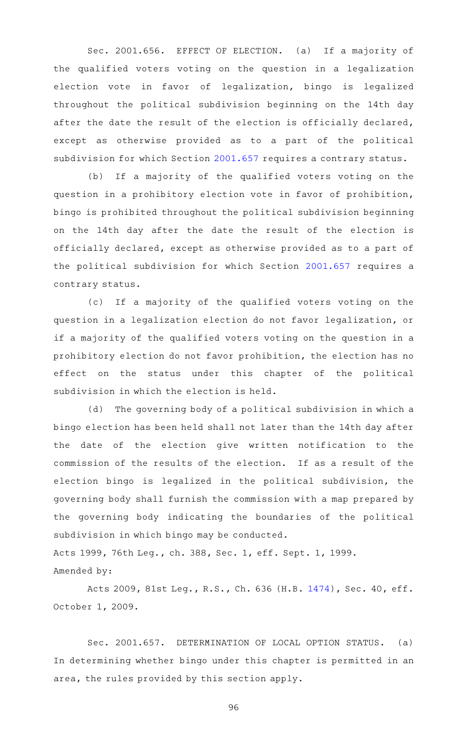Sec. 2001.656. EFFECT OF ELECTION. (a) If a majority of the qualified voters voting on the question in a legalization election vote in favor of legalization, bingo is legalized throughout the political subdivision beginning on the 14th day after the date the result of the election is officially declared, except as otherwise provided as to a part of the political subdivision for which Section 2001.657 requires a contrary status.

(b) If a majority of the qualified voters voting on the question in a prohibitory election vote in favor of prohibition, bingo is prohibited throughout the political subdivision beginning on the 14th day after the date the result of the election is officially declared, except as otherwise provided as to a part of the political subdivision for which Section 2001.657 requires a contrary status.

(c) If a majority of the qualified voters voting on the question in a legalization election do not favor legalization, or if a majority of the qualified voters voting on the question in a prohibitory election do not favor prohibition, the election has no effect on the status under this chapter of the political subdivision in which the election is held.

(d) The governing body of a political subdivision in which a bingo election has been held shall not later than the 14th day after the date of the election give written notification to the commission of the results of the election. If as a result of the election bingo is legalized in the political subdivision, the governing body shall furnish the commission with a map prepared by the governing body indicating the boundaries of the political subdivision in which bingo may be conducted.

Acts 1999, 76th Leg., ch. 388, Sec. 1, eff. Sept. 1, 1999.
Amended by:

Acts 2009, 81st Leg., R.S., Ch. 636 (H.B. 1474), Sec. 40, eff. October 1, 2009.

Sec. 2001.657. DETERMINATION OF LOCAL OPTION STATUS. (a) In determining whether bingo under this chapter is permitted in an area, the rules provided by this section apply.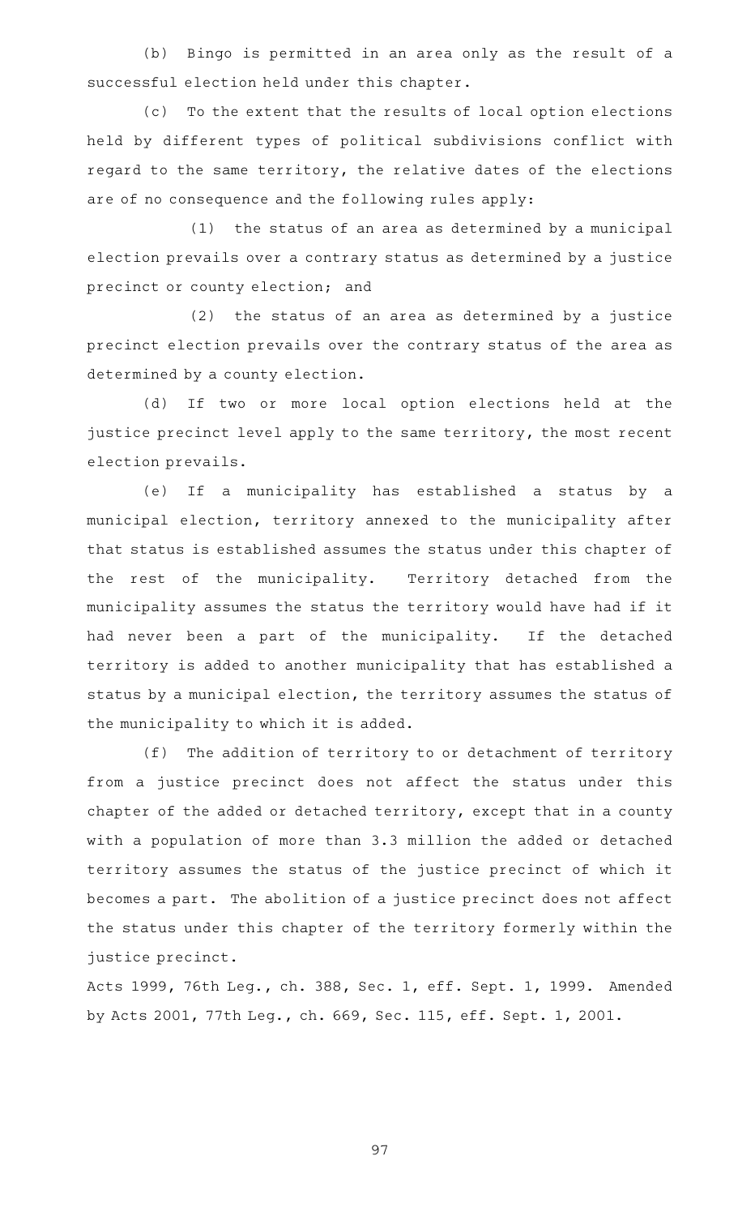(b) Bingo is permitted in an area only as the result of a successful election held under this chapter.

(c) To the extent that the results of local option elections held by different types of political subdivisions conflict with regard to the same territory, the relative dates of the elections are of no consequence and the following rules apply:

(1) the status of an area as determined by a municipal election prevails over a contrary status as determined by a justice precinct or county election; and

(2) the status of an area as determined by a justice precinct election prevails over the contrary status of the area as determined by a county election.

(d) If two or more local option elections held at the justice precinct level apply to the same territory, the most recent election prevails.

(e) If a municipality has established a status by a municipal election, territory annexed to the municipality after that status is established assumes the status under this chapter of the rest of the municipality. Territory detached from the municipality assumes the status the territory would have had if it had never been a part of the municipality. If the detached territory is added to another municipality that has established a status by a municipal election, the territory assumes the status of the municipality to which it is added.

(f) The addition of territory to or detachment of territory from a justice precinct does not affect the status under this chapter of the added or detached territory, except that in a county with a population of more than 3.3 million the added or detached territory assumes the status of the justice precinct of which it becomes a part. The abolition of a justice precinct does not affect the status under this chapter of the territory formerly within the justice precinct.

Acts 1999, 76th Leg., ch. 388, Sec. 1, eff. Sept. 1, 1999. Amended by Acts 2001, 77th Leg., ch. 669, Sec. 115, eff. Sept. 1, 2001.